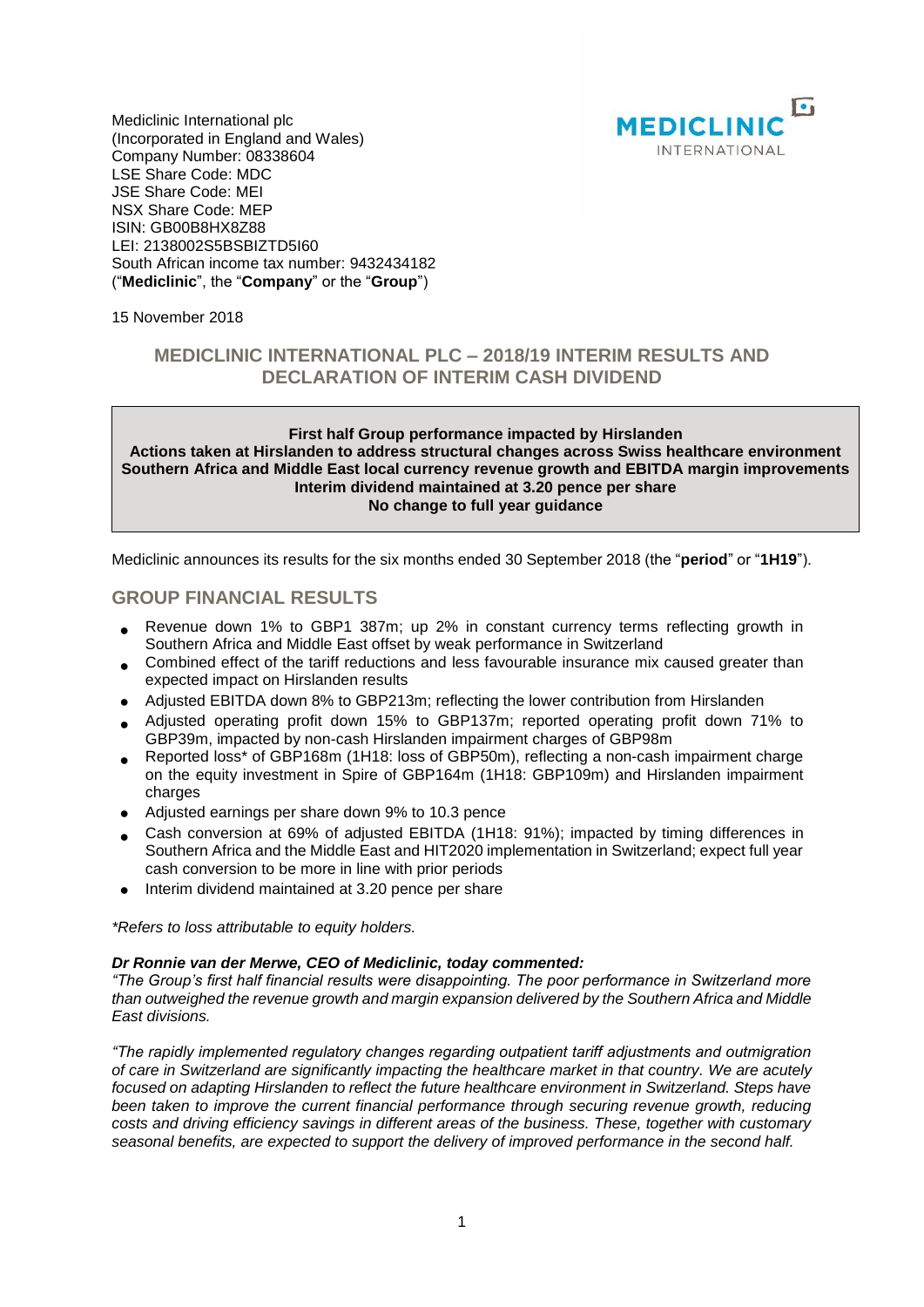Mediclinic International plc
(Incorporated in England and Wales)
Company Number: 08338604
LSE Share Code: MDC
JSE Share Code: MEI
NSX Share Code: MEP
ISIN: GB00B8HX8Z88
LEI: 2138002S5BSBIZTD5I60
South African income tax number: 9432434182
("**Mediclinic**", the "**Company**" or the "**Group**")

15 November 2018

# MEDICLINIC INTERNATIONAL PLC – 2018/19 INTERIM RESULTS AND DECLARATION OF INTERIM CASH DIVIDEND

**First half Group performance impacted by Hirslanden**
**Actions taken at Hirslanden to address structural changes across Swiss healthcare environment**
**Southern Africa and Middle East local currency revenue growth and EBITDA margin improvements**
**Interim dividend maintained at 3.20 pence per share**
**No change to full year guidance**

Mediclinic announces its results for the six months ended 30 September 2018 (the "**period**" or "**1H19**").

## GROUP FINANCIAL RESULTS

- Revenue down 1% to GBP1 387m; up 2% in constant currency terms reflecting growth in Southern Africa and Middle East offset by weak performance in Switzerland
- Combined effect of the tariff reductions and less favourable insurance mix caused greater than expected impact on Hirslanden results
- Adjusted EBITDA down 8% to GBP213m; reflecting the lower contribution from Hirslanden
- Adjusted operating profit down 15% to GBP137m; reported operating profit down 71% to GBP39m, impacted by non-cash Hirslanden impairment charges of GBP98m
- Reported loss* of GBP168m (1H18: loss of GBP50m), reflecting a non-cash impairment charge on the equity investment in Spire of GBP164m (1H18: GBP109m) and Hirslanden impairment charges
- Adjusted earnings per share down 9% to 10.3 pence
- Cash conversion at 69% of adjusted EBITDA (1H18: 91%); impacted by timing differences in Southern Africa and the Middle East and HIT2020 implementation in Switzerland; expect full year cash conversion to be more in line with prior periods
- Interim dividend maintained at 3.20 pence per share

*\*Refers to loss attributable to equity holders.*

***Dr Ronnie van der Merwe, CEO of Mediclinic, today commented:***

*"The Group's first half financial results were disappointing. The poor performance in Switzerland more than outweighed the revenue growth and margin expansion delivered by the Southern Africa and Middle East divisions.*

*"The rapidly implemented regulatory changes regarding outpatient tariff adjustments and outmigration of care in Switzerland are significantly impacting the healthcare market in that country. We are acutely focused on adapting Hirslanden to reflect the future healthcare environment in Switzerland. Steps have been taken to improve the current financial performance through securing revenue growth, reducing costs and driving efficiency savings in different areas of the business. These, together with customary seasonal benefits, are expected to support the delivery of improved performance in the second half.*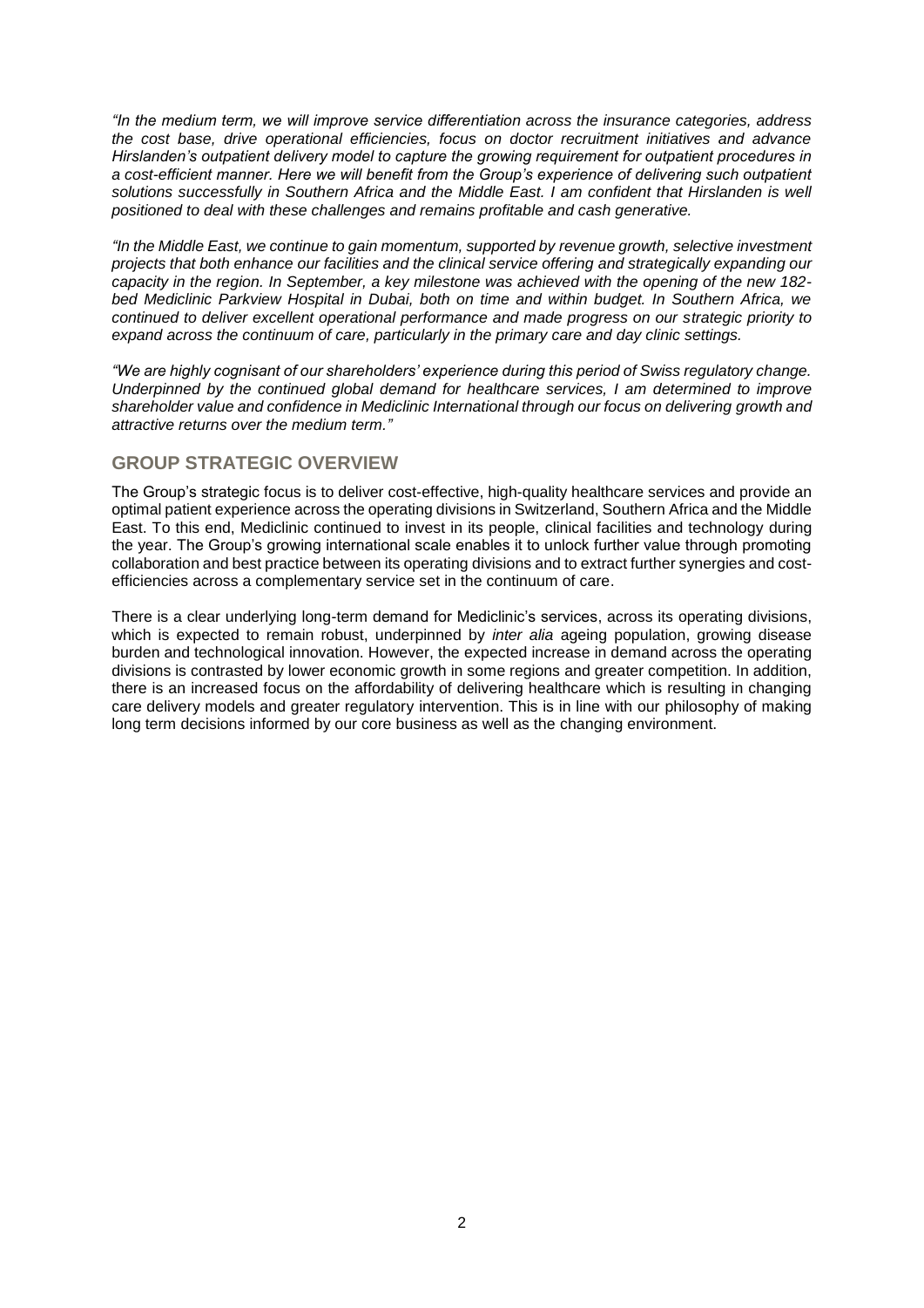*"In the medium term, we will improve service differentiation across the insurance categories, address the cost base, drive operational efficiencies, focus on doctor recruitment initiatives and advance Hirslanden's outpatient delivery model to capture the growing requirement for outpatient procedures in a cost-efficient manner. Here we will benefit from the Group's experience of delivering such outpatient solutions successfully in Southern Africa and the Middle East. I am confident that Hirslanden is well positioned to deal with these challenges and remains profitable and cash generative.*

*"In the Middle East, we continue to gain momentum, supported by revenue growth, selective investment projects that both enhance our facilities and the clinical service offering and strategically expanding our capacity in the region. In September, a key milestone was achieved with the opening of the new 182-bed Mediclinic Parkview Hospital in Dubai, both on time and within budget. In Southern Africa, we continued to deliver excellent operational performance and made progress on our strategic priority to expand across the continuum of care, particularly in the primary care and day clinic settings.*

*"We are highly cognisant of our shareholders' experience during this period of Swiss regulatory change. Underpinned by the continued global demand for healthcare services, I am determined to improve shareholder value and confidence in Mediclinic International through our focus on delivering growth and attractive returns over the medium term."*

## GROUP STRATEGIC OVERVIEW

The Group's strategic focus is to deliver cost-effective, high-quality healthcare services and provide an optimal patient experience across the operating divisions in Switzerland, Southern Africa and the Middle East. To this end, Mediclinic continued to invest in its people, clinical facilities and technology during the year. The Group's growing international scale enables it to unlock further value through promoting collaboration and best practice between its operating divisions and to extract further synergies and cost-efficiencies across a complementary service set in the continuum of care.

There is a clear underlying long-term demand for Mediclinic's services, across its operating divisions, which is expected to remain robust, underpinned by *inter alia* ageing population, growing disease burden and technological innovation. However, the expected increase in demand across the operating divisions is contrasted by lower economic growth in some regions and greater competition. In addition, there is an increased focus on the affordability of delivering healthcare which is resulting in changing care delivery models and greater regulatory intervention. This is in line with our philosophy of making long term decisions informed by our core business as well as the changing environment.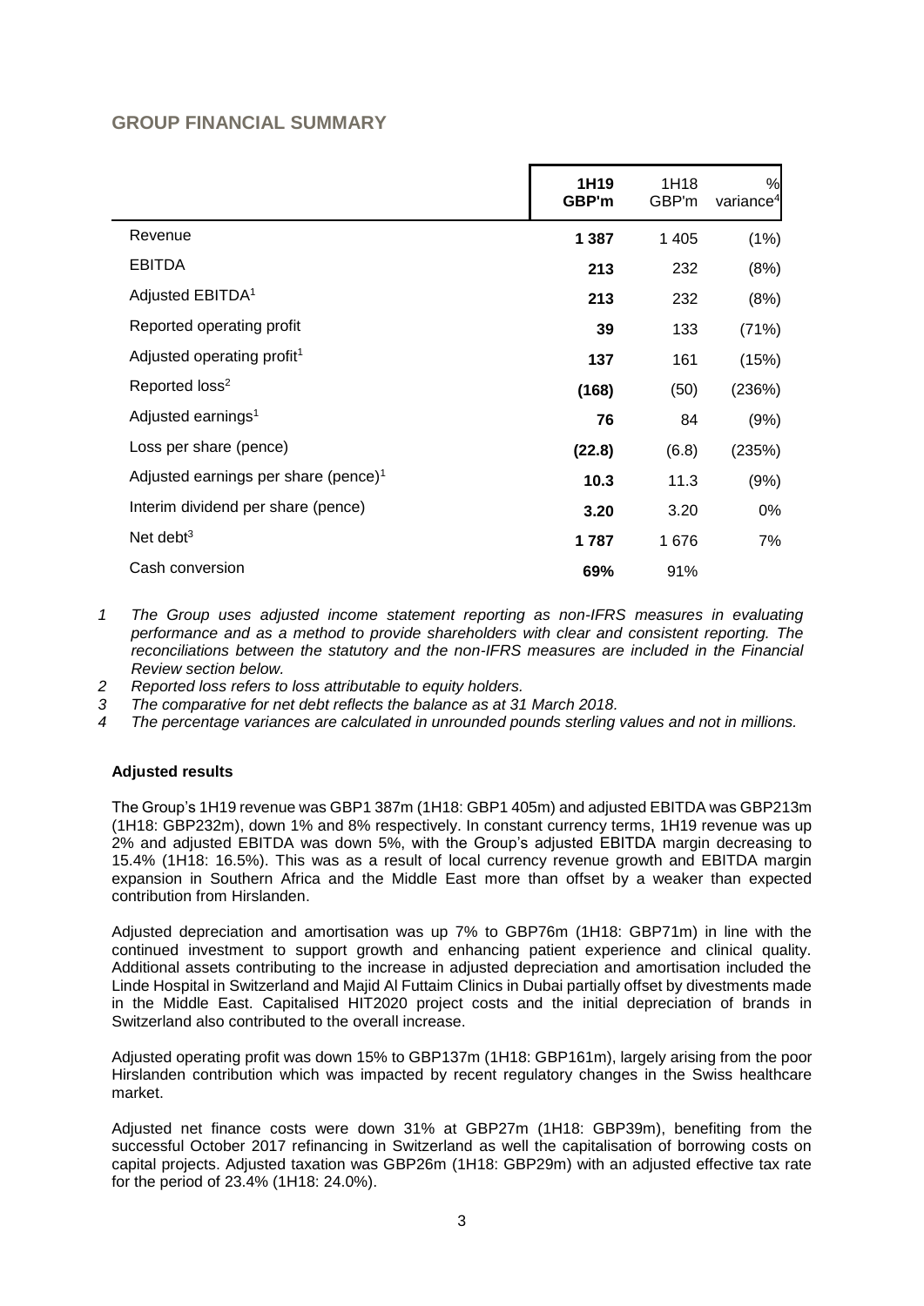## GROUP FINANCIAL SUMMARY

| | 1H19 GBP'm | 1H18 GBP'm | % variance[4] |
|---|---|---|---|
| Revenue | **1 387** | 1 405 | (1%) |
| EBITDA | **213** | 232 | (8%) |
| Adjusted EBITDA[1] | **213** | 232 | (8%) |
| Reported operating profit | **39** | 133 | (71%) |
| Adjusted operating profit[1] | **137** | 161 | (15%) |
| Reported loss[2] | **(168)** | (50) | (236%) |
| Adjusted earnings[1] | **76** | 84 | (9%) |
| Loss per share (pence) | **(22.8)** | (6.8) | (235%) |
| Adjusted earnings per share (pence)[1] | **10.3** | 11.3 | (9%) |
| Interim dividend per share (pence) | **3.20** | 3.20 | 0% |
| Net debt[3] | **1 787** | 1 676 | 7% |
| Cash conversion | **69%** | 91% | |

1 *The Group uses adjusted income statement reporting as non-IFRS measures in evaluating performance and as a method to provide shareholders with clear and consistent reporting. The reconciliations between the statutory and the non-IFRS measures are included in the Financial Review section below.*

2 *Reported loss refers to loss attributable to equity holders.*

3 *The comparative for net debt reflects the balance as at 31 March 2018.*

4 *The percentage variances are calculated in unrounded pounds sterling values and not in millions.*

**Adjusted results**

The Group's 1H19 revenue was GBP1 387m (1H18: GBP1 405m) and adjusted EBITDA was GBP213m (1H18: GBP232m), down 1% and 8% respectively. In constant currency terms, 1H19 revenue was up 2% and adjusted EBITDA was down 5%, with the Group's adjusted EBITDA margin decreasing to 15.4% (1H18: 16.5%). This was as a result of local currency revenue growth and EBITDA margin expansion in Southern Africa and the Middle East more than offset by a weaker than expected contribution from Hirslanden.

Adjusted depreciation and amortisation was up 7% to GBP76m (1H18: GBP71m) in line with the continued investment to support growth and enhancing patient experience and clinical quality. Additional assets contributing to the increase in adjusted depreciation and amortisation included the Linde Hospital in Switzerland and Majid Al Futtaim Clinics in Dubai partially offset by divestments made in the Middle East. Capitalised HIT2020 project costs and the initial depreciation of brands in Switzerland also contributed to the overall increase.

Adjusted operating profit was down 15% to GBP137m (1H18: GBP161m), largely arising from the poor Hirslanden contribution which was impacted by recent regulatory changes in the Swiss healthcare market.

Adjusted net finance costs were down 31% at GBP27m (1H18: GBP39m), benefiting from the successful October 2017 refinancing in Switzerland as well the capitalisation of borrowing costs on capital projects. Adjusted taxation was GBP26m (1H18: GBP29m) with an adjusted effective tax rate for the period of 23.4% (1H18: 24.0%).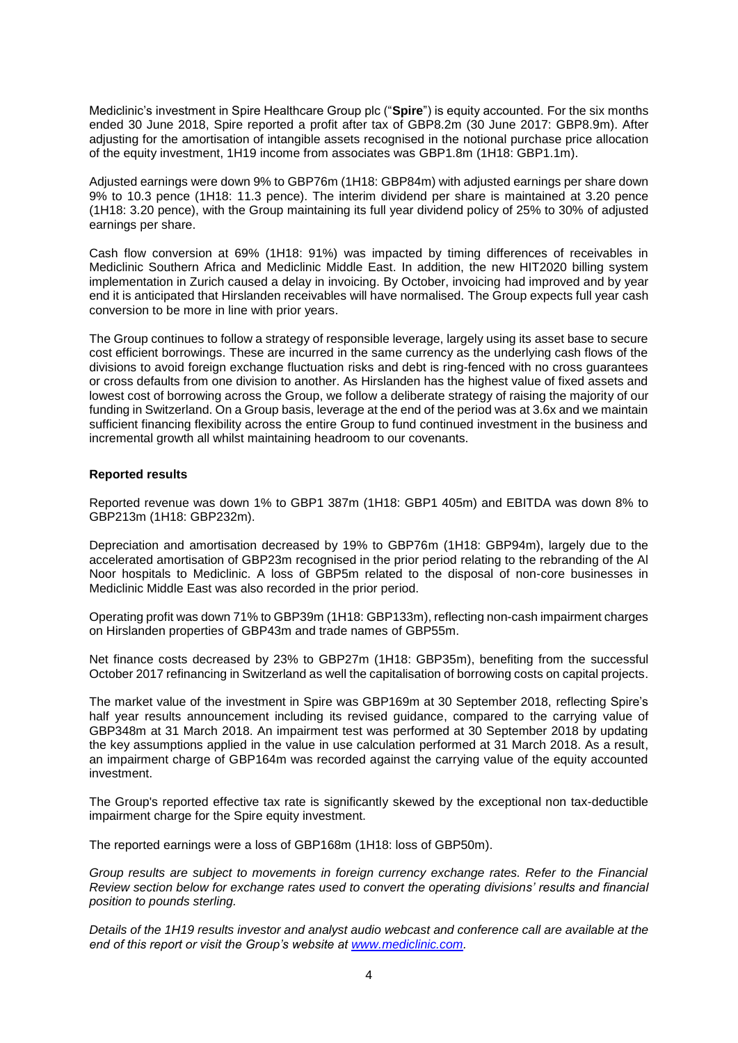Mediclinic's investment in Spire Healthcare Group plc ("**Spire**") is equity accounted. For the six months ended 30 June 2018, Spire reported a profit after tax of GBP8.2m (30 June 2017: GBP8.9m). After adjusting for the amortisation of intangible assets recognised in the notional purchase price allocation of the equity investment, 1H19 income from associates was GBP1.8m (1H18: GBP1.1m).

Adjusted earnings were down 9% to GBP76m (1H18: GBP84m) with adjusted earnings per share down 9% to 10.3 pence (1H18: 11.3 pence). The interim dividend per share is maintained at 3.20 pence (1H18: 3.20 pence), with the Group maintaining its full year dividend policy of 25% to 30% of adjusted earnings per share.

Cash flow conversion at 69% (1H18: 91%) was impacted by timing differences of receivables in Mediclinic Southern Africa and Mediclinic Middle East. In addition, the new HIT2020 billing system implementation in Zurich caused a delay in invoicing. By October, invoicing had improved and by year end it is anticipated that Hirslanden receivables will have normalised. The Group expects full year cash conversion to be more in line with prior years.

The Group continues to follow a strategy of responsible leverage, largely using its asset base to secure cost efficient borrowings. These are incurred in the same currency as the underlying cash flows of the divisions to avoid foreign exchange fluctuation risks and debt is ring-fenced with no cross guarantees or cross defaults from one division to another. As Hirslanden has the highest value of fixed assets and lowest cost of borrowing across the Group, we follow a deliberate strategy of raising the majority of our funding in Switzerland. On a Group basis, leverage at the end of the period was at 3.6x and we maintain sufficient financing flexibility across the entire Group to fund continued investment in the business and incremental growth all whilst maintaining headroom to our covenants.

**Reported results**

Reported revenue was down 1% to GBP1 387m (1H18: GBP1 405m) and EBITDA was down 8% to GBP213m (1H18: GBP232m).

Depreciation and amortisation decreased by 19% to GBP76m (1H18: GBP94m), largely due to the accelerated amortisation of GBP23m recognised in the prior period relating to the rebranding of the Al Noor hospitals to Mediclinic. A loss of GBP5m related to the disposal of non-core businesses in Mediclinic Middle East was also recorded in the prior period.

Operating profit was down 71% to GBP39m (1H18: GBP133m), reflecting non-cash impairment charges on Hirslanden properties of GBP43m and trade names of GBP55m.

Net finance costs decreased by 23% to GBP27m (1H18: GBP35m), benefiting from the successful October 2017 refinancing in Switzerland as well the capitalisation of borrowing costs on capital projects.

The market value of the investment in Spire was GBP169m at 30 September 2018, reflecting Spire's half year results announcement including its revised guidance, compared to the carrying value of GBP348m at 31 March 2018. An impairment test was performed at 30 September 2018 by updating the key assumptions applied in the value in use calculation performed at 31 March 2018. As a result, an impairment charge of GBP164m was recorded against the carrying value of the equity accounted investment.

The Group's reported effective tax rate is significantly skewed by the exceptional non tax-deductible impairment charge for the Spire equity investment.

The reported earnings were a loss of GBP168m (1H18: loss of GBP50m).

*Group results are subject to movements in foreign currency exchange rates. Refer to the Financial Review section below for exchange rates used to convert the operating divisions' results and financial position to pounds sterling.*

*Details of the 1H19 results investor and analyst audio webcast and conference call are available at the end of this report or visit the Group's website at www.mediclinic.com.*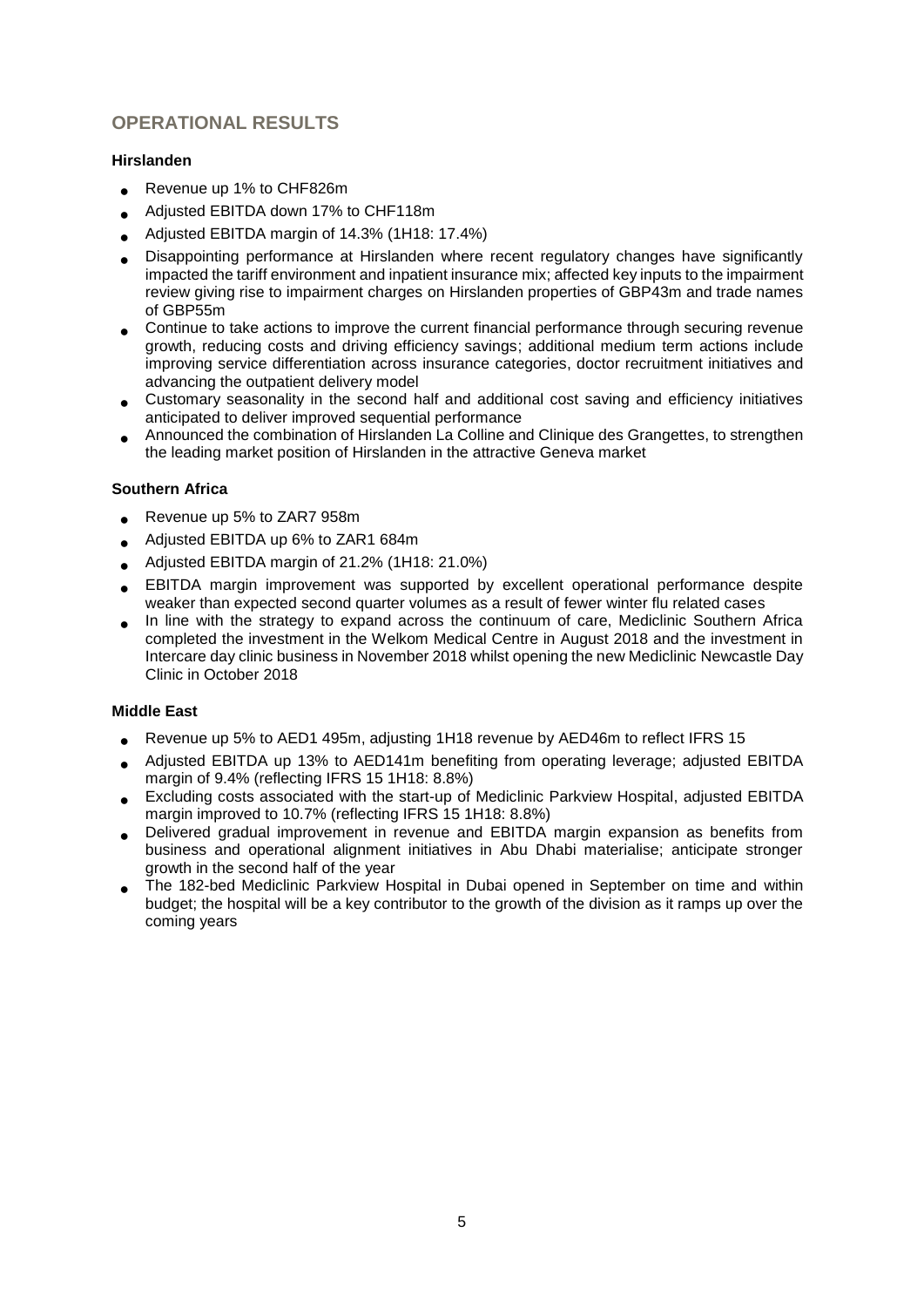## OPERATIONAL RESULTS

### Hirslanden

- Revenue up 1% to CHF826m
- Adjusted EBITDA down 17% to CHF118m
- Adjusted EBITDA margin of 14.3% (1H18: 17.4%)
- Disappointing performance at Hirslanden where recent regulatory changes have significantly impacted the tariff environment and inpatient insurance mix; affected key inputs to the impairment review giving rise to impairment charges on Hirslanden properties of GBP43m and trade names of GBP55m
- Continue to take actions to improve the current financial performance through securing revenue growth, reducing costs and driving efficiency savings; additional medium term actions include improving service differentiation across insurance categories, doctor recruitment initiatives and advancing the outpatient delivery model
- Customary seasonality in the second half and additional cost saving and efficiency initiatives anticipated to deliver improved sequential performance
- Announced the combination of Hirslanden La Colline and Clinique des Grangettes, to strengthen the leading market position of Hirslanden in the attractive Geneva market

### Southern Africa

- Revenue up 5% to ZAR7 958m
- Adjusted EBITDA up 6% to ZAR1 684m
- Adjusted EBITDA margin of 21.2% (1H18: 21.0%)
- EBITDA margin improvement was supported by excellent operational performance despite weaker than expected second quarter volumes as a result of fewer winter flu related cases
- In line with the strategy to expand across the continuum of care, Mediclinic Southern Africa completed the investment in the Welkom Medical Centre in August 2018 and the investment in Intercare day clinic business in November 2018 whilst opening the new Mediclinic Newcastle Day Clinic in October 2018

### Middle East

- Revenue up 5% to AED1 495m, adjusting 1H18 revenue by AED46m to reflect IFRS 15
- Adjusted EBITDA up 13% to AED141m benefiting from operating leverage; adjusted EBITDA margin of 9.4% (reflecting IFRS 15 1H18: 8.8%)
- Excluding costs associated with the start-up of Mediclinic Parkview Hospital, adjusted EBITDA margin improved to 10.7% (reflecting IFRS 15 1H18: 8.8%)
- Delivered gradual improvement in revenue and EBITDA margin expansion as benefits from business and operational alignment initiatives in Abu Dhabi materialise; anticipate stronger growth in the second half of the year
- The 182-bed Mediclinic Parkview Hospital in Dubai opened in September on time and within budget; the hospital will be a key contributor to the growth of the division as it ramps up over the coming years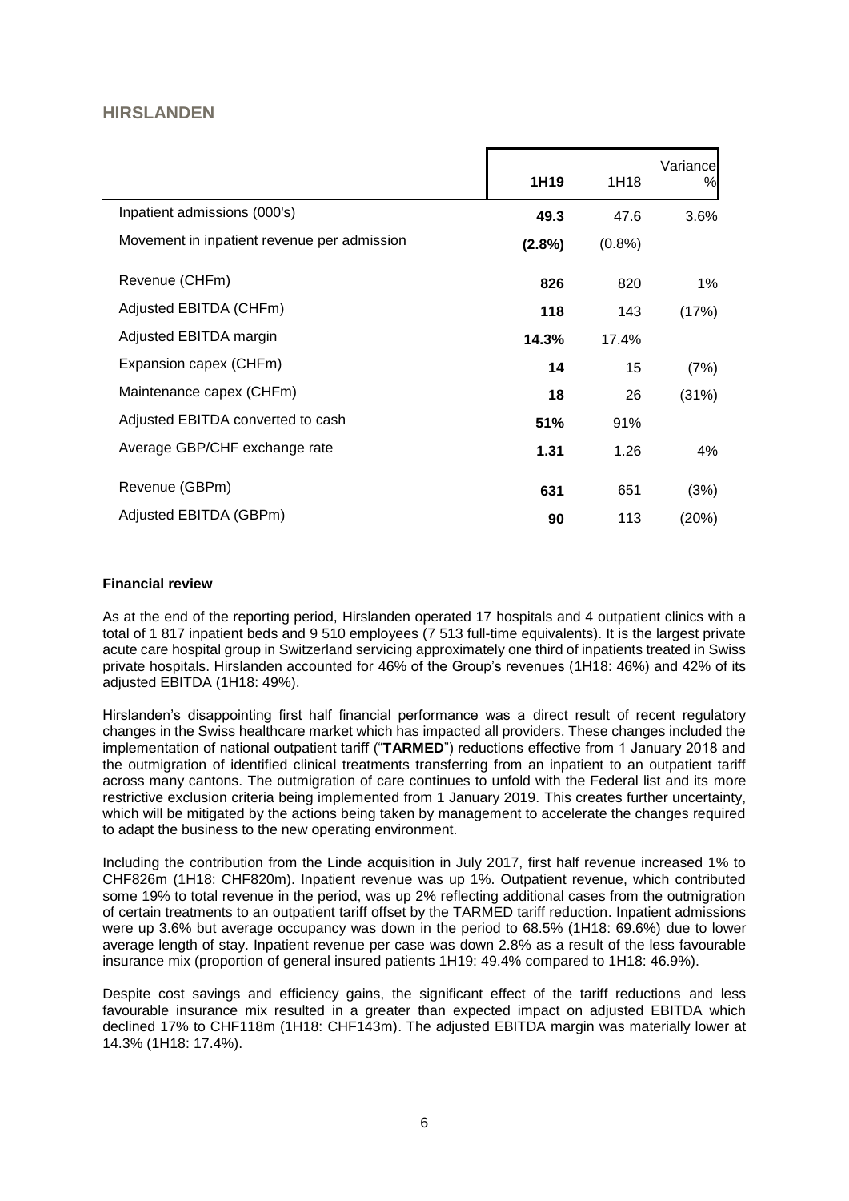## HIRSLANDEN

| | **1H19** | 1H18 | Variance % |
|---|---|---|---|
| Inpatient admissions (000's) | **49.3** | 47.6 | 3.6% |
| Movement in inpatient revenue per admission | **(2.8%)** | (0.8%) | |
| Revenue (CHFm) | **826** | 820 | 1% |
| Adjusted EBITDA (CHFm) | **118** | 143 | (17%) |
| Adjusted EBITDA margin | **14.3%** | 17.4% | |
| Expansion capex (CHFm) | **14** | 15 | (7%) |
| Maintenance capex (CHFm) | **18** | 26 | (31%) |
| Adjusted EBITDA converted to cash | **51%** | 91% | |
| Average GBP/CHF exchange rate | **1.31** | 1.26 | 4% |
| Revenue (GBPm) | **631** | 651 | (3%) |
| Adjusted EBITDA (GBPm) | **90** | 113 | (20%) |

**Financial review**

As at the end of the reporting period, Hirslanden operated 17 hospitals and 4 outpatient clinics with a total of 1 817 inpatient beds and 9 510 employees (7 513 full-time equivalents). It is the largest private acute care hospital group in Switzerland servicing approximately one third of inpatients treated in Swiss private hospitals. Hirslanden accounted for 46% of the Group's revenues (1H18: 46%) and 42% of its adjusted EBITDA (1H18: 49%).

Hirslanden's disappointing first half financial performance was a direct result of recent regulatory changes in the Swiss healthcare market which has impacted all providers. These changes included the implementation of national outpatient tariff ("**TARMED**") reductions effective from 1 January 2018 and the outmigration of identified clinical treatments transferring from an inpatient to an outpatient tariff across many cantons. The outmigration of care continues to unfold with the Federal list and its more restrictive exclusion criteria being implemented from 1 January 2019. This creates further uncertainty, which will be mitigated by the actions being taken by management to accelerate the changes required to adapt the business to the new operating environment.

Including the contribution from the Linde acquisition in July 2017, first half revenue increased 1% to CHF826m (1H18: CHF820m). Inpatient revenue was up 1%. Outpatient revenue, which contributed some 19% to total revenue in the period, was up 2% reflecting additional cases from the outmigration of certain treatments to an outpatient tariff offset by the TARMED tariff reduction. Inpatient admissions were up 3.6% but average occupancy was down in the period to 68.5% (1H18: 69.6%) due to lower average length of stay. Inpatient revenue per case was down 2.8% as a result of the less favourable insurance mix (proportion of general insured patients 1H19: 49.4% compared to 1H18: 46.9%).

Despite cost savings and efficiency gains, the significant effect of the tariff reductions and less favourable insurance mix resulted in a greater than expected impact on adjusted EBITDA which declined 17% to CHF118m (1H18: CHF143m). The adjusted EBITDA margin was materially lower at 14.3% (1H18: 17.4%).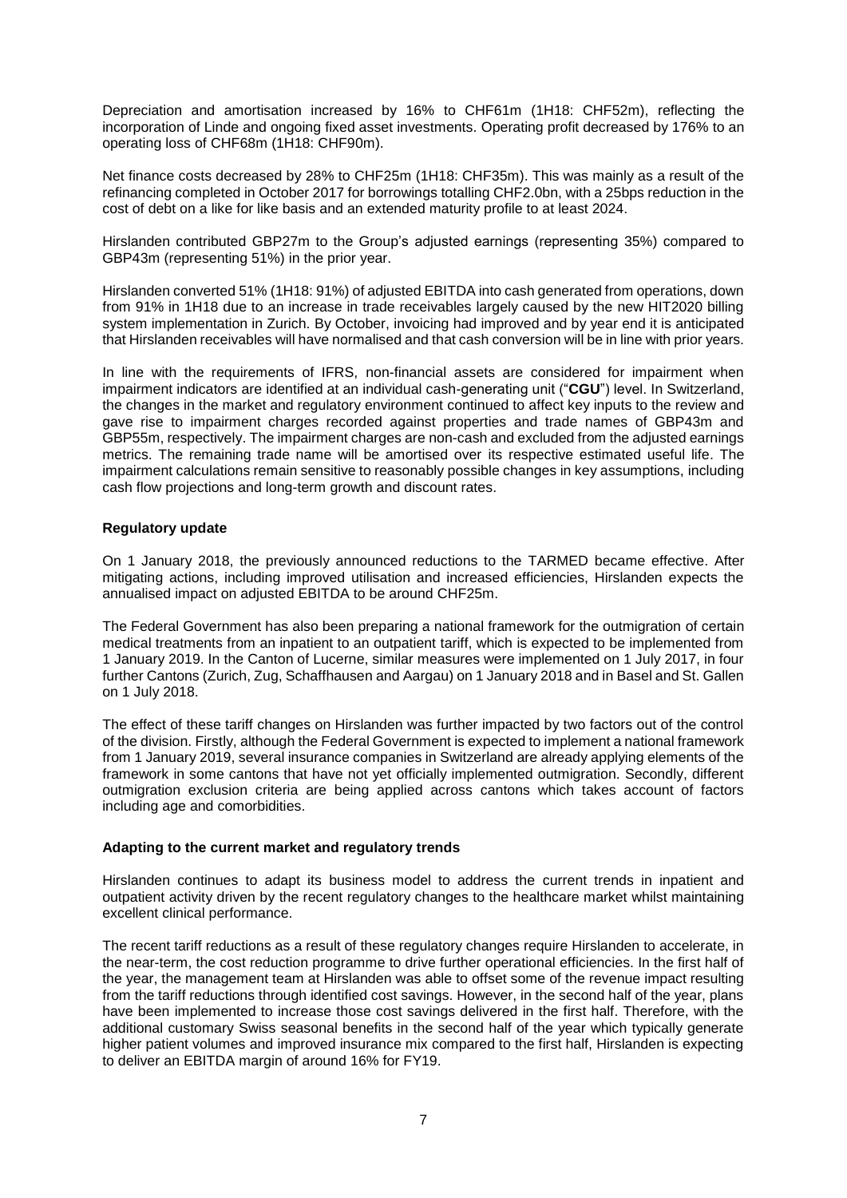Depreciation and amortisation increased by 16% to CHF61m (1H18: CHF52m), reflecting the incorporation of Linde and ongoing fixed asset investments. Operating profit decreased by 176% to an operating loss of CHF68m (1H18: CHF90m).

Net finance costs decreased by 28% to CHF25m (1H18: CHF35m). This was mainly as a result of the refinancing completed in October 2017 for borrowings totalling CHF2.0bn, with a 25bps reduction in the cost of debt on a like for like basis and an extended maturity profile to at least 2024.

Hirslanden contributed GBP27m to the Group's adjusted earnings (representing 35%) compared to GBP43m (representing 51%) in the prior year.

Hirslanden converted 51% (1H18: 91%) of adjusted EBITDA into cash generated from operations, down from 91% in 1H18 due to an increase in trade receivables largely caused by the new HIT2020 billing system implementation in Zurich. By October, invoicing had improved and by year end it is anticipated that Hirslanden receivables will have normalised and that cash conversion will be in line with prior years.

In line with the requirements of IFRS, non-financial assets are considered for impairment when impairment indicators are identified at an individual cash-generating unit ("**CGU**") level. In Switzerland, the changes in the market and regulatory environment continued to affect key inputs to the review and gave rise to impairment charges recorded against properties and trade names of GBP43m and GBP55m, respectively. The impairment charges are non-cash and excluded from the adjusted earnings metrics. The remaining trade name will be amortised over its respective estimated useful life. The impairment calculations remain sensitive to reasonably possible changes in key assumptions, including cash flow projections and long-term growth and discount rates.

**Regulatory update**

On 1 January 2018, the previously announced reductions to the TARMED became effective. After mitigating actions, including improved utilisation and increased efficiencies, Hirslanden expects the annualised impact on adjusted EBITDA to be around CHF25m.

The Federal Government has also been preparing a national framework for the outmigration of certain medical treatments from an inpatient to an outpatient tariff, which is expected to be implemented from 1 January 2019. In the Canton of Lucerne, similar measures were implemented on 1 July 2017, in four further Cantons (Zurich, Zug, Schaffhausen and Aargau) on 1 January 2018 and in Basel and St. Gallen on 1 July 2018.

The effect of these tariff changes on Hirslanden was further impacted by two factors out of the control of the division. Firstly, although the Federal Government is expected to implement a national framework from 1 January 2019, several insurance companies in Switzerland are already applying elements of the framework in some cantons that have not yet officially implemented outmigration. Secondly, different outmigration exclusion criteria are being applied across cantons which takes account of factors including age and comorbidities.

**Adapting to the current market and regulatory trends**

Hirslanden continues to adapt its business model to address the current trends in inpatient and outpatient activity driven by the recent regulatory changes to the healthcare market whilst maintaining excellent clinical performance.

The recent tariff reductions as a result of these regulatory changes require Hirslanden to accelerate, in the near-term, the cost reduction programme to drive further operational efficiencies. In the first half of the year, the management team at Hirslanden was able to offset some of the revenue impact resulting from the tariff reductions through identified cost savings. However, in the second half of the year, plans have been implemented to increase those cost savings delivered in the first half. Therefore, with the additional customary Swiss seasonal benefits in the second half of the year which typically generate higher patient volumes and improved insurance mix compared to the first half, Hirslanden is expecting to deliver an EBITDA margin of around 16% for FY19.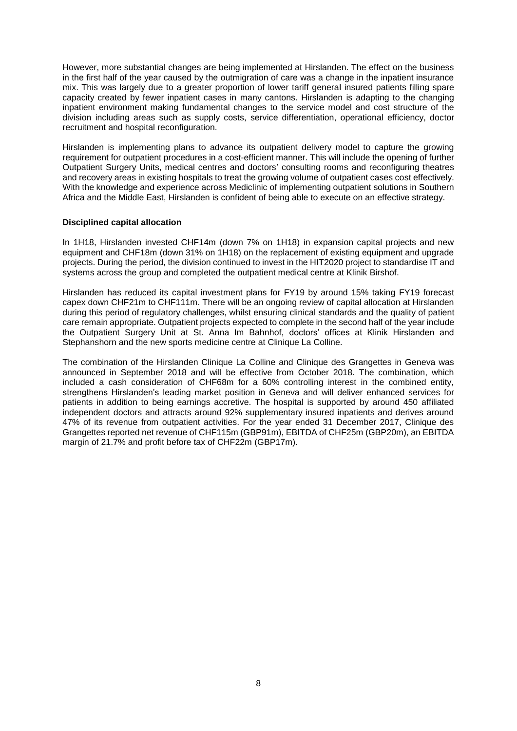However, more substantial changes are being implemented at Hirslanden. The effect on the business in the first half of the year caused by the outmigration of care was a change in the inpatient insurance mix. This was largely due to a greater proportion of lower tariff general insured patients filling spare capacity created by fewer inpatient cases in many cantons. Hirslanden is adapting to the changing inpatient environment making fundamental changes to the service model and cost structure of the division including areas such as supply costs, service differentiation, operational efficiency, doctor recruitment and hospital reconfiguration.

Hirslanden is implementing plans to advance its outpatient delivery model to capture the growing requirement for outpatient procedures in a cost-efficient manner. This will include the opening of further Outpatient Surgery Units, medical centres and doctors' consulting rooms and reconfiguring theatres and recovery areas in existing hospitals to treat the growing volume of outpatient cases cost effectively. With the knowledge and experience across Mediclinic of implementing outpatient solutions in Southern Africa and the Middle East, Hirslanden is confident of being able to execute on an effective strategy.

**Disciplined capital allocation**

In 1H18, Hirslanden invested CHF14m (down 7% on 1H18) in expansion capital projects and new equipment and CHF18m (down 31% on 1H18) on the replacement of existing equipment and upgrade projects. During the period, the division continued to invest in the HIT2020 project to standardise IT and systems across the group and completed the outpatient medical centre at Klinik Birshof.

Hirslanden has reduced its capital investment plans for FY19 by around 15% taking FY19 forecast capex down CHF21m to CHF111m. There will be an ongoing review of capital allocation at Hirslanden during this period of regulatory challenges, whilst ensuring clinical standards and the quality of patient care remain appropriate. Outpatient projects expected to complete in the second half of the year include the Outpatient Surgery Unit at St. Anna Im Bahnhof, doctors' offices at Klinik Hirslanden and Stephanshorn and the new sports medicine centre at Clinique La Colline.

The combination of the Hirslanden Clinique La Colline and Clinique des Grangettes in Geneva was announced in September 2018 and will be effective from October 2018. The combination, which included a cash consideration of CHF68m for a 60% controlling interest in the combined entity, strengthens Hirslanden's leading market position in Geneva and will deliver enhanced services for patients in addition to being earnings accretive. The hospital is supported by around 450 affiliated independent doctors and attracts around 92% supplementary insured inpatients and derives around 47% of its revenue from outpatient activities. For the year ended 31 December 2017, Clinique des Grangettes reported net revenue of CHF115m (GBP91m), EBITDA of CHF25m (GBP20m), an EBITDA margin of 21.7% and profit before tax of CHF22m (GBP17m).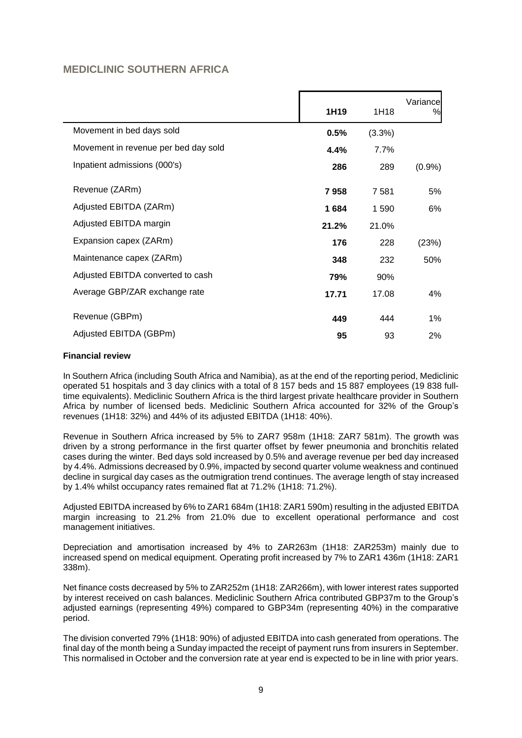## MEDICLINIC SOUTHERN AFRICA

| | 1H19 | 1H18 | Variance % |
|---|---|---|---|
| Movement in bed days sold | **0.5%** | (3.3%) | |
| Movement in revenue per bed day sold | **4.4%** | 7.7% | |
| Inpatient admissions (000's) | **286** | 289 | (0.9%) |
| Revenue (ZARm) | **7 958** | 7 581 | 5% |
| Adjusted EBITDA (ZARm) | **1 684** | 1 590 | 6% |
| Adjusted EBITDA margin | **21.2%** | 21.0% | |
| Expansion capex (ZARm) | **176** | 228 | (23%) |
| Maintenance capex (ZARm) | **348** | 232 | 50% |
| Adjusted EBITDA converted to cash | **79%** | 90% | |
| Average GBP/ZAR exchange rate | **17.71** | 17.08 | 4% |
| Revenue (GBPm) | **449** | 444 | 1% |
| Adjusted EBITDA (GBPm) | **95** | 93 | 2% |

**Financial review**

In Southern Africa (including South Africa and Namibia), as at the end of the reporting period, Mediclinic operated 51 hospitals and 3 day clinics with a total of 8 157 beds and 15 887 employees (19 838 full-time equivalents). Mediclinic Southern Africa is the third largest private healthcare provider in Southern Africa by number of licensed beds. Mediclinic Southern Africa accounted for 32% of the Group's revenues (1H18: 32%) and 44% of its adjusted EBITDA (1H18: 40%).

Revenue in Southern Africa increased by 5% to ZAR7 958m (1H18: ZAR7 581m). The growth was driven by a strong performance in the first quarter offset by fewer pneumonia and bronchitis related cases during the winter. Bed days sold increased by 0.5% and average revenue per bed day increased by 4.4%. Admissions decreased by 0.9%, impacted by second quarter volume weakness and continued decline in surgical day cases as the outmigration trend continues. The average length of stay increased by 1.4% whilst occupancy rates remained flat at 71.2% (1H18: 71.2%).

Adjusted EBITDA increased by 6% to ZAR1 684m (1H18: ZAR1 590m) resulting in the adjusted EBITDA margin increasing to 21.2% from 21.0% due to excellent operational performance and cost management initiatives.

Depreciation and amortisation increased by 4% to ZAR263m (1H18: ZAR253m) mainly due to increased spend on medical equipment. Operating profit increased by 7% to ZAR1 436m (1H18: ZAR1 338m).

Net finance costs decreased by 5% to ZAR252m (1H18: ZAR266m), with lower interest rates supported by interest received on cash balances. Mediclinic Southern Africa contributed GBP37m to the Group's adjusted earnings (representing 49%) compared to GBP34m (representing 40%) in the comparative period.

The division converted 79% (1H18: 90%) of adjusted EBITDA into cash generated from operations. The final day of the month being a Sunday impacted the receipt of payment runs from insurers in September. This normalised in October and the conversion rate at year end is expected to be in line with prior years.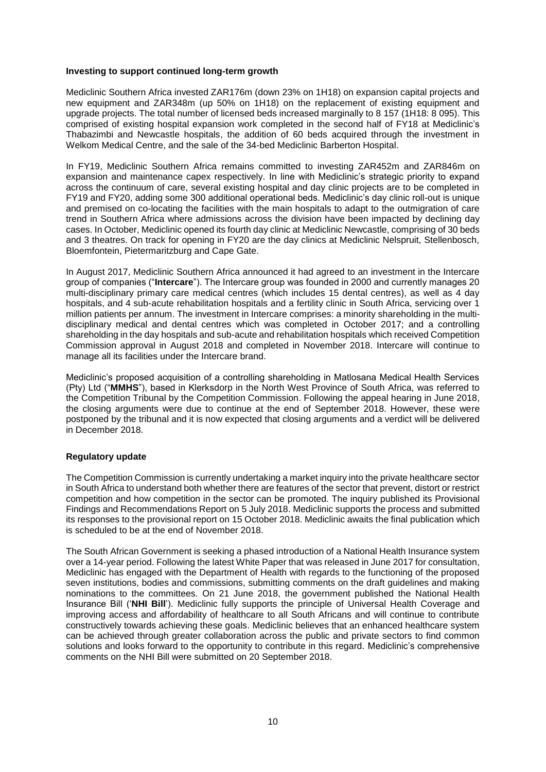**Investing to support continued long-term growth**

Mediclinic Southern Africa invested ZAR176m (down 23% on 1H18) on expansion capital projects and new equipment and ZAR348m (up 50% on 1H18) on the replacement of existing equipment and upgrade projects. The total number of licensed beds increased marginally to 8 157 (1H18: 8 095). This comprised of existing hospital expansion work completed in the second half of FY18 at Mediclinic's Thabazimbi and Newcastle hospitals, the addition of 60 beds acquired through the investment in Welkom Medical Centre, and the sale of the 34-bed Mediclinic Barberton Hospital.

In FY19, Mediclinic Southern Africa remains committed to investing ZAR452m and ZAR846m on expansion and maintenance capex respectively. In line with Mediclinic's strategic priority to expand across the continuum of care, several existing hospital and day clinic projects are to be completed in FY19 and FY20, adding some 300 additional operational beds. Mediclinic's day clinic roll-out is unique and premised on co-locating the facilities with the main hospitals to adapt to the outmigration of care trend in Southern Africa where admissions across the division have been impacted by declining day cases. In October, Mediclinic opened its fourth day clinic at Mediclinic Newcastle, comprising of 30 beds and 3 theatres. On track for opening in FY20 are the day clinics at Mediclinic Nelspruit, Stellenbosch, Bloemfontein, Pietermaritzburg and Cape Gate.

In August 2017, Mediclinic Southern Africa announced it had agreed to an investment in the Intercare group of companies ("**Intercare**"). The Intercare group was founded in 2000 and currently manages 20 multi-disciplinary primary care medical centres (which includes 15 dental centres), as well as 4 day hospitals, and 4 sub-acute rehabilitation hospitals and a fertility clinic in South Africa, servicing over 1 million patients per annum. The investment in Intercare comprises: a minority shareholding in the multi-disciplinary medical and dental centres which was completed in October 2017; and a controlling shareholding in the day hospitals and sub-acute and rehabilitation hospitals which received Competition Commission approval in August 2018 and completed in November 2018. Intercare will continue to manage all its facilities under the Intercare brand.

Mediclinic's proposed acquisition of a controlling shareholding in Matlosana Medical Health Services (Pty) Ltd ("**MMHS**"), based in Klerksdorp in the North West Province of South Africa, was referred to the Competition Tribunal by the Competition Commission. Following the appeal hearing in June 2018, the closing arguments were due to continue at the end of September 2018. However, these were postponed by the tribunal and it is now expected that closing arguments and a verdict will be delivered in December 2018.

**Regulatory update**

The Competition Commission is currently undertaking a market inquiry into the private healthcare sector in South Africa to understand both whether there are features of the sector that prevent, distort or restrict competition and how competition in the sector can be promoted. The inquiry published its Provisional Findings and Recommendations Report on 5 July 2018. Mediclinic supports the process and submitted its responses to the provisional report on 15 October 2018. Mediclinic awaits the final publication which is scheduled to be at the end of November 2018.

The South African Government is seeking a phased introduction of a National Health Insurance system over a 14-year period. Following the latest White Paper that was released in June 2017 for consultation, Mediclinic has engaged with the Department of Health with regards to the functioning of the proposed seven institutions, bodies and commissions, submitting comments on the draft guidelines and making nominations to the committees. On 21 June 2018, the government published the National Health Insurance Bill ('**NHI Bill**'). Mediclinic fully supports the principle of Universal Health Coverage and improving access and affordability of healthcare to all South Africans and will continue to contribute constructively towards achieving these goals. Mediclinic believes that an enhanced healthcare system can be achieved through greater collaboration across the public and private sectors to find common solutions and looks forward to the opportunity to contribute in this regard. Mediclinic's comprehensive comments on the NHI Bill were submitted on 20 September 2018.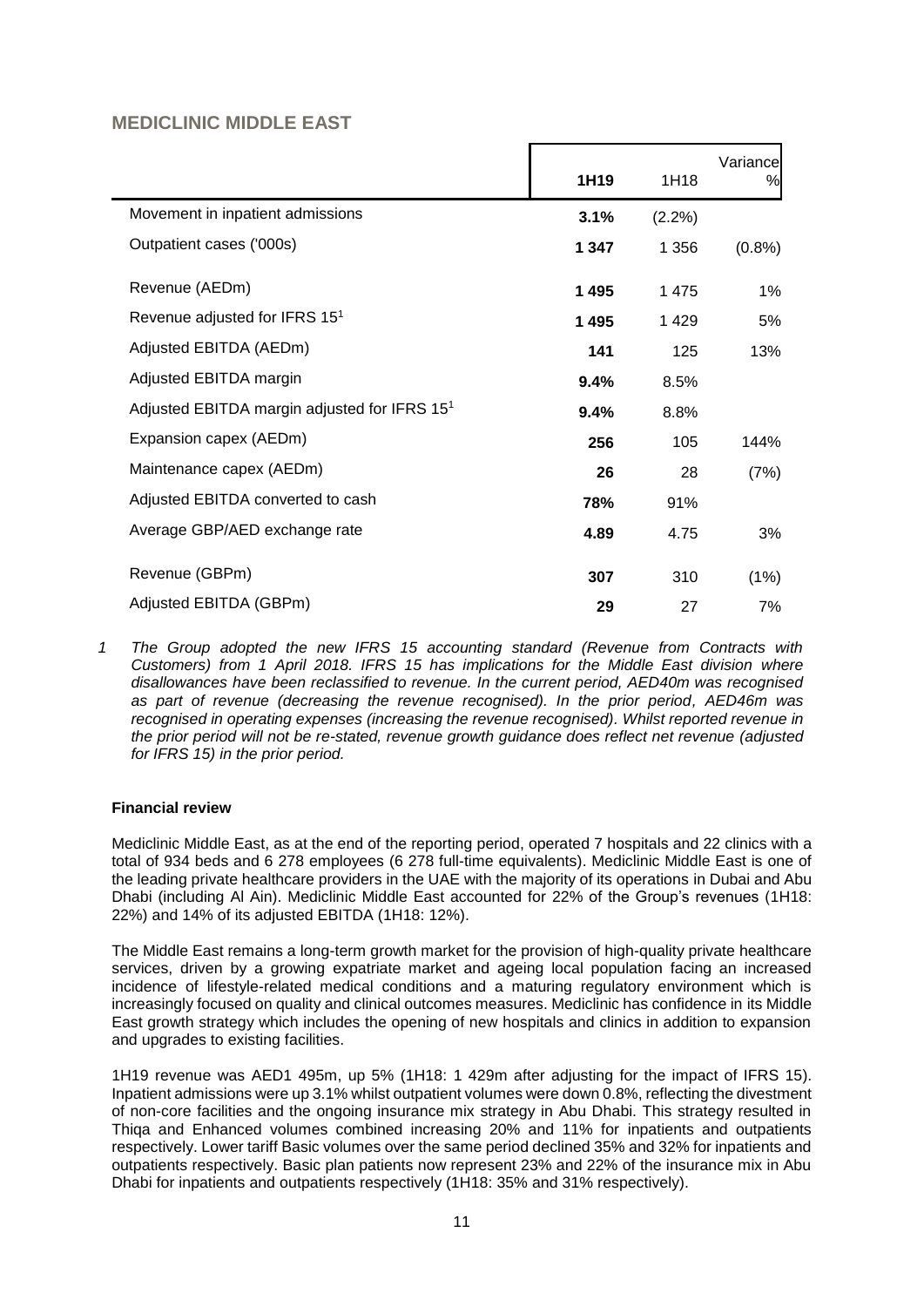## MEDICLINIC MIDDLE EAST

| | 1H19 | 1H18 | Variance % |
|---|---|---|---|
| Movement in inpatient admissions | **3.1%** | (2.2%) | |
| Outpatient cases ('000s) | **1 347** | 1 356 | (0.8%) |
| Revenue (AEDm) | **1 495** | 1 475 | 1% |
| Revenue adjusted for IFRS 15[1] | **1 495** | 1 429 | 5% |
| Adjusted EBITDA (AEDm) | **141** | 125 | 13% |
| Adjusted EBITDA margin | **9.4%** | 8.5% | |
| Adjusted EBITDA margin adjusted for IFRS 15[1] | **9.4%** | 8.8% | |
| Expansion capex (AEDm) | **256** | 105 | 144% |
| Maintenance capex (AEDm) | **26** | 28 | (7%) |
| Adjusted EBITDA converted to cash | **78%** | 91% | |
| Average GBP/AED exchange rate | **4.89** | 4.75 | 3% |
| Revenue (GBPm) | **307** | 310 | (1%) |
| Adjusted EBITDA (GBPm) | **29** | 27 | 7% |

*1 The Group adopted the new IFRS 15 accounting standard (Revenue from Contracts with Customers) from 1 April 2018. IFRS 15 has implications for the Middle East division where disallowances have been reclassified to revenue. In the current period, AED40m was recognised as part of revenue (decreasing the revenue recognised). In the prior period, AED46m was recognised in operating expenses (increasing the revenue recognised). Whilst reported revenue in the prior period will not be re-stated, revenue growth guidance does reflect net revenue (adjusted for IFRS 15) in the prior period.*

**Financial review**

Mediclinic Middle East, as at the end of the reporting period, operated 7 hospitals and 22 clinics with a total of 934 beds and 6 278 employees (6 278 full-time equivalents). Mediclinic Middle East is one of the leading private healthcare providers in the UAE with the majority of its operations in Dubai and Abu Dhabi (including Al Ain). Mediclinic Middle East accounted for 22% of the Group's revenues (1H18: 22%) and 14% of its adjusted EBITDA (1H18: 12%).

The Middle East remains a long-term growth market for the provision of high-quality private healthcare services, driven by a growing expatriate market and ageing local population facing an increased incidence of lifestyle-related medical conditions and a maturing regulatory environment which is increasingly focused on quality and clinical outcomes measures. Mediclinic has confidence in its Middle East growth strategy which includes the opening of new hospitals and clinics in addition to expansion and upgrades to existing facilities.

1H19 revenue was AED1 495m, up 5% (1H18: 1 429m after adjusting for the impact of IFRS 15). Inpatient admissions were up 3.1% whilst outpatient volumes were down 0.8%, reflecting the divestment of non-core facilities and the ongoing insurance mix strategy in Abu Dhabi. This strategy resulted in Thiqa and Enhanced volumes combined increasing 20% and 11% for inpatients and outpatients respectively. Lower tariff Basic volumes over the same period declined 35% and 32% for inpatients and outpatients respectively. Basic plan patients now represent 23% and 22% of the insurance mix in Abu Dhabi for inpatients and outpatients respectively (1H18: 35% and 31% respectively).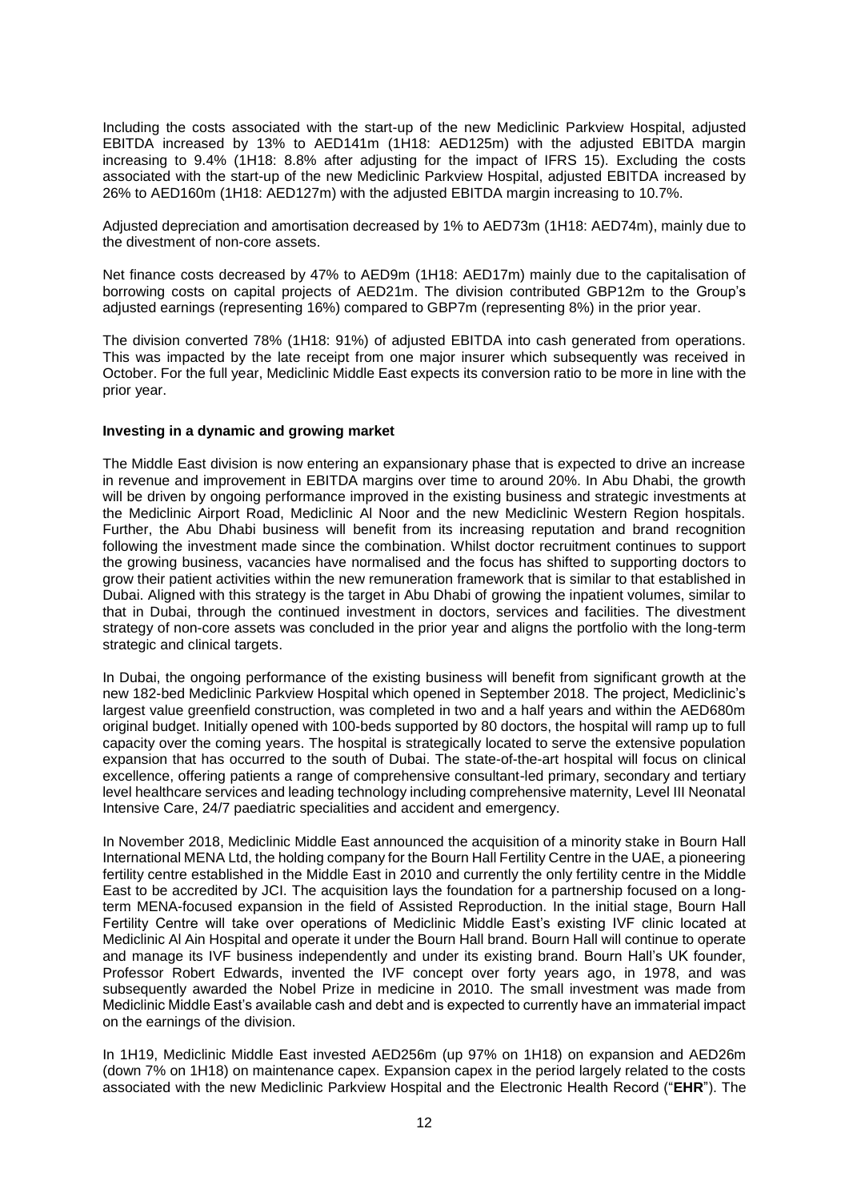Including the costs associated with the start-up of the new Mediclinic Parkview Hospital, adjusted EBITDA increased by 13% to AED141m (1H18: AED125m) with the adjusted EBITDA margin increasing to 9.4% (1H18: 8.8% after adjusting for the impact of IFRS 15). Excluding the costs associated with the start-up of the new Mediclinic Parkview Hospital, adjusted EBITDA increased by 26% to AED160m (1H18: AED127m) with the adjusted EBITDA margin increasing to 10.7%.

Adjusted depreciation and amortisation decreased by 1% to AED73m (1H18: AED74m), mainly due to the divestment of non-core assets.

Net finance costs decreased by 47% to AED9m (1H18: AED17m) mainly due to the capitalisation of borrowing costs on capital projects of AED21m. The division contributed GBP12m to the Group's adjusted earnings (representing 16%) compared to GBP7m (representing 8%) in the prior year.

The division converted 78% (1H18: 91%) of adjusted EBITDA into cash generated from operations. This was impacted by the late receipt from one major insurer which subsequently was received in October. For the full year, Mediclinic Middle East expects its conversion ratio to be more in line with the prior year.

**Investing in a dynamic and growing market**

The Middle East division is now entering an expansionary phase that is expected to drive an increase in revenue and improvement in EBITDA margins over time to around 20%. In Abu Dhabi, the growth will be driven by ongoing performance improved in the existing business and strategic investments at the Mediclinic Airport Road, Mediclinic Al Noor and the new Mediclinic Western Region hospitals. Further, the Abu Dhabi business will benefit from its increasing reputation and brand recognition following the investment made since the combination. Whilst doctor recruitment continues to support the growing business, vacancies have normalised and the focus has shifted to supporting doctors to grow their patient activities within the new remuneration framework that is similar to that established in Dubai. Aligned with this strategy is the target in Abu Dhabi of growing the inpatient volumes, similar to that in Dubai, through the continued investment in doctors, services and facilities. The divestment strategy of non-core assets was concluded in the prior year and aligns the portfolio with the long-term strategic and clinical targets.

In Dubai, the ongoing performance of the existing business will benefit from significant growth at the new 182-bed Mediclinic Parkview Hospital which opened in September 2018. The project, Mediclinic's largest value greenfield construction, was completed in two and a half years and within the AED680m original budget. Initially opened with 100-beds supported by 80 doctors, the hospital will ramp up to full capacity over the coming years. The hospital is strategically located to serve the extensive population expansion that has occurred to the south of Dubai. The state-of-the-art hospital will focus on clinical excellence, offering patients a range of comprehensive consultant-led primary, secondary and tertiary level healthcare services and leading technology including comprehensive maternity, Level III Neonatal Intensive Care, 24/7 paediatric specialities and accident and emergency.

In November 2018, Mediclinic Middle East announced the acquisition of a minority stake in Bourn Hall International MENA Ltd, the holding company for the Bourn Hall Fertility Centre in the UAE, a pioneering fertility centre established in the Middle East in 2010 and currently the only fertility centre in the Middle East to be accredited by JCI. The acquisition lays the foundation for a partnership focused on a long-term MENA-focused expansion in the field of Assisted Reproduction. In the initial stage, Bourn Hall Fertility Centre will take over operations of Mediclinic Middle East's existing IVF clinic located at Mediclinic Al Ain Hospital and operate it under the Bourn Hall brand. Bourn Hall will continue to operate and manage its IVF business independently and under its existing brand. Bourn Hall's UK founder, Professor Robert Edwards, invented the IVF concept over forty years ago, in 1978, and was subsequently awarded the Nobel Prize in medicine in 2010. The small investment was made from Mediclinic Middle East's available cash and debt and is expected to currently have an immaterial impact on the earnings of the division.

In 1H19, Mediclinic Middle East invested AED256m (up 97% on 1H18) on expansion and AED26m (down 7% on 1H18) on maintenance capex. Expansion capex in the period largely related to the costs associated with the new Mediclinic Parkview Hospital and the Electronic Health Record ("**EHR**"). The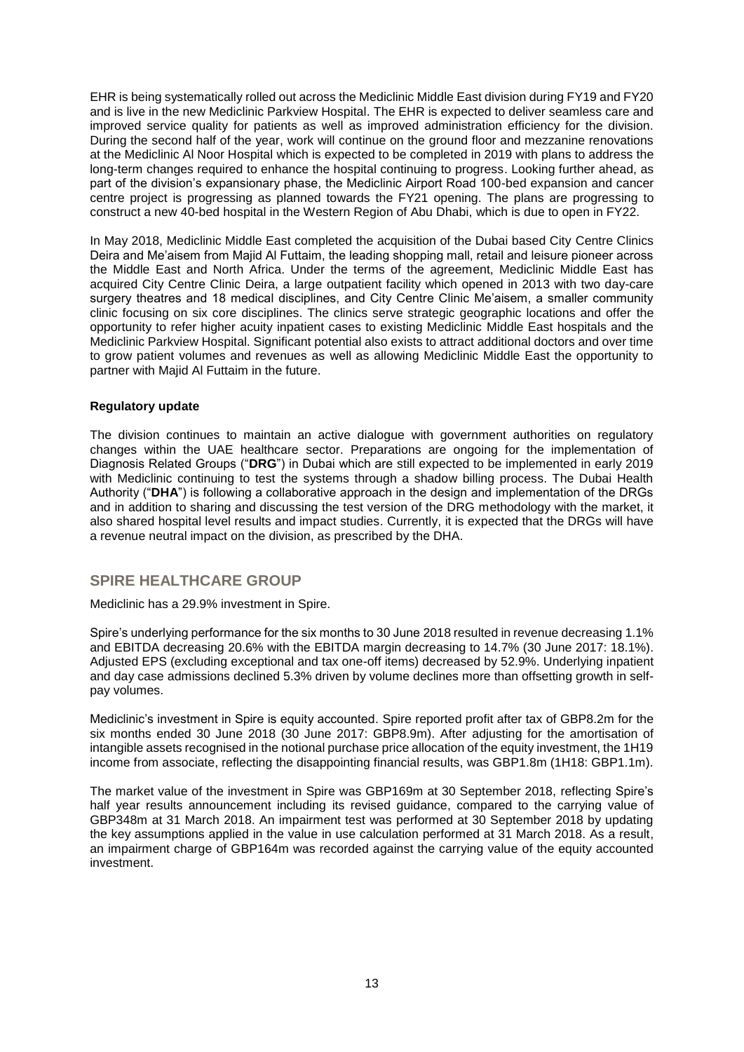EHR is being systematically rolled out across the Mediclinic Middle East division during FY19 and FY20 and is live in the new Mediclinic Parkview Hospital. The EHR is expected to deliver seamless care and improved service quality for patients as well as improved administration efficiency for the division. During the second half of the year, work will continue on the ground floor and mezzanine renovations at the Mediclinic Al Noor Hospital which is expected to be completed in 2019 with plans to address the long-term changes required to enhance the hospital continuing to progress. Looking further ahead, as part of the division's expansionary phase, the Mediclinic Airport Road 100-bed expansion and cancer centre project is progressing as planned towards the FY21 opening. The plans are progressing to construct a new 40-bed hospital in the Western Region of Abu Dhabi, which is due to open in FY22.

In May 2018, Mediclinic Middle East completed the acquisition of the Dubai based City Centre Clinics Deira and Me'aisem from Majid Al Futtaim, the leading shopping mall, retail and leisure pioneer across the Middle East and North Africa. Under the terms of the agreement, Mediclinic Middle East has acquired City Centre Clinic Deira, a large outpatient facility which opened in 2013 with two day-care surgery theatres and 18 medical disciplines, and City Centre Clinic Me'aisem, a smaller community clinic focusing on six core disciplines. The clinics serve strategic geographic locations and offer the opportunity to refer higher acuity inpatient cases to existing Mediclinic Middle East hospitals and the Mediclinic Parkview Hospital. Significant potential also exists to attract additional doctors and over time to grow patient volumes and revenues as well as allowing Mediclinic Middle East the opportunity to partner with Majid Al Futtaim in the future.

**Regulatory update**

The division continues to maintain an active dialogue with government authorities on regulatory changes within the UAE healthcare sector. Preparations are ongoing for the implementation of Diagnosis Related Groups ("**DRG**") in Dubai which are still expected to be implemented in early 2019 with Mediclinic continuing to test the systems through a shadow billing process. The Dubai Health Authority ("**DHA**") is following a collaborative approach in the design and implementation of the DRGs and in addition to sharing and discussing the test version of the DRG methodology with the market, it also shared hospital level results and impact studies. Currently, it is expected that the DRGs will have a revenue neutral impact on the division, as prescribed by the DHA.

## SPIRE HEALTHCARE GROUP

Mediclinic has a 29.9% investment in Spire.

Spire's underlying performance for the six months to 30 June 2018 resulted in revenue decreasing 1.1% and EBITDA decreasing 20.6% with the EBITDA margin decreasing to 14.7% (30 June 2017: 18.1%). Adjusted EPS (excluding exceptional and tax one-off items) decreased by 52.9%. Underlying inpatient and day case admissions declined 5.3% driven by volume declines more than offsetting growth in self-pay volumes.

Mediclinic's investment in Spire is equity accounted. Spire reported profit after tax of GBP8.2m for the six months ended 30 June 2018 (30 June 2017: GBP8.9m). After adjusting for the amortisation of intangible assets recognised in the notional purchase price allocation of the equity investment, the 1H19 income from associate, reflecting the disappointing financial results, was GBP1.8m (1H18: GBP1.1m).

The market value of the investment in Spire was GBP169m at 30 September 2018, reflecting Spire's half year results announcement including its revised guidance, compared to the carrying value of GBP348m at 31 March 2018. An impairment test was performed at 30 September 2018 by updating the key assumptions applied in the value in use calculation performed at 31 March 2018. As a result, an impairment charge of GBP164m was recorded against the carrying value of the equity accounted investment.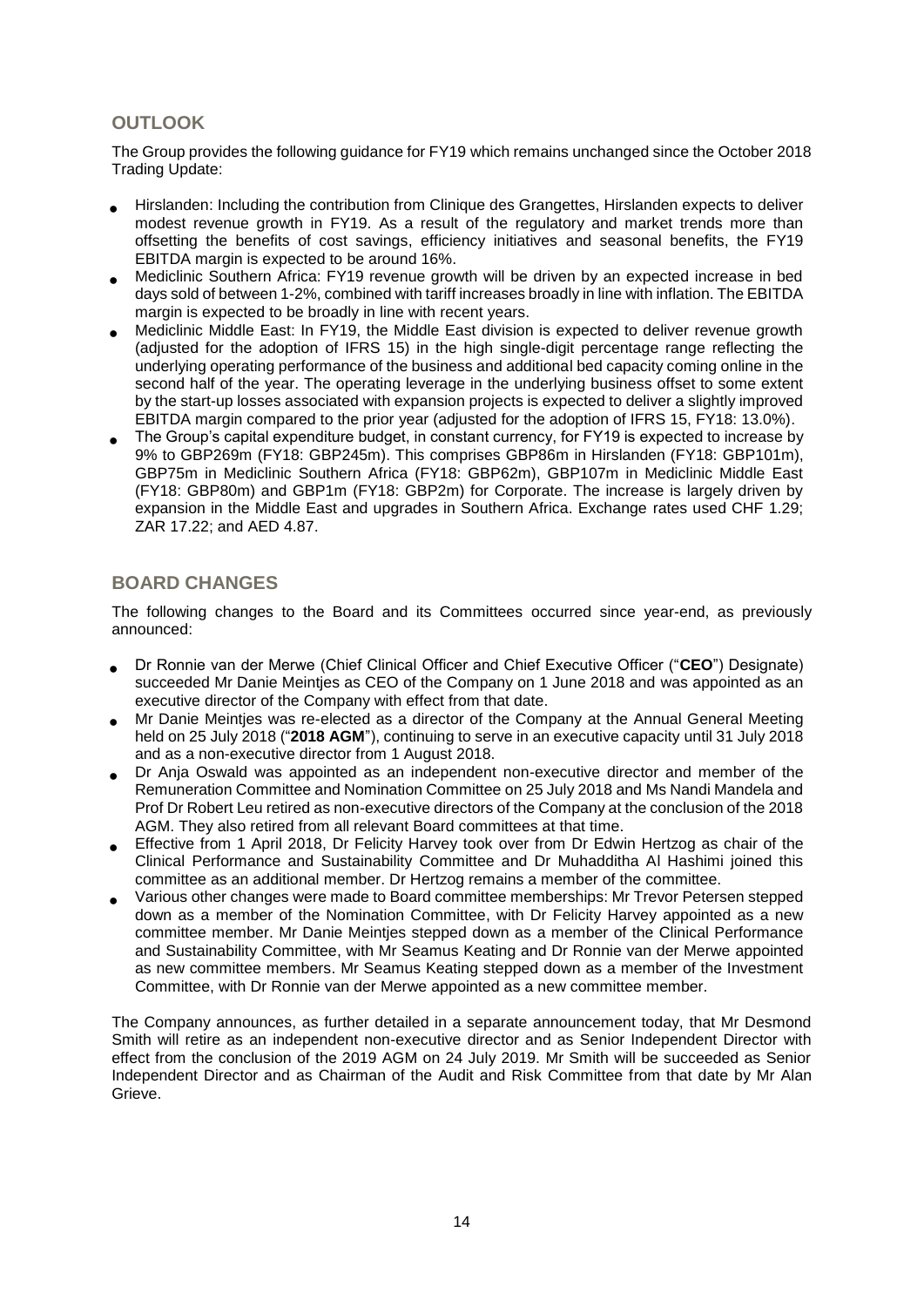## OUTLOOK

The Group provides the following guidance for FY19 which remains unchanged since the October 2018 Trading Update:

- Hirslanden: Including the contribution from Clinique des Grangettes, Hirslanden expects to deliver modest revenue growth in FY19. As a result of the regulatory and market trends more than offsetting the benefits of cost savings, efficiency initiatives and seasonal benefits, the FY19 EBITDA margin is expected to be around 16%.
- Mediclinic Southern Africa: FY19 revenue growth will be driven by an expected increase in bed days sold of between 1-2%, combined with tariff increases broadly in line with inflation. The EBITDA margin is expected to be broadly in line with recent years.
- Mediclinic Middle East: In FY19, the Middle East division is expected to deliver revenue growth (adjusted for the adoption of IFRS 15) in the high single-digit percentage range reflecting the underlying operating performance of the business and additional bed capacity coming online in the second half of the year. The operating leverage in the underlying business offset to some extent by the start-up losses associated with expansion projects is expected to deliver a slightly improved EBITDA margin compared to the prior year (adjusted for the adoption of IFRS 15, FY18: 13.0%).
- The Group's capital expenditure budget, in constant currency, for FY19 is expected to increase by 9% to GBP269m (FY18: GBP245m). This comprises GBP86m in Hirslanden (FY18: GBP101m), GBP75m in Mediclinic Southern Africa (FY18: GBP62m), GBP107m in Mediclinic Middle East (FY18: GBP80m) and GBP1m (FY18: GBP2m) for Corporate. The increase is largely driven by expansion in the Middle East and upgrades in Southern Africa. Exchange rates used CHF 1.29; ZAR 17.22; and AED 4.87.

## BOARD CHANGES

The following changes to the Board and its Committees occurred since year-end, as previously announced:

- Dr Ronnie van der Merwe (Chief Clinical Officer and Chief Executive Officer ("**CEO**") Designate) succeeded Mr Danie Meintjes as CEO of the Company on 1 June 2018 and was appointed as an executive director of the Company with effect from that date.
- Mr Danie Meintjes was re-elected as a director of the Company at the Annual General Meeting held on 25 July 2018 ("**2018 AGM**"), continuing to serve in an executive capacity until 31 July 2018 and as a non-executive director from 1 August 2018.
- Dr Anja Oswald was appointed as an independent non-executive director and member of the Remuneration Committee and Nomination Committee on 25 July 2018 and Ms Nandi Mandela and Prof Dr Robert Leu retired as non-executive directors of the Company at the conclusion of the 2018 AGM. They also retired from all relevant Board committees at that time.
- Effective from 1 April 2018, Dr Felicity Harvey took over from Dr Edwin Hertzog as chair of the Clinical Performance and Sustainability Committee and Dr Muhadditha Al Hashimi joined this committee as an additional member. Dr Hertzog remains a member of the committee.
- Various other changes were made to Board committee memberships: Mr Trevor Petersen stepped down as a member of the Nomination Committee, with Dr Felicity Harvey appointed as a new committee member. Mr Danie Meintjes stepped down as a member of the Clinical Performance and Sustainability Committee, with Mr Seamus Keating and Dr Ronnie van der Merwe appointed as new committee members. Mr Seamus Keating stepped down as a member of the Investment Committee, with Dr Ronnie van der Merwe appointed as a new committee member.

The Company announces, as further detailed in a separate announcement today, that Mr Desmond Smith will retire as an independent non-executive director and as Senior Independent Director with effect from the conclusion of the 2019 AGM on 24 July 2019. Mr Smith will be succeeded as Senior Independent Director and as Chairman of the Audit and Risk Committee from that date by Mr Alan Grieve.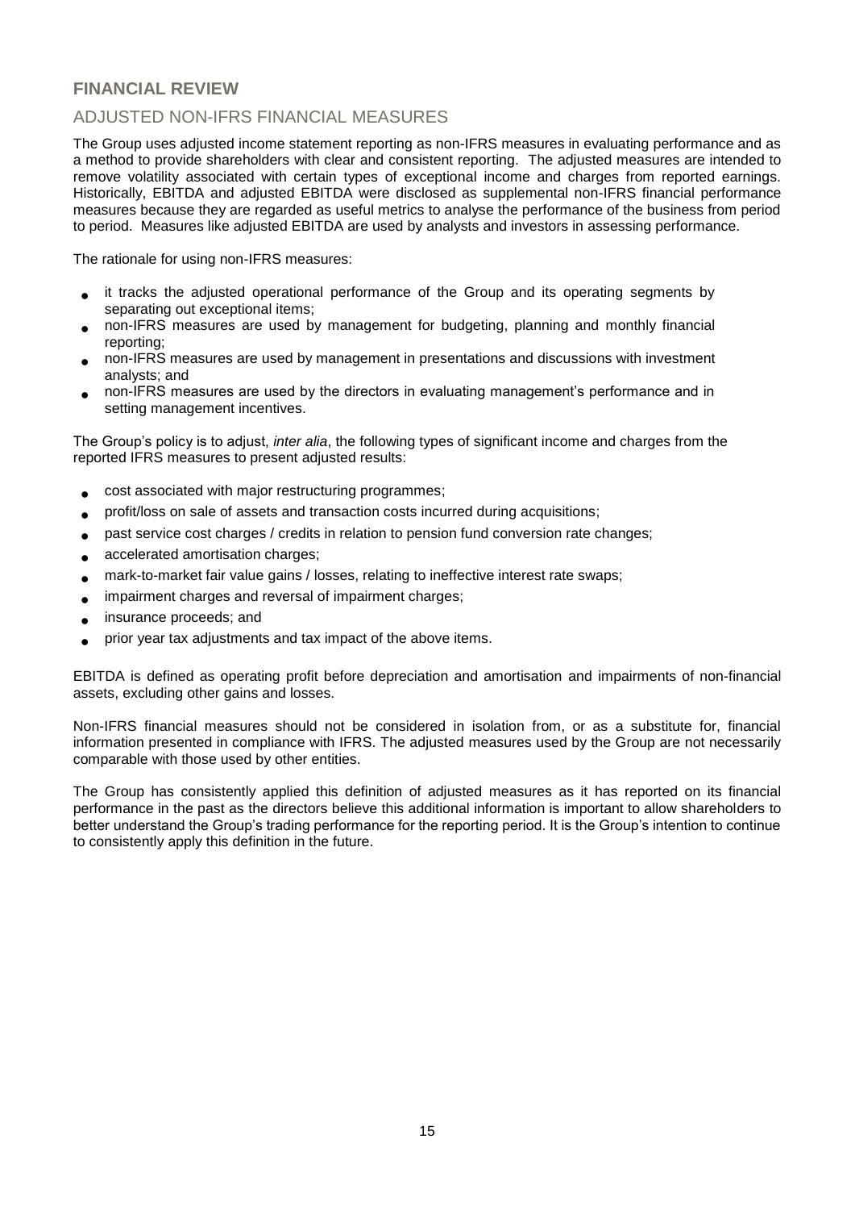## FINANCIAL REVIEW

### ADJUSTED NON-IFRS FINANCIAL MEASURES

The Group uses adjusted income statement reporting as non-IFRS measures in evaluating performance and as a method to provide shareholders with clear and consistent reporting. The adjusted measures are intended to remove volatility associated with certain types of exceptional income and charges from reported earnings. Historically, EBITDA and adjusted EBITDA were disclosed as supplemental non-IFRS financial performance measures because they are regarded as useful metrics to analyse the performance of the business from period to period. Measures like adjusted EBITDA are used by analysts and investors in assessing performance.

The rationale for using non-IFRS measures:

- it tracks the adjusted operational performance of the Group and its operating segments by separating out exceptional items;
- non-IFRS measures are used by management for budgeting, planning and monthly financial reporting;
- non-IFRS measures are used by management in presentations and discussions with investment analysts; and
- non-IFRS measures are used by the directors in evaluating management's performance and in setting management incentives.

The Group's policy is to adjust, *inter alia*, the following types of significant income and charges from the reported IFRS measures to present adjusted results:

- cost associated with major restructuring programmes;
- profit/loss on sale of assets and transaction costs incurred during acquisitions;
- past service cost charges / credits in relation to pension fund conversion rate changes;
- accelerated amortisation charges;
- mark-to-market fair value gains / losses, relating to ineffective interest rate swaps;
- impairment charges and reversal of impairment charges;
- insurance proceeds; and
- prior year tax adjustments and tax impact of the above items.

EBITDA is defined as operating profit before depreciation and amortisation and impairments of non-financial assets, excluding other gains and losses.

Non-IFRS financial measures should not be considered in isolation from, or as a substitute for, financial information presented in compliance with IFRS. The adjusted measures used by the Group are not necessarily comparable with those used by other entities.

The Group has consistently applied this definition of adjusted measures as it has reported on its financial performance in the past as the directors believe this additional information is important to allow shareholders to better understand the Group's trading performance for the reporting period. It is the Group's intention to continue to consistently apply this definition in the future.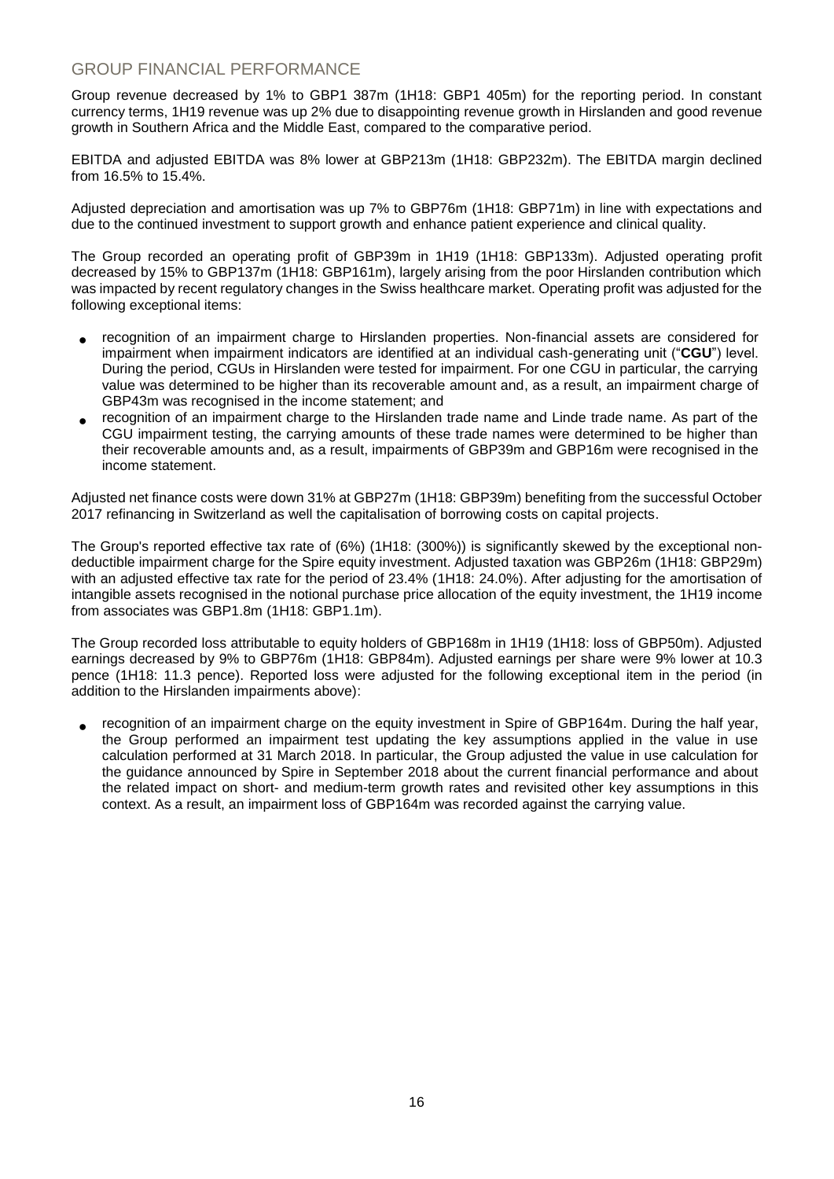## GROUP FINANCIAL PERFORMANCE

Group revenue decreased by 1% to GBP1 387m (1H18: GBP1 405m) for the reporting period. In constant currency terms, 1H19 revenue was up 2% due to disappointing revenue growth in Hirslanden and good revenue growth in Southern Africa and the Middle East, compared to the comparative period.

EBITDA and adjusted EBITDA was 8% lower at GBP213m (1H18: GBP232m). The EBITDA margin declined from 16.5% to 15.4%.

Adjusted depreciation and amortisation was up 7% to GBP76m (1H18: GBP71m) in line with expectations and due to the continued investment to support growth and enhance patient experience and clinical quality.

The Group recorded an operating profit of GBP39m in 1H19 (1H18: GBP133m). Adjusted operating profit decreased by 15% to GBP137m (1H18: GBP161m), largely arising from the poor Hirslanden contribution which was impacted by recent regulatory changes in the Swiss healthcare market. Operating profit was adjusted for the following exceptional items:

- recognition of an impairment charge to Hirslanden properties. Non-financial assets are considered for impairment when impairment indicators are identified at an individual cash-generating unit ("**CGU**") level. During the period, CGUs in Hirslanden were tested for impairment. For one CGU in particular, the carrying value was determined to be higher than its recoverable amount and, as a result, an impairment charge of GBP43m was recognised in the income statement; and
- recognition of an impairment charge to the Hirslanden trade name and Linde trade name. As part of the CGU impairment testing, the carrying amounts of these trade names were determined to be higher than their recoverable amounts and, as a result, impairments of GBP39m and GBP16m were recognised in the income statement.

Adjusted net finance costs were down 31% at GBP27m (1H18: GBP39m) benefiting from the successful October 2017 refinancing in Switzerland as well the capitalisation of borrowing costs on capital projects.

The Group's reported effective tax rate of (6%) (1H18: (300%)) is significantly skewed by the exceptional non-deductible impairment charge for the Spire equity investment. Adjusted taxation was GBP26m (1H18: GBP29m) with an adjusted effective tax rate for the period of 23.4% (1H18: 24.0%). After adjusting for the amortisation of intangible assets recognised in the notional purchase price allocation of the equity investment, the 1H19 income from associates was GBP1.8m (1H18: GBP1.1m).

The Group recorded loss attributable to equity holders of GBP168m in 1H19 (1H18: loss of GBP50m). Adjusted earnings decreased by 9% to GBP76m (1H18: GBP84m). Adjusted earnings per share were 9% lower at 10.3 pence (1H18: 11.3 pence). Reported loss were adjusted for the following exceptional item in the period (in addition to the Hirslanden impairments above):

- recognition of an impairment charge on the equity investment in Spire of GBP164m. During the half year, the Group performed an impairment test updating the key assumptions applied in the value in use calculation performed at 31 March 2018. In particular, the Group adjusted the value in use calculation for the guidance announced by Spire in September 2018 about the current financial performance and about the related impact on short- and medium-term growth rates and revisited other key assumptions in this context. As a result, an impairment loss of GBP164m was recorded against the carrying value.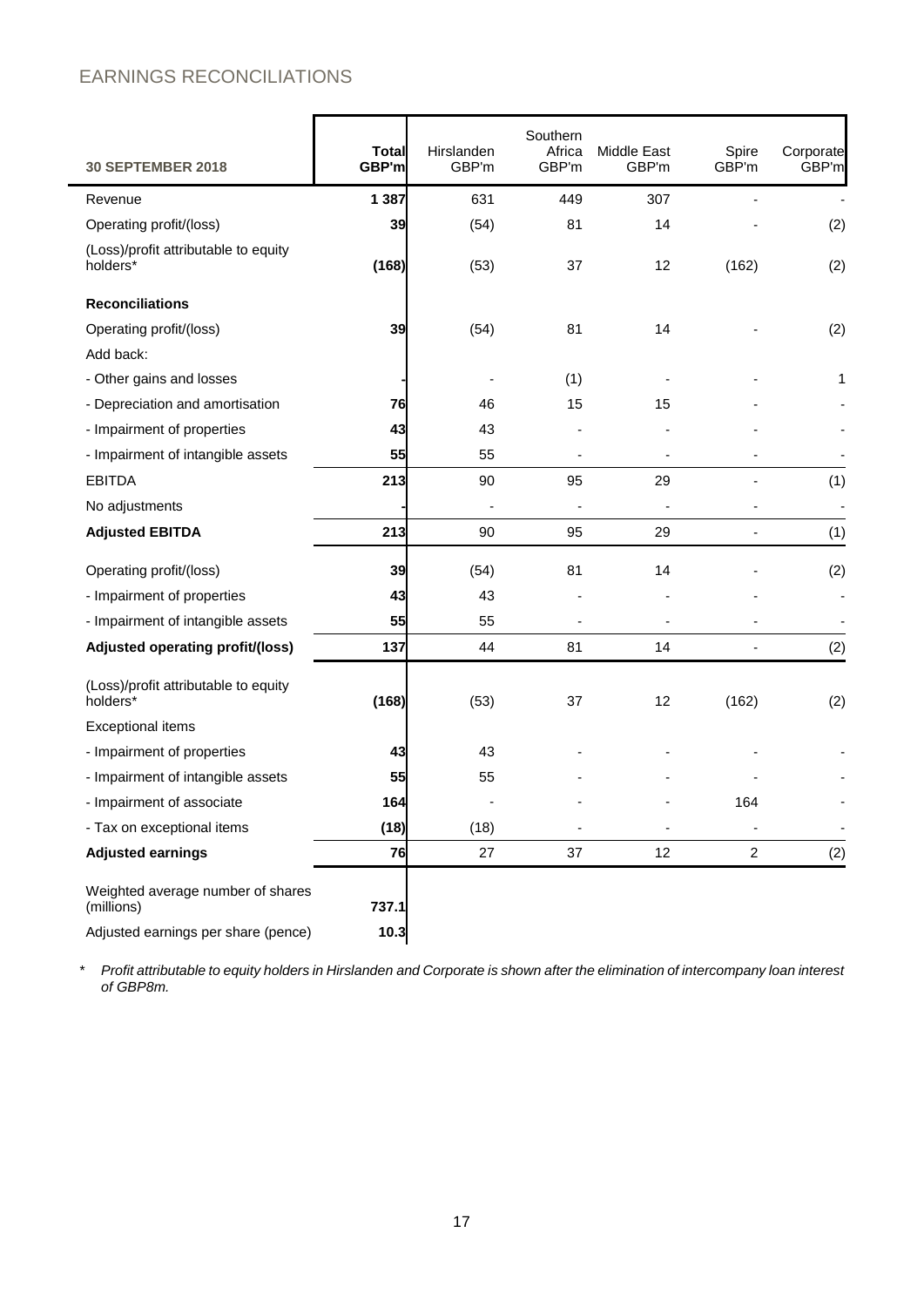## EARNINGS RECONCILIATIONS

| 30 SEPTEMBER 2018 | Total GBP'm | Hirslanden GBP'm | Southern Africa GBP'm | Middle East GBP'm | Spire GBP'm | Corporate GBP'm |
|---|---|---|---|---|---|---|
| Revenue | 1 387 | 631 | 449 | 307 | - | - |
| Operating profit/(loss) | 39 | (54) | 81 | 14 | - | (2) |
| (Loss)/profit attributable to equity holders* | (168) | (53) | 37 | 12 | (162) | (2) |
| **Reconciliations** | | | | | | |
| Operating profit/(loss) | 39 | (54) | 81 | 14 | - | (2) |
| Add back: | | | | | | |
| - Other gains and losses | - | - | (1) | - | - | 1 |
| - Depreciation and amortisation | 76 | 46 | 15 | 15 | - | - |
| - Impairment of properties | 43 | 43 | - | - | - | - |
| - Impairment of intangible assets | 55 | 55 | - | - | - | - |
| EBITDA | 213 | 90 | 95 | 29 | - | (1) |
| No adjustments | - | - | - | - | - | - |
| **Adjusted EBITDA** | 213 | 90 | 95 | 29 | - | (1) |
| Operating profit/(loss) | 39 | (54) | 81 | 14 | - | (2) |
| - Impairment of properties | 43 | 43 | - | - | - | - |
| - Impairment of intangible assets | 55 | 55 | - | - | - | - |
| **Adjusted operating profit/(loss)** | 137 | 44 | 81 | 14 | - | (2) |
| (Loss)/profit attributable to equity holders* | (168) | (53) | 37 | 12 | (162) | (2) |
| Exceptional items | | | | | | |
| - Impairment of properties | 43 | 43 | - | - | - | - |
| - Impairment of intangible assets | 55 | 55 | - | - | - | - |
| - Impairment of associate | 164 | - | - | - | 164 | - |
| - Tax on exceptional items | (18) | (18) | - | - | - | - |
| **Adjusted earnings** | 76 | 27 | 37 | 12 | 2 | (2) |
| Weighted average number of shares (millions) | 737.1 | | | | | |
| Adjusted earnings per share (pence) | 10.3 | | | | | |

\* *Profit attributable to equity holders in Hirslanden and Corporate is shown after the elimination of intercompany loan interest of GBP8m.*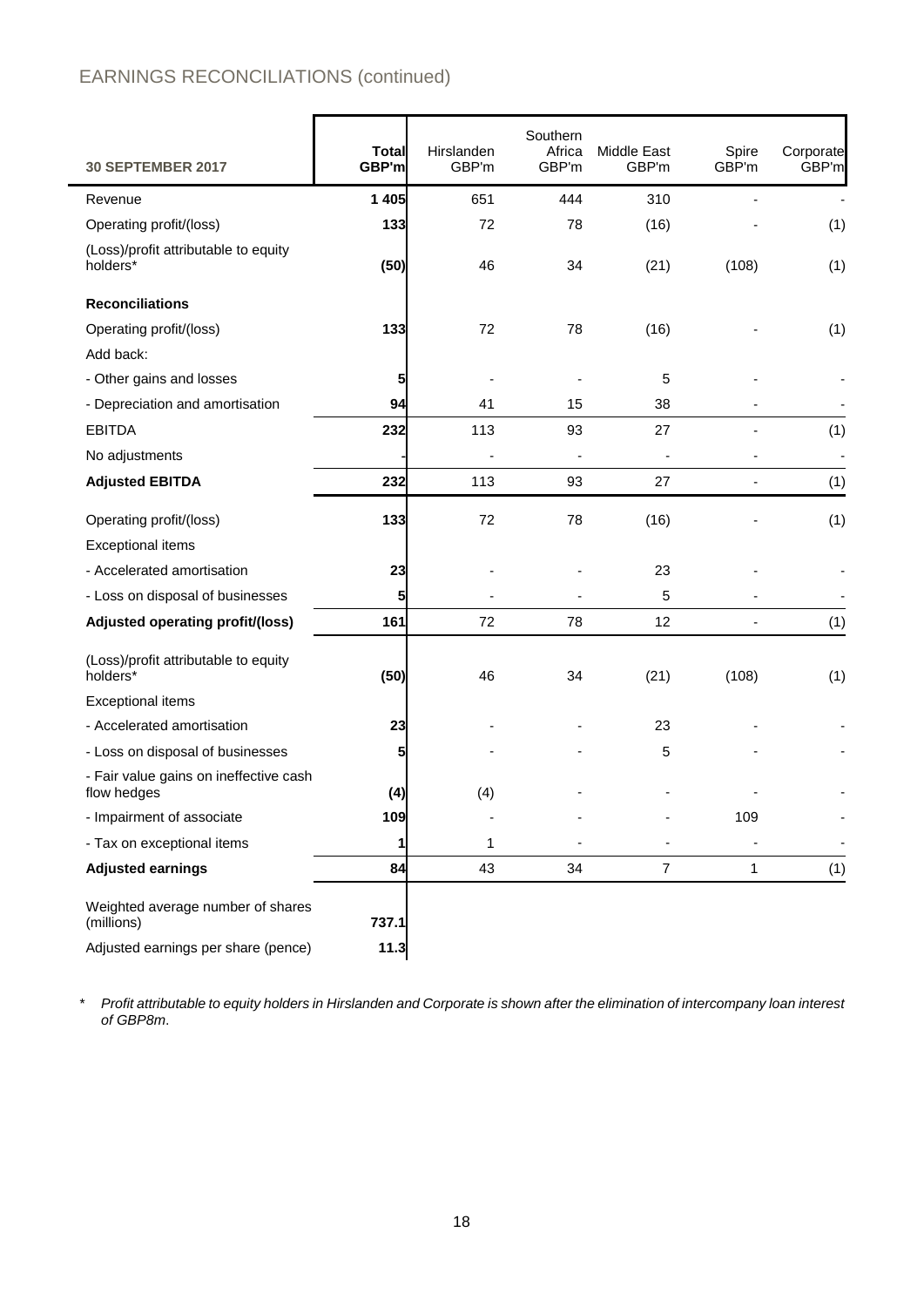## EARNINGS RECONCILIATIONS (continued)

| 30 SEPTEMBER 2017 | Total GBP'm | Hirslanden GBP'm | Southern Africa GBP'm | Middle East GBP'm | Spire GBP'm | Corporate GBP'm |
|---|---|---|---|---|---|---|
| Revenue | **1 405** | 651 | 444 | 310 | - | - |
| Operating profit/(loss) | **133** | 72 | 78 | (16) | - | (1) |
| (Loss)/profit attributable to equity holders* | **(50)** | 46 | 34 | (21) | (108) | (1) |
| **Reconciliations** | | | | | | |
| Operating profit/(loss) | **133** | 72 | 78 | (16) | - | (1) |
| Add back: | | | | | | |
| - Other gains and losses | **5** | - | - | 5 | - | - |
| - Depreciation and amortisation | **94** | 41 | 15 | 38 | - | - |
| EBITDA | **232** | 113 | 93 | 27 | - | (1) |
| No adjustments | **-** | - | - | - | - | - |
| **Adjusted EBITDA** | **232** | 113 | 93 | 27 | - | (1) |
| Operating profit/(loss) | **133** | 72 | 78 | (16) | - | (1) |
| Exceptional items | | | | | | |
| - Accelerated amortisation | **23** | - | - | 23 | - | - |
| - Loss on disposal of businesses | **5** | - | - | 5 | - | - |
| **Adjusted operating profit/(loss)** | **161** | 72 | 78 | 12 | - | (1) |
| (Loss)/profit attributable to equity holders* | **(50)** | 46 | 34 | (21) | (108) | (1) |
| Exceptional items | | | | | | |
| - Accelerated amortisation | **23** | - | - | 23 | - | - |
| - Loss on disposal of businesses | **5** | - | - | 5 | - | - |
| - Fair value gains on ineffective cash flow hedges | **(4)** | (4) | - | - | - | - |
| - Impairment of associate | **109** | - | - | - | 109 | - |
| - Tax on exceptional items | **1** | 1 | - | - | - | - |
| **Adjusted earnings** | **84** | 43 | 34 | 7 | 1 | (1) |
| Weighted average number of shares (millions) | **737.1** | | | | | |
| Adjusted earnings per share (pence) | **11.3** | | | | | |

\* *Profit attributable to equity holders in Hirslanden and Corporate is shown after the elimination of intercompany loan interest of GBP8m.*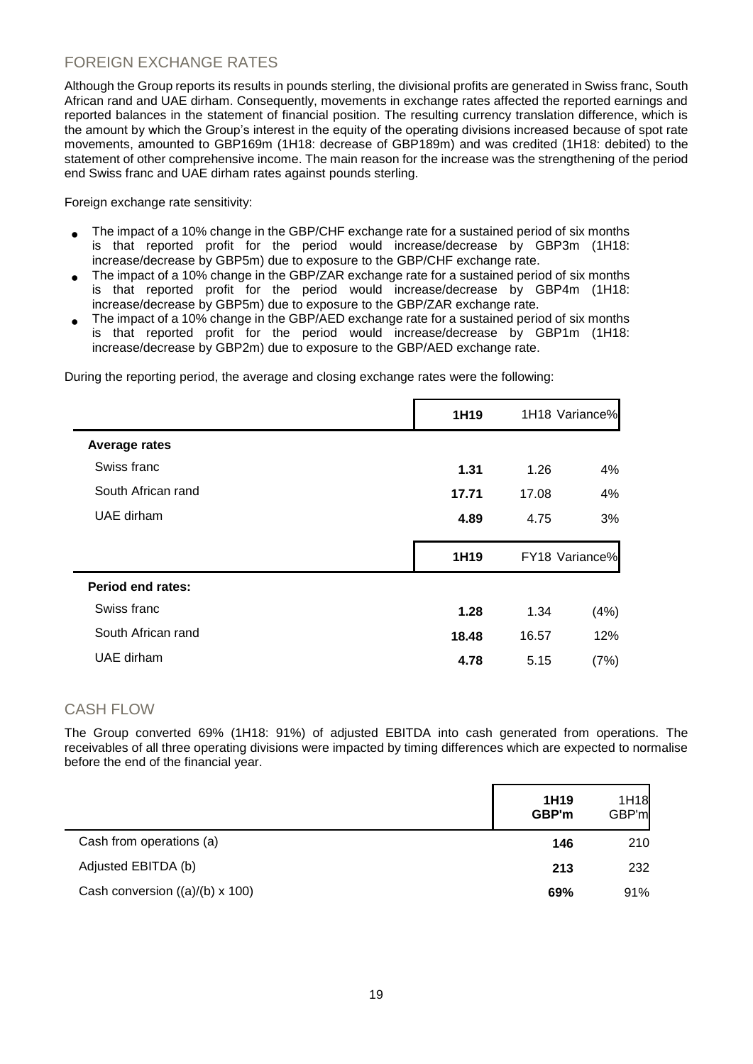## FOREIGN EXCHANGE RATES

Although the Group reports its results in pounds sterling, the divisional profits are generated in Swiss franc, South African rand and UAE dirham. Consequently, movements in exchange rates affected the reported earnings and reported balances in the statement of financial position. The resulting currency translation difference, which is the amount by which the Group's interest in the equity of the operating divisions increased because of spot rate movements, amounted to GBP169m (1H18: decrease of GBP189m) and was credited (1H18: debited) to the statement of other comprehensive income. The main reason for the increase was the strengthening of the period end Swiss franc and UAE dirham rates against pounds sterling.

Foreign exchange rate sensitivity:

- The impact of a 10% change in the GBP/CHF exchange rate for a sustained period of six months is that reported profit for the period would increase/decrease by GBP3m (1H18: increase/decrease by GBP5m) due to exposure to the GBP/CHF exchange rate.
- The impact of a 10% change in the GBP/ZAR exchange rate for a sustained period of six months is that reported profit for the period would increase/decrease by GBP4m (1H18: increase/decrease by GBP5m) due to exposure to the GBP/ZAR exchange rate.
- The impact of a 10% change in the GBP/AED exchange rate for a sustained period of six months is that reported profit for the period would increase/decrease by GBP1m (1H18: increase/decrease by GBP2m) due to exposure to the GBP/AED exchange rate.

During the reporting period, the average and closing exchange rates were the following:

| | **1H19** | 1H18 | Variance% |
|---|---|---|---|
| **Average rates** | | | |
| Swiss franc | **1.31** | 1.26 | 4% |
| South African rand | **17.71** | 17.08 | 4% |
| UAE dirham | **4.89** | 4.75 | 3% |
| | **1H19** | FY18 | Variance% |
| **Period end rates:** | | | |
| Swiss franc | **1.28** | 1.34 | (4%) |
| South African rand | **18.48** | 16.57 | 12% |
| UAE dirham | **4.78** | 5.15 | (7%) |

## CASH FLOW

The Group converted 69% (1H18: 91%) of adjusted EBITDA into cash generated from operations. The receivables of all three operating divisions were impacted by timing differences which are expected to normalise before the end of the financial year.

| | **1H19 GBP'm** | 1H18 GBP'm |
|---|---|---|
| Cash from operations (a) | **146** | 210 |
| Adjusted EBITDA (b) | **213** | 232 |
| Cash conversion ((a)/(b) x 100) | **69%** | 91% |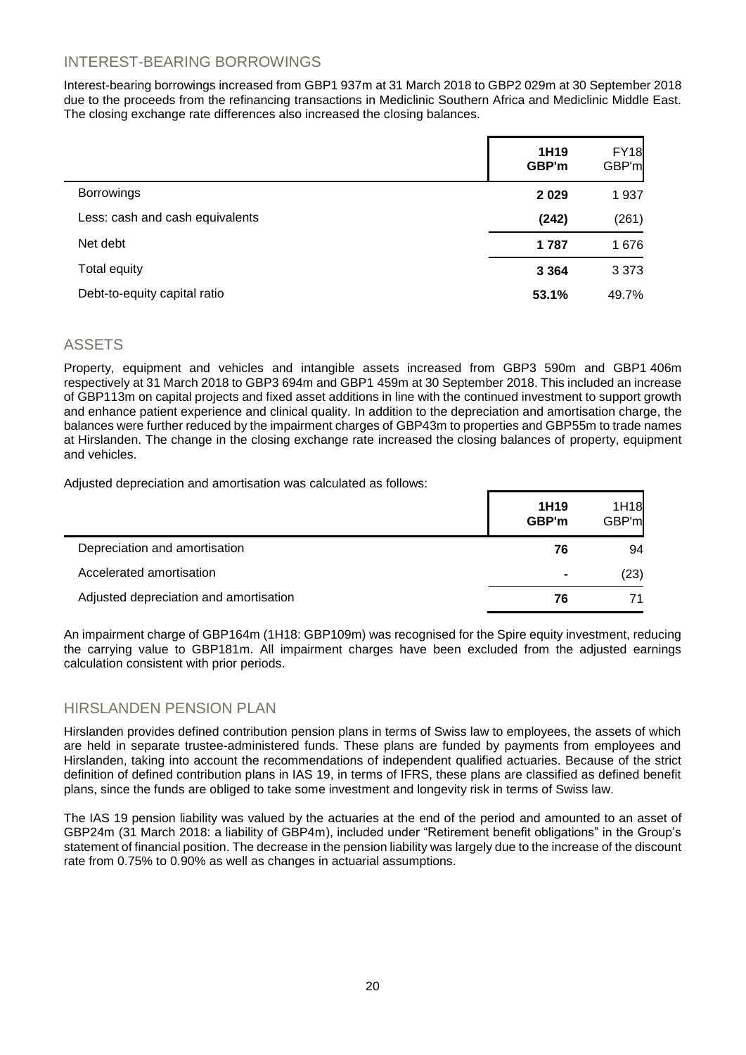## INTEREST-BEARING BORROWINGS

Interest-bearing borrowings increased from GBP1 937m at 31 March 2018 to GBP2 029m at 30 September 2018 due to the proceeds from the refinancing transactions in Mediclinic Southern Africa and Mediclinic Middle East. The closing exchange rate differences also increased the closing balances.

| | **1H19 GBP'm** | FY18 GBP'm |
|---|---|---|
| Borrowings | **2 029** | 1 937 |
| Less: cash and cash equivalents | **(242)** | (261) |
| Net debt | **1 787** | 1 676 |
| Total equity | **3 364** | 3 373 |
| Debt-to-equity capital ratio | **53.1%** | 49.7% |

## ASSETS

Property, equipment and vehicles and intangible assets increased from GBP3 590m and GBP1 406m respectively at 31 March 2018 to GBP3 694m and GBP1 459m at 30 September 2018. This included an increase of GBP113m on capital projects and fixed asset additions in line with the continued investment to support growth and enhance patient experience and clinical quality. In addition to the depreciation and amortisation charge, the balances were further reduced by the impairment charges of GBP43m to properties and GBP55m to trade names at Hirslanden. The change in the closing exchange rate increased the closing balances of property, equipment and vehicles.

Adjusted depreciation and amortisation was calculated as follows:

| | **1H19 GBP'm** | 1H18 GBP'm |
|---|---|---|
| Depreciation and amortisation | **76** | 94 |
| Accelerated amortisation | **-** | (23) |
| Adjusted depreciation and amortisation | **76** | 71 |

An impairment charge of GBP164m (1H18: GBP109m) was recognised for the Spire equity investment, reducing the carrying value to GBP181m. All impairment charges have been excluded from the adjusted earnings calculation consistent with prior periods.

## HIRSLANDEN PENSION PLAN

Hirslanden provides defined contribution pension plans in terms of Swiss law to employees, the assets of which are held in separate trustee-administered funds. These plans are funded by payments from employees and Hirslanden, taking into account the recommendations of independent qualified actuaries. Because of the strict definition of defined contribution plans in IAS 19, in terms of IFRS, these plans are classified as defined benefit plans, since the funds are obliged to take some investment and longevity risk in terms of Swiss law.

The IAS 19 pension liability was valued by the actuaries at the end of the period and amounted to an asset of GBP24m (31 March 2018: a liability of GBP4m), included under "Retirement benefit obligations" in the Group's statement of financial position. The decrease in the pension liability was largely due to the increase of the discount rate from 0.75% to 0.90% as well as changes in actuarial assumptions.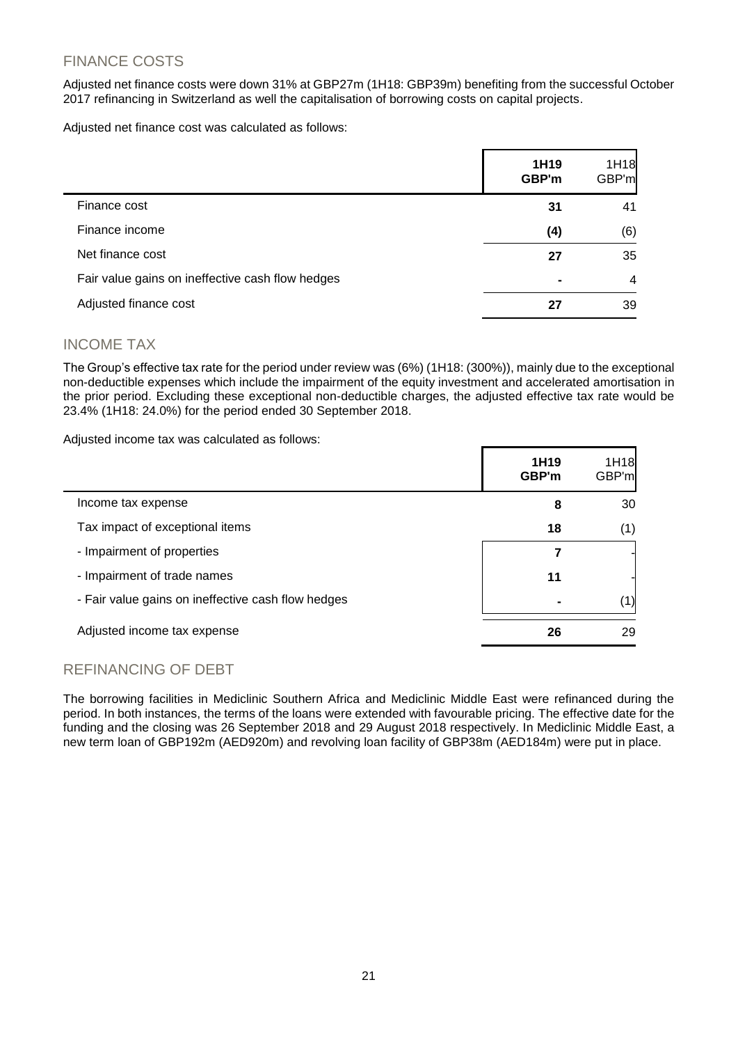## FINANCE COSTS

Adjusted net finance costs were down 31% at GBP27m (1H18: GBP39m) benefiting from the successful October 2017 refinancing in Switzerland as well the capitalisation of borrowing costs on capital projects.

Adjusted net finance cost was calculated as follows:

| | **1H19 GBP'm** | 1H18 GBP'm |
|---|---|---|
| Finance cost | **31** | 41 |
| Finance income | **(4)** | (6) |
| Net finance cost | **27** | 35 |
| Fair value gains on ineffective cash flow hedges | **-** | 4 |
| Adjusted finance cost | **27** | 39 |

## INCOME TAX

The Group's effective tax rate for the period under review was (6%) (1H18: (300%)), mainly due to the exceptional non-deductible expenses which include the impairment of the equity investment and accelerated amortisation in the prior period. Excluding these exceptional non-deductible charges, the adjusted effective tax rate would be 23.4% (1H18: 24.0%) for the period ended 30 September 2018.

Adjusted income tax was calculated as follows:

| | **1H19 GBP'm** | 1H18 GBP'm |
|---|---|---|
| Income tax expense | **8** | 30 |
| Tax impact of exceptional items | **18** | (1) |
| - Impairment of properties | **7** | - |
| - Impairment of trade names | **11** | - |
| - Fair value gains on ineffective cash flow hedges | **-** | (1) |
| Adjusted income tax expense | **26** | 29 |

## REFINANCING OF DEBT

The borrowing facilities in Mediclinic Southern Africa and Mediclinic Middle East were refinanced during the period. In both instances, the terms of the loans were extended with favourable pricing. The effective date for the funding and the closing was 26 September 2018 and 29 August 2018 respectively. In Mediclinic Middle East, a new term loan of GBP192m (AED920m) and revolving loan facility of GBP38m (AED184m) were put in place.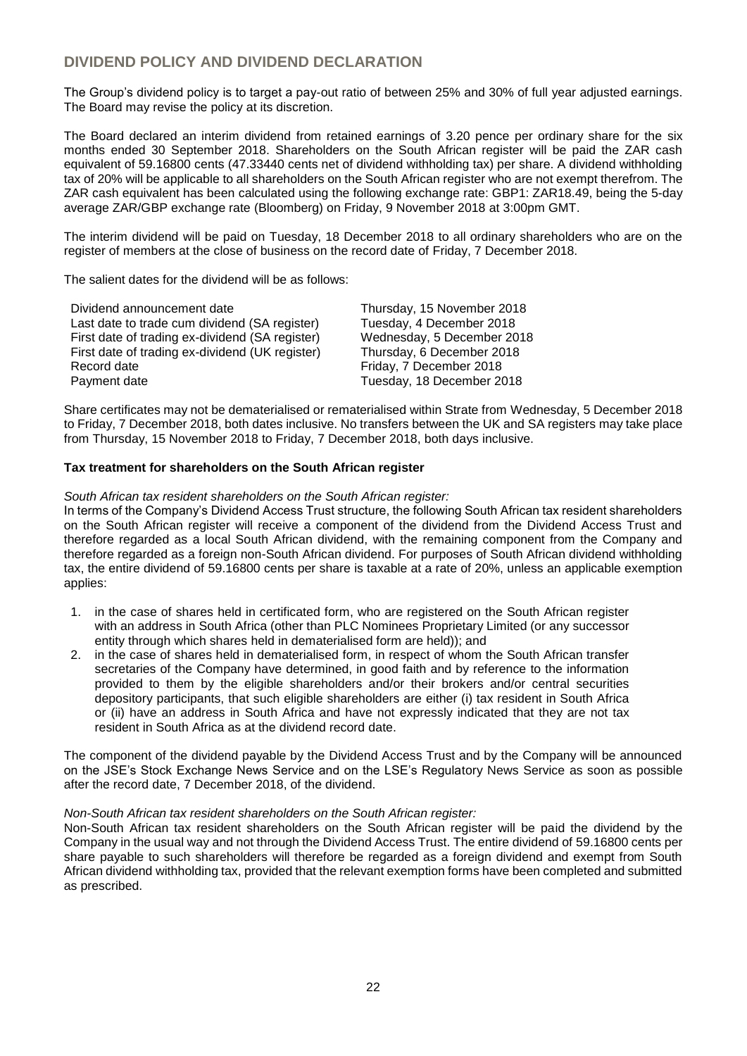## DIVIDEND POLICY AND DIVIDEND DECLARATION

The Group's dividend policy is to target a pay-out ratio of between 25% and 30% of full year adjusted earnings. The Board may revise the policy at its discretion.

The Board declared an interim dividend from retained earnings of 3.20 pence per ordinary share for the six months ended 30 September 2018. Shareholders on the South African register will be paid the ZAR cash equivalent of 59.16800 cents (47.33440 cents net of dividend withholding tax) per share. A dividend withholding tax of 20% will be applicable to all shareholders on the South African register who are not exempt therefrom. The ZAR cash equivalent has been calculated using the following exchange rate: GBP1: ZAR18.49, being the 5-day average ZAR/GBP exchange rate (Bloomberg) on Friday, 9 November 2018 at 3:00pm GMT.

The interim dividend will be paid on Tuesday, 18 December 2018 to all ordinary shareholders who are on the register of members at the close of business on the record date of Friday, 7 December 2018.

The salient dates for the dividend will be as follows:

| | |
|---|---|
| Dividend announcement date | Thursday, 15 November 2018 |
| Last date to trade cum dividend (SA register) | Tuesday, 4 December 2018 |
| First date of trading ex-dividend (SA register) | Wednesday, 5 December 2018 |
| First date of trading ex-dividend (UK register) | Thursday, 6 December 2018 |
| Record date | Friday, 7 December 2018 |
| Payment date | Tuesday, 18 December 2018 |

Share certificates may not be dematerialised or rematerialised within Strate from Wednesday, 5 December 2018 to Friday, 7 December 2018, both dates inclusive. No transfers between the UK and SA registers may take place from Thursday, 15 November 2018 to Friday, 7 December 2018, both days inclusive.

**Tax treatment for shareholders on the South African register**

*South African tax resident shareholders on the South African register:*
In terms of the Company's Dividend Access Trust structure, the following South African tax resident shareholders on the South African register will receive a component of the dividend from the Dividend Access Trust and therefore regarded as a local South African dividend, with the remaining component from the Company and therefore regarded as a foreign non-South African dividend. For purposes of South African dividend withholding tax, the entire dividend of 59.16800 cents per share is taxable at a rate of 20%, unless an applicable exemption applies:

1. in the case of shares held in certificated form, who are registered on the South African register with an address in South Africa (other than PLC Nominees Proprietary Limited (or any successor entity through which shares held in dematerialised form are held)); and
2. in the case of shares held in dematerialised form, in respect of whom the South African transfer secretaries of the Company have determined, in good faith and by reference to the information provided to them by the eligible shareholders and/or their brokers and/or central securities depository participants, that such eligible shareholders are either (i) tax resident in South Africa or (ii) have an address in South Africa and have not expressly indicated that they are not tax resident in South Africa as at the dividend record date.

The component of the dividend payable by the Dividend Access Trust and by the Company will be announced on the JSE's Stock Exchange News Service and on the LSE's Regulatory News Service as soon as possible after the record date, 7 December 2018, of the dividend.

*Non-South African tax resident shareholders on the South African register:*
Non-South African tax resident shareholders on the South African register will be paid the dividend by the Company in the usual way and not through the Dividend Access Trust. The entire dividend of 59.16800 cents per share payable to such shareholders will therefore be regarded as a foreign dividend and exempt from South African dividend withholding tax, provided that the relevant exemption forms have been completed and submitted as prescribed.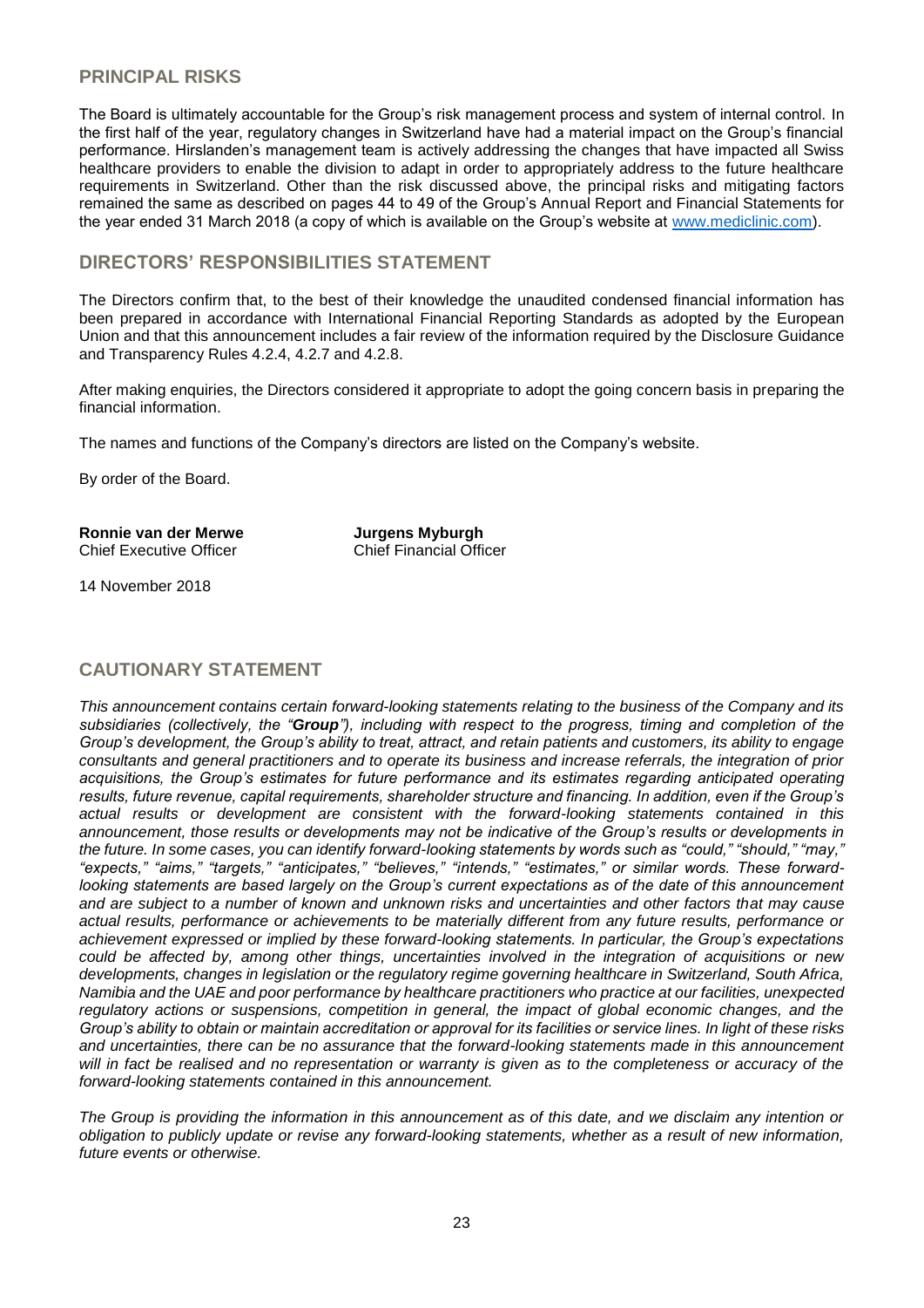## PRINCIPAL RISKS

The Board is ultimately accountable for the Group's risk management process and system of internal control. In the first half of the year, regulatory changes in Switzerland have had a material impact on the Group's financial performance. Hirslanden's management team is actively addressing the changes that have impacted all Swiss healthcare providers to enable the division to adapt in order to appropriately address to the future healthcare requirements in Switzerland. Other than the risk discussed above, the principal risks and mitigating factors remained the same as described on pages 44 to 49 of the Group's Annual Report and Financial Statements for the year ended 31 March 2018 (a copy of which is available on the Group's website at www.mediclinic.com).

## DIRECTORS' RESPONSIBILITIES STATEMENT

The Directors confirm that, to the best of their knowledge the unaudited condensed financial information has been prepared in accordance with International Financial Reporting Standards as adopted by the European Union and that this announcement includes a fair review of the information required by the Disclosure Guidance and Transparency Rules 4.2.4, 4.2.7 and 4.2.8.

After making enquiries, the Directors considered it appropriate to adopt the going concern basis in preparing the financial information.

The names and functions of the Company's directors are listed on the Company's website.

By order of the Board.

**Ronnie van der Merwe**
Chief Executive Officer

**Jurgens Myburgh**
Chief Financial Officer

14 November 2018

## CAUTIONARY STATEMENT

*This announcement contains certain forward-looking statements relating to the business of the Company and its subsidiaries (collectively, the "**Group**"), including with respect to the progress, timing and completion of the Group's development, the Group's ability to treat, attract, and retain patients and customers, its ability to engage consultants and general practitioners and to operate its business and increase referrals, the integration of prior acquisitions, the Group's estimates for future performance and its estimates regarding anticipated operating results, future revenue, capital requirements, shareholder structure and financing. In addition, even if the Group's actual results or development are consistent with the forward-looking statements contained in this announcement, those results or developments may not be indicative of the Group's results or developments in the future. In some cases, you can identify forward-looking statements by words such as "could," "should," "may," "expects," "aims," "targets," "anticipates," "believes," "intends," "estimates," or similar words. These forward-looking statements are based largely on the Group's current expectations as of the date of this announcement and are subject to a number of known and unknown risks and uncertainties and other factors that may cause actual results, performance or achievements to be materially different from any future results, performance or achievement expressed or implied by these forward-looking statements. In particular, the Group's expectations could be affected by, among other things, uncertainties involved in the integration of acquisitions or new developments, changes in legislation or the regulatory regime governing healthcare in Switzerland, South Africa, Namibia and the UAE and poor performance by healthcare practitioners who practice at our facilities, unexpected regulatory actions or suspensions, competition in general, the impact of global economic changes, and the Group's ability to obtain or maintain accreditation or approval for its facilities or service lines. In light of these risks and uncertainties, there can be no assurance that the forward-looking statements made in this announcement will in fact be realised and no representation or warranty is given as to the completeness or accuracy of the forward-looking statements contained in this announcement.*

*The Group is providing the information in this announcement as of this date, and we disclaim any intention or obligation to publicly update or revise any forward-looking statements, whether as a result of new information, future events or otherwise.*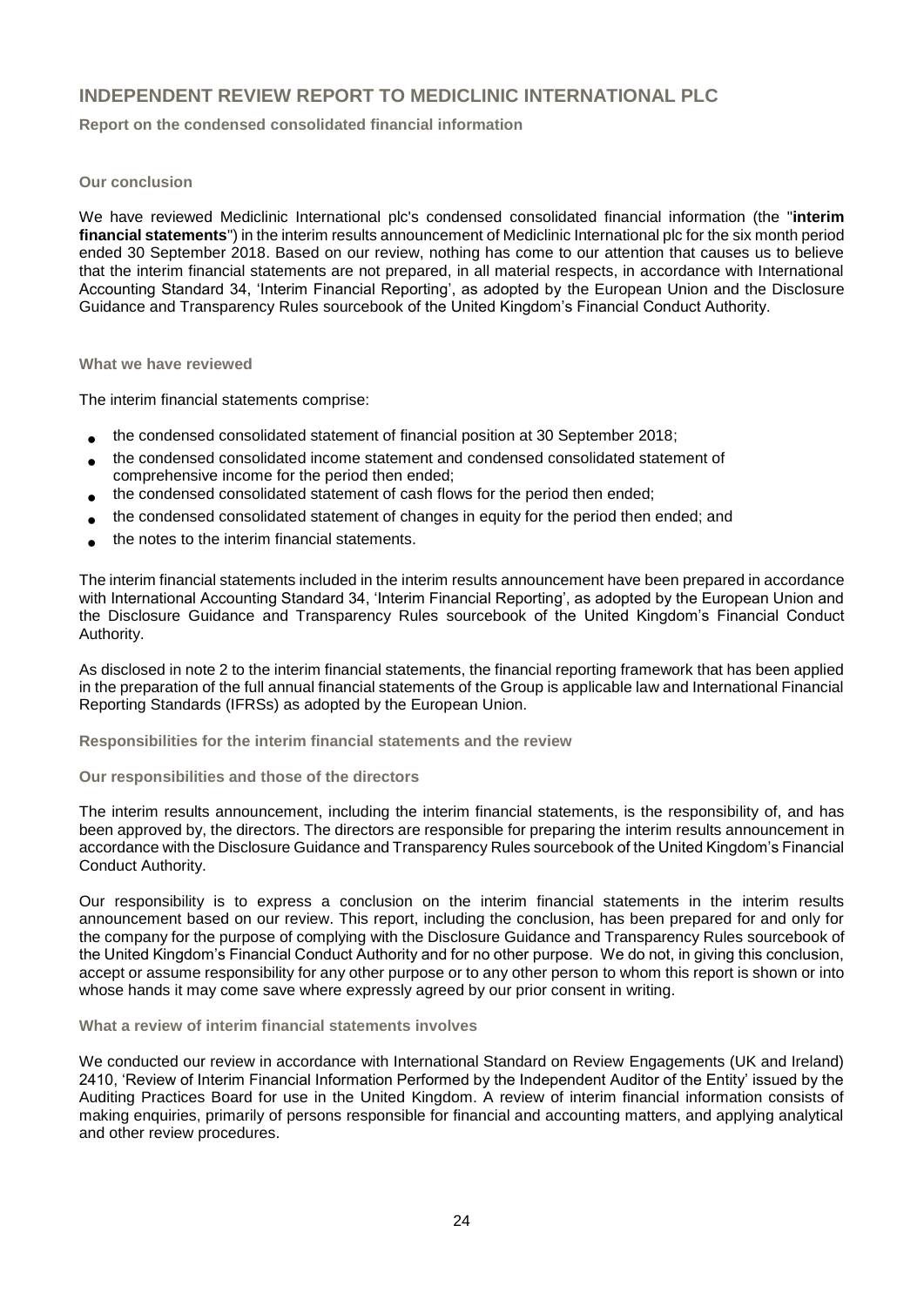# INDEPENDENT REVIEW REPORT TO MEDICLINIC INTERNATIONAL PLC

## Report on the condensed consolidated financial information

### Our conclusion

We have reviewed Mediclinic International plc's condensed consolidated financial information (the "**interim financial statements**") in the interim results announcement of Mediclinic International plc for the six month period ended 30 September 2018. Based on our review, nothing has come to our attention that causes us to believe that the interim financial statements are not prepared, in all material respects, in accordance with International Accounting Standard 34, 'Interim Financial Reporting', as adopted by the European Union and the Disclosure Guidance and Transparency Rules sourcebook of the United Kingdom's Financial Conduct Authority.

### What we have reviewed

The interim financial statements comprise:

- the condensed consolidated statement of financial position at 30 September 2018;
- the condensed consolidated income statement and condensed consolidated statement of comprehensive income for the period then ended;
- the condensed consolidated statement of cash flows for the period then ended;
- the condensed consolidated statement of changes in equity for the period then ended; and
- the notes to the interim financial statements.

The interim financial statements included in the interim results announcement have been prepared in accordance with International Accounting Standard 34, 'Interim Financial Reporting', as adopted by the European Union and the Disclosure Guidance and Transparency Rules sourcebook of the United Kingdom's Financial Conduct Authority.

As disclosed in note 2 to the interim financial statements, the financial reporting framework that has been applied in the preparation of the full annual financial statements of the Group is applicable law and International Financial Reporting Standards (IFRSs) as adopted by the European Union.

### Responsibilities for the interim financial statements and the review

### Our responsibilities and those of the directors

The interim results announcement, including the interim financial statements, is the responsibility of, and has been approved by, the directors. The directors are responsible for preparing the interim results announcement in accordance with the Disclosure Guidance and Transparency Rules sourcebook of the United Kingdom's Financial Conduct Authority.

Our responsibility is to express a conclusion on the interim financial statements in the interim results announcement based on our review. This report, including the conclusion, has been prepared for and only for the company for the purpose of complying with the Disclosure Guidance and Transparency Rules sourcebook of the United Kingdom's Financial Conduct Authority and for no other purpose. We do not, in giving this conclusion, accept or assume responsibility for any other purpose or to any other person to whom this report is shown or into whose hands it may come save where expressly agreed by our prior consent in writing.

### What a review of interim financial statements involves

We conducted our review in accordance with International Standard on Review Engagements (UK and Ireland) 2410, 'Review of Interim Financial Information Performed by the Independent Auditor of the Entity' issued by the Auditing Practices Board for use in the United Kingdom. A review of interim financial information consists of making enquiries, primarily of persons responsible for financial and accounting matters, and applying analytical and other review procedures.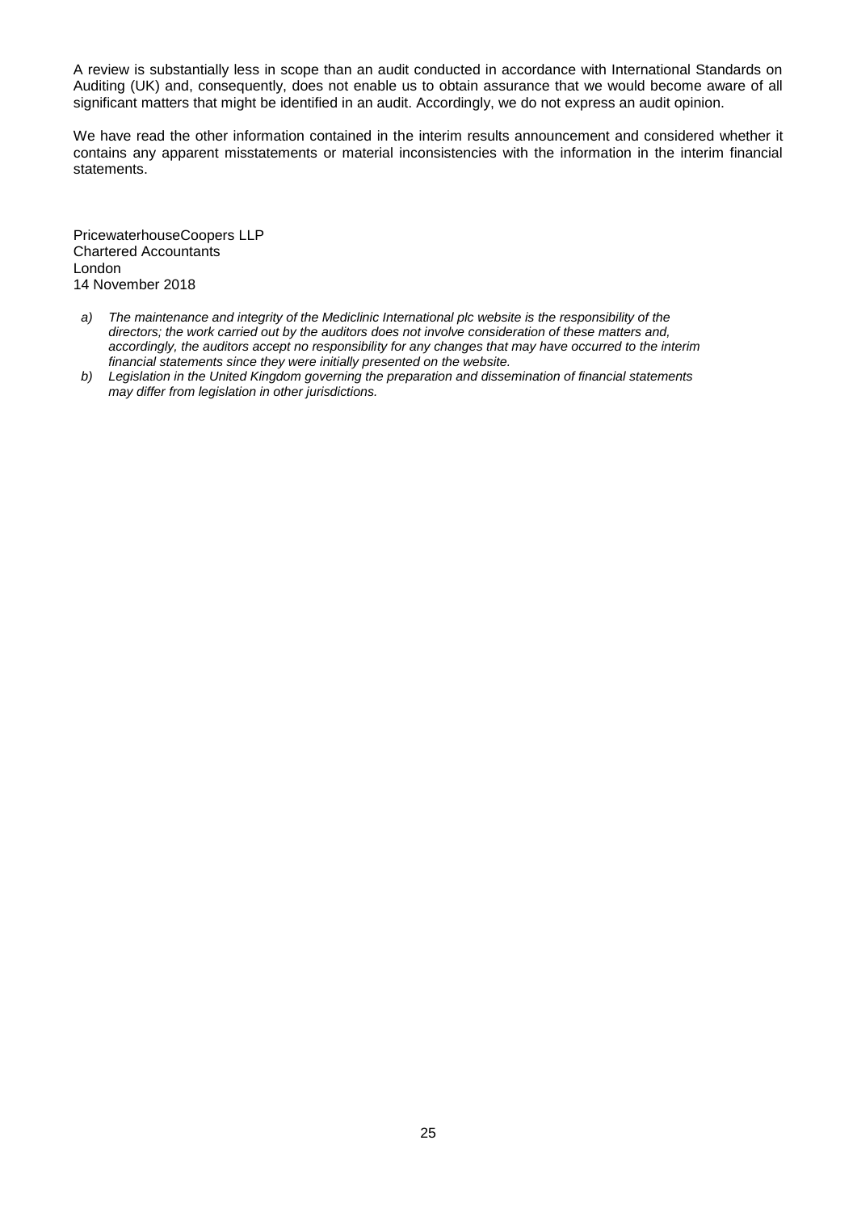A review is substantially less in scope than an audit conducted in accordance with International Standards on Auditing (UK) and, consequently, does not enable us to obtain assurance that we would become aware of all significant matters that might be identified in an audit. Accordingly, we do not express an audit opinion.

We have read the other information contained in the interim results announcement and considered whether it contains any apparent misstatements or material inconsistencies with the information in the interim financial statements.

PricewaterhouseCoopers LLP
Chartered Accountants
London
14 November 2018

a) *The maintenance and integrity of the Mediclinic International plc website is the responsibility of the directors; the work carried out by the auditors does not involve consideration of these matters and, accordingly, the auditors accept no responsibility for any changes that may have occurred to the interim financial statements since they were initially presented on the website.*
b) *Legislation in the United Kingdom governing the preparation and dissemination of financial statements may differ from legislation in other jurisdictions.*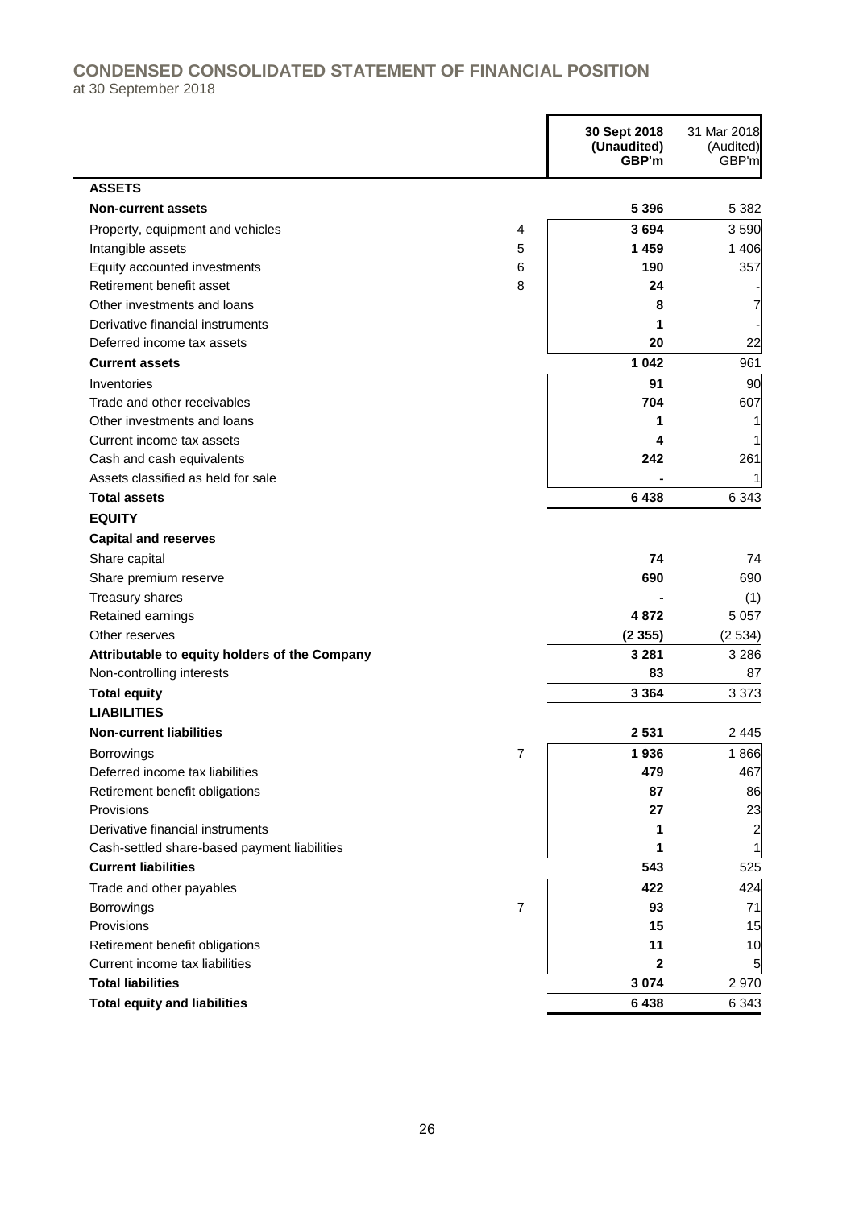# CONDENSED CONSOLIDATED STATEMENT OF FINANCIAL POSITION

at 30 September 2018

| | | 30 Sept 2018 (Unaudited) GBP'm | 31 Mar 2018 (Audited) GBP'm |
|---|---|---|---|
| **ASSETS** | | | |
| **Non-current assets** | | **5 396** | 5 382 |
| Property, equipment and vehicles | 4 | **3 694** | 3 590 |
| Intangible assets | 5 | **1 459** | 1 406 |
| Equity accounted investments | 6 | **190** | 357 |
| Retirement benefit asset | 8 | **24** | - |
| Other investments and loans | | **8** | 7 |
| Derivative financial instruments | | **1** | - |
| Deferred income tax assets | | **20** | 22 |
| **Current assets** | | **1 042** | 961 |
| Inventories | | **91** | 90 |
| Trade and other receivables | | **704** | 607 |
| Other investments and loans | | **1** | 1 |
| Current income tax assets | | **4** | 1 |
| Cash and cash equivalents | | **242** | 261 |
| Assets classified as held for sale | | **-** | 1 |
| **Total assets** | | **6 438** | 6 343 |
| **EQUITY** | | | |
| **Capital and reserves** | | | |
| Share capital | | **74** | 74 |
| Share premium reserve | | **690** | 690 |
| Treasury shares | | **-** | (1) |
| Retained earnings | | **4 872** | 5 057 |
| Other reserves | | **(2 355)** | (2 534) |
| **Attributable to equity holders of the Company** | | **3 281** | 3 286 |
| Non-controlling interests | | **83** | 87 |
| **Total equity** | | **3 364** | 3 373 |
| **LIABILITIES** | | | |
| **Non-current liabilities** | | **2 531** | 2 445 |
| Borrowings | 7 | **1 936** | 1 866 |
| Deferred income tax liabilities | | **479** | 467 |
| Retirement benefit obligations | | **87** | 86 |
| Provisions | | **27** | 23 |
| Derivative financial instruments | | **1** | 2 |
| Cash-settled share-based payment liabilities | | **1** | 1 |
| **Current liabilities** | | **543** | 525 |
| Trade and other payables | | **422** | 424 |
| Borrowings | 7 | **93** | 71 |
| Provisions | | **15** | 15 |
| Retirement benefit obligations | | **11** | 10 |
| Current income tax liabilities | | **2** | 5 |
| **Total liabilities** | | **3 074** | 2 970 |
| **Total equity and liabilities** | | **6 438** | 6 343 |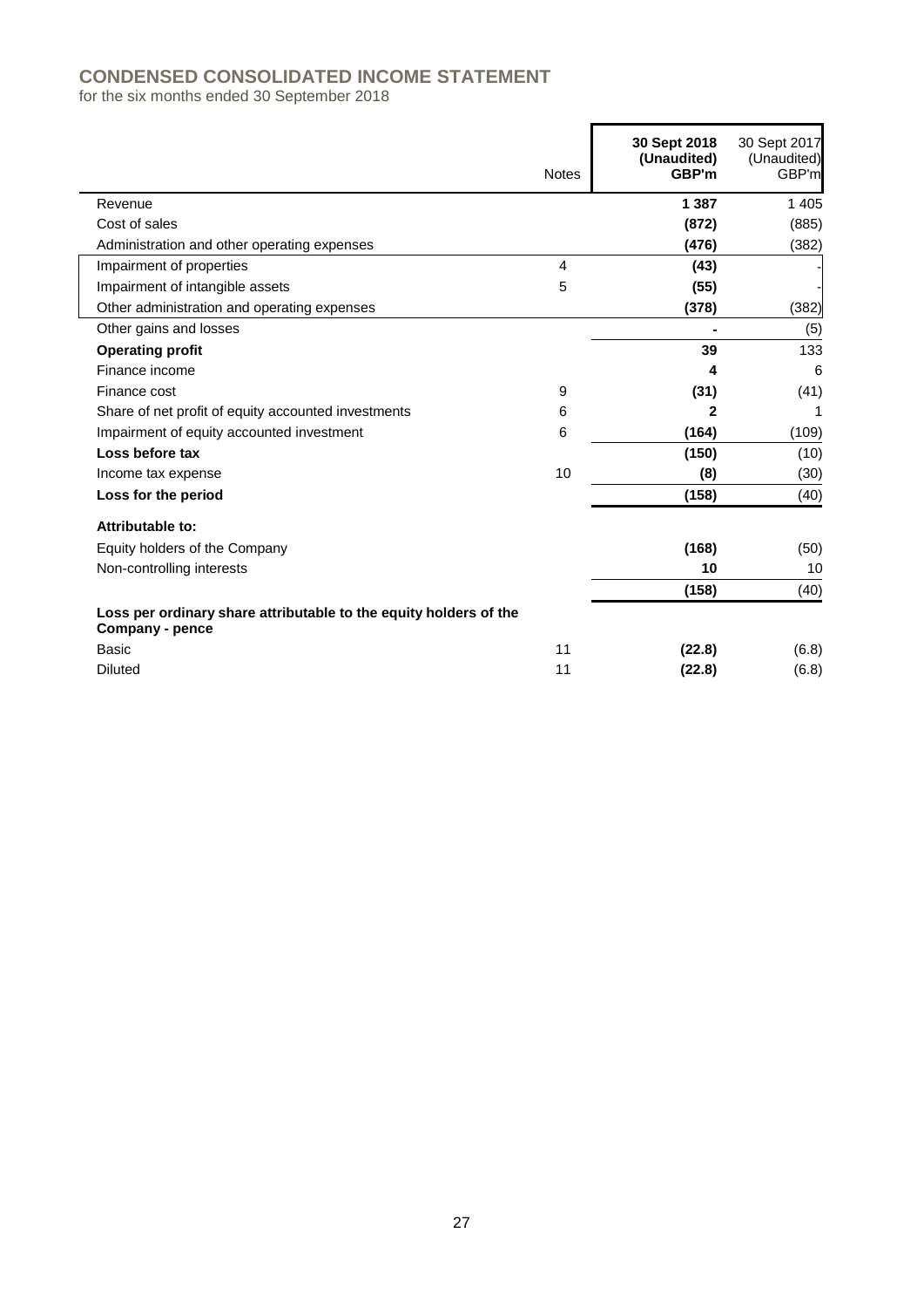## CONDENSED CONSOLIDATED INCOME STATEMENT

for the six months ended 30 September 2018

| | Notes | **30 Sept 2018 (Unaudited) GBP'm** | 30 Sept 2017 (Unaudited) GBP'm |
|---|---|---|---|
| Revenue | | **1 387** | 1 405 |
| Cost of sales | | **(872)** | (885) |
| Administration and other operating expenses | | **(476)** | (382) |
| Impairment of properties | 4 | **(43)** | - |
| Impairment of intangible assets | 5 | **(55)** | - |
| Other administration and operating expenses | | **(378)** | (382) |
| Other gains and losses | | **-** | (5) |
| **Operating profit** | | **39** | 133 |
| Finance income | | **4** | 6 |
| Finance cost | 9 | **(31)** | (41) |
| Share of net profit of equity accounted investments | 6 | **2** | 1 |
| Impairment of equity accounted investment | 6 | **(164)** | (109) |
| **Loss before tax** | | **(150)** | (10) |
| Income tax expense | 10 | **(8)** | (30) |
| **Loss for the period** | | **(158)** | (40) |
| **Attributable to:** | | | |
| Equity holders of the Company | | **(168)** | (50) |
| Non-controlling interests | | **10** | 10 |
| | | **(158)** | (40) |
| **Loss per ordinary share attributable to the equity holders of the Company - pence** | | | |
| Basic | 11 | **(22.8)** | (6.8) |
| Diluted | 11 | **(22.8)** | (6.8) |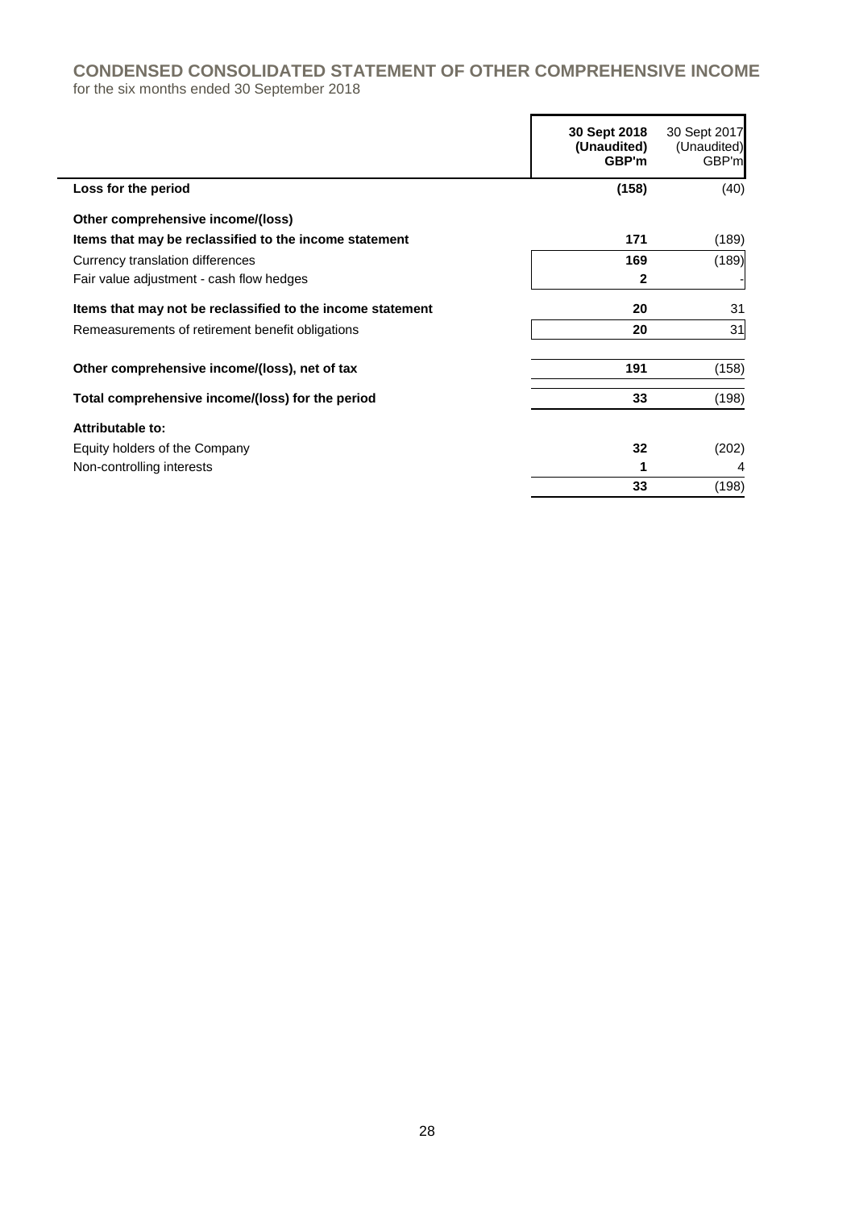## CONDENSED CONSOLIDATED STATEMENT OF OTHER COMPREHENSIVE INCOME

for the six months ended 30 September 2018

| | **30 Sept 2018 (Unaudited) GBP'm** | 30 Sept 2017 (Unaudited) GBP'm |
|---|---|---|
| **Loss for the period** | **(158)** | (40) |
| **Other comprehensive income/(loss)** | | |
| **Items that may be reclassified to the income statement** | **171** | (189) |
| Currency translation differences | **169** | (189) |
| Fair value adjustment - cash flow hedges | **2** | - |
| **Items that may not be reclassified to the income statement** | **20** | 31 |
| Remeasurements of retirement benefit obligations | **20** | 31 |
| **Other comprehensive income/(loss), net of tax** | **191** | (158) |
| **Total comprehensive income/(loss) for the period** | **33** | (198) |
| **Attributable to:** | | |
| Equity holders of the Company | **32** | (202) |
| Non-controlling interests | **1** | 4 |
| | **33** | (198) |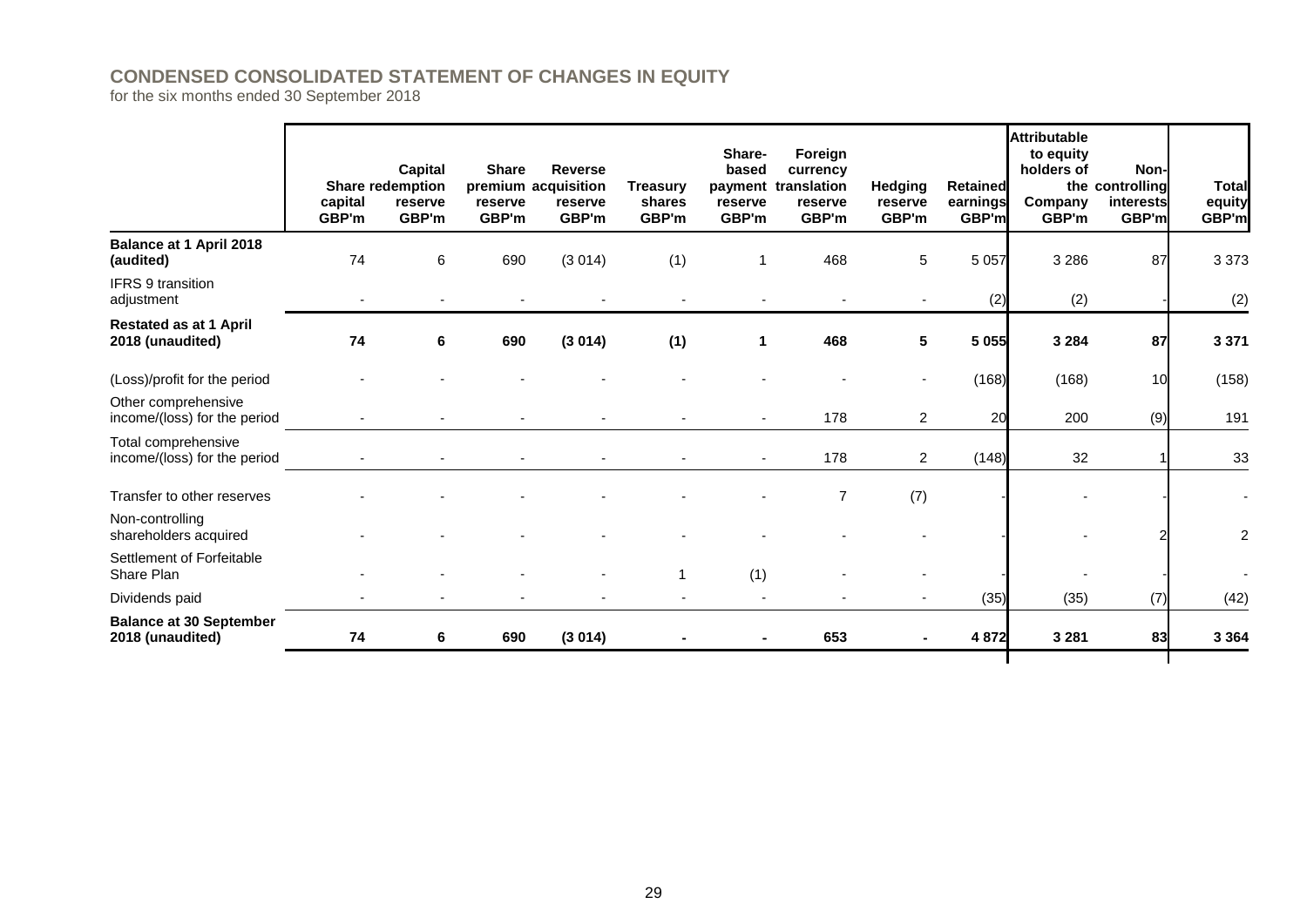## CONDENSED CONSOLIDATED STATEMENT OF CHANGES IN EQUITY

for the six months ended 30 September 2018

| | Share capital GBP'm | Capital redemption reserve GBP'm | Share premium reserve GBP'm | Reverse acquisition reserve GBP'm | Treasury shares GBP'm | Share-based payment reserve GBP'm | Foreign currency translation reserve GBP'm | Hedging reserve GBP'm | Retained earnings GBP'm | Attributable to equity holders of the Company GBP'm | Non-controlling interests GBP'm | Total equity GBP'm |
|---|---|---|---|---|---|---|---|---|---|---|---|---|
| **Balance at 1 April 2018 (audited)** | 74 | 6 | 690 | (3 014) | (1) | 1 | 468 | 5 | 5 057 | 3 286 | 87 | 3 373 |
| IFRS 9 transition adjustment | - | - | - | - | - | - | - | - | (2) | (2) | - | (2) |
| **Restated as at 1 April 2018 (unaudited)** | **74** | **6** | **690** | **(3 014)** | **(1)** | **1** | **468** | **5** | **5 055** | **3 284** | **87** | **3 371** |
| (Loss)/profit for the period | - | - | - | - | - | - | - | - | (168) | (168) | 10 | (158) |
| Other comprehensive income/(loss) for the period | - | - | - | - | - | - | 178 | 2 | 20 | 200 | (9) | 191 |
| Total comprehensive income/(loss) for the period | - | - | - | - | - | - | 178 | 2 | (148) | 32 | 1 | 33 |
| Transfer to other reserves | - | - | - | - | - | - | 7 | (7) | - | - | - | - |
| Non-controlling shareholders acquired | - | - | - | - | - | - | - | - | - | - | 2 | 2 |
| Settlement of Forfeitable Share Plan | - | - | - | - | 1 | (1) | - | - | - | - | - | - |
| Dividends paid | - | - | - | - | - | - | - | - | (35) | (35) | (7) | (42) |
| **Balance at 30 September 2018 (unaudited)** | **74** | **6** | **690** | **(3 014)** | **-** | **-** | **653** | **-** | **4 872** | **3 281** | **83** | **3 364** |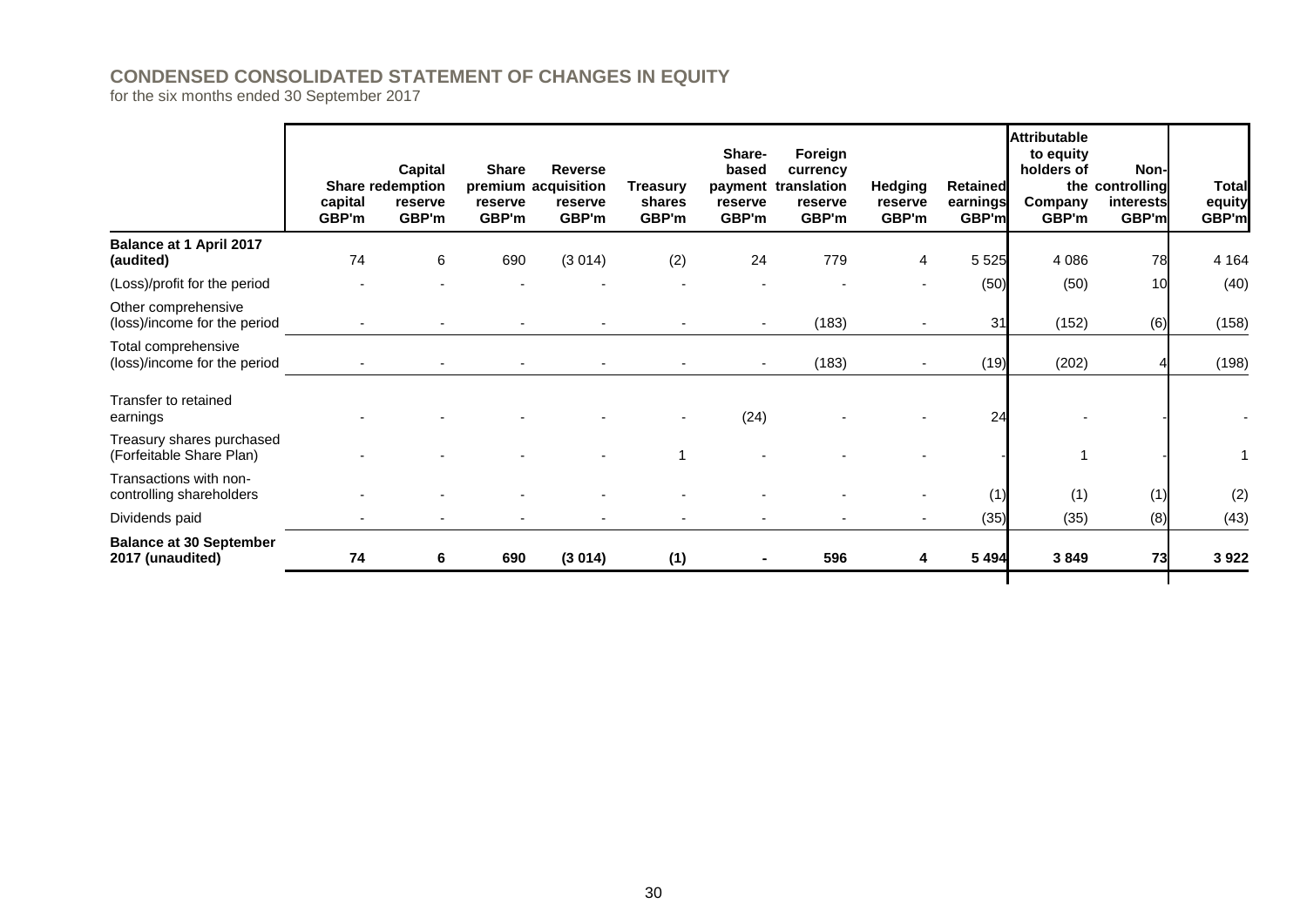# CONDENSED CONSOLIDATED STATEMENT OF CHANGES IN EQUITY

for the six months ended 30 September 2017

| | Share capital GBP'm | Capital redemption reserve GBP'm | Share premium reserve GBP'm | Reverse acquisition reserve GBP'm | Treasury shares GBP'm | Share-based payment reserve GBP'm | Foreign currency translation reserve GBP'm | Hedging reserve GBP'm | Retained earnings GBP'm | Attributable to equity holders of the Company GBP'm | Non-controlling interests GBP'm | Total equity GBP'm |
|---|---|---|---|---|---|---|---|---|---|---|---|---|
| **Balance at 1 April 2017 (audited)** | 74 | 6 | 690 | (3 014) | (2) | 24 | 779 | 4 | 5 525 | 4 086 | 78 | 4 164 |
| (Loss)/profit for the period | - | - | - | - | - | - | - | - | (50) | (50) | 10 | (40) |
| Other comprehensive (loss)/income for the period | - | - | - | - | - | - | (183) | - | 31 | (152) | (6) | (158) |
| Total comprehensive (loss)/income for the period | - | - | - | - | - | - | (183) | - | (19) | (202) | 4 | (198) |
| Transfer to retained earnings | - | - | - | - | - | (24) | - | - | 24 | - | - | - |
| Treasury shares purchased (Forfeitable Share Plan) | - | - | - | - | 1 | - | - | - | - | 1 | - | 1 |
| Transactions with non-controlling shareholders | - | - | - | - | - | - | - | - | (1) | (1) | (1) | (2) |
| Dividends paid | - | - | - | - | - | - | - | - | (35) | (35) | (8) | (43) |
| **Balance at 30 September 2017 (unaudited)** | **74** | **6** | **690** | **(3 014)** | **(1)** | **-** | **596** | **4** | **5 494** | **3 849** | **73** | **3 922** |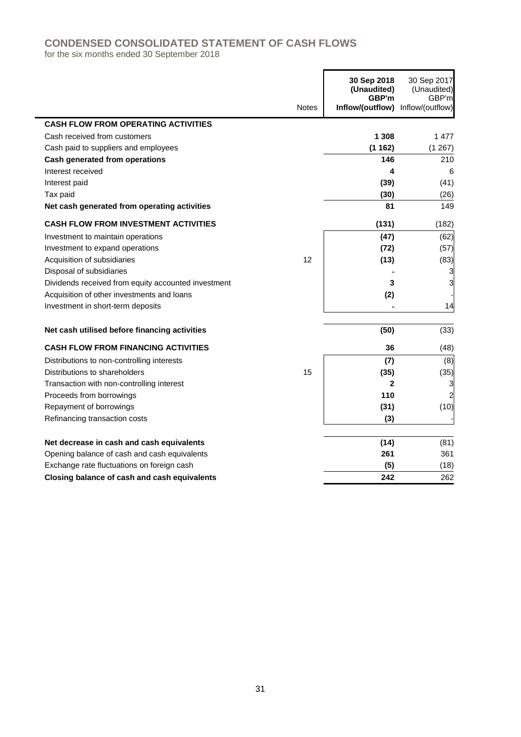# CONDENSED CONSOLIDATED STATEMENT OF CASH FLOWS

for the six months ended 30 September 2018

| | Notes | **30 Sep 2018 (Unaudited) GBP'm Inflow/(outflow)** | 30 Sep 2017 (Unaudited) GBP'm Inflow/(outflow) |
|---|---|---|---|
| **CASH FLOW FROM OPERATING ACTIVITIES** | | | |
| Cash received from customers | | **1 308** | 1 477 |
| Cash paid to suppliers and employees | | **(1 162)** | (1 267) |
| **Cash generated from operations** | | **146** | 210 |
| Interest received | | **4** | 6 |
| Interest paid | | **(39)** | (41) |
| Tax paid | | **(30)** | (26) |
| **Net cash generated from operating activities** | | **81** | 149 |
| **CASH FLOW FROM INVESTMENT ACTIVITIES** | | **(131)** | (182) |
| Investment to maintain operations | | **(47)** | (62) |
| Investment to expand operations | | **(72)** | (57) |
| Acquisition of subsidiaries | 12 | **(13)** | (83) |
| Disposal of subsidiaries | | **-** | 3 |
| Dividends received from equity accounted investment | | **3** | 3 |
| Acquisition of other investments and loans | | **(2)** | - |
| Investment in short-term deposits | | **-** | 14 |
| **Net cash utilised before financing activities** | | **(50)** | (33) |
| **CASH FLOW FROM FINANCING ACTIVITIES** | | **36** | (48) |
| Distributions to non-controlling interests | | **(7)** | (8) |
| Distributions to shareholders | 15 | **(35)** | (35) |
| Transaction with non-controlling interest | | **2** | 3 |
| Proceeds from borrowings | | **110** | 2 |
| Repayment of borrowings | | **(31)** | (10) |
| Refinancing transaction costs | | **(3)** | - |
| **Net decrease in cash and cash equivalents** | | **(14)** | (81) |
| Opening balance of cash and cash equivalents | | **261** | 361 |
| Exchange rate fluctuations on foreign cash | | **(5)** | (18) |
| **Closing balance of cash and cash equivalents** | | **242** | 262 |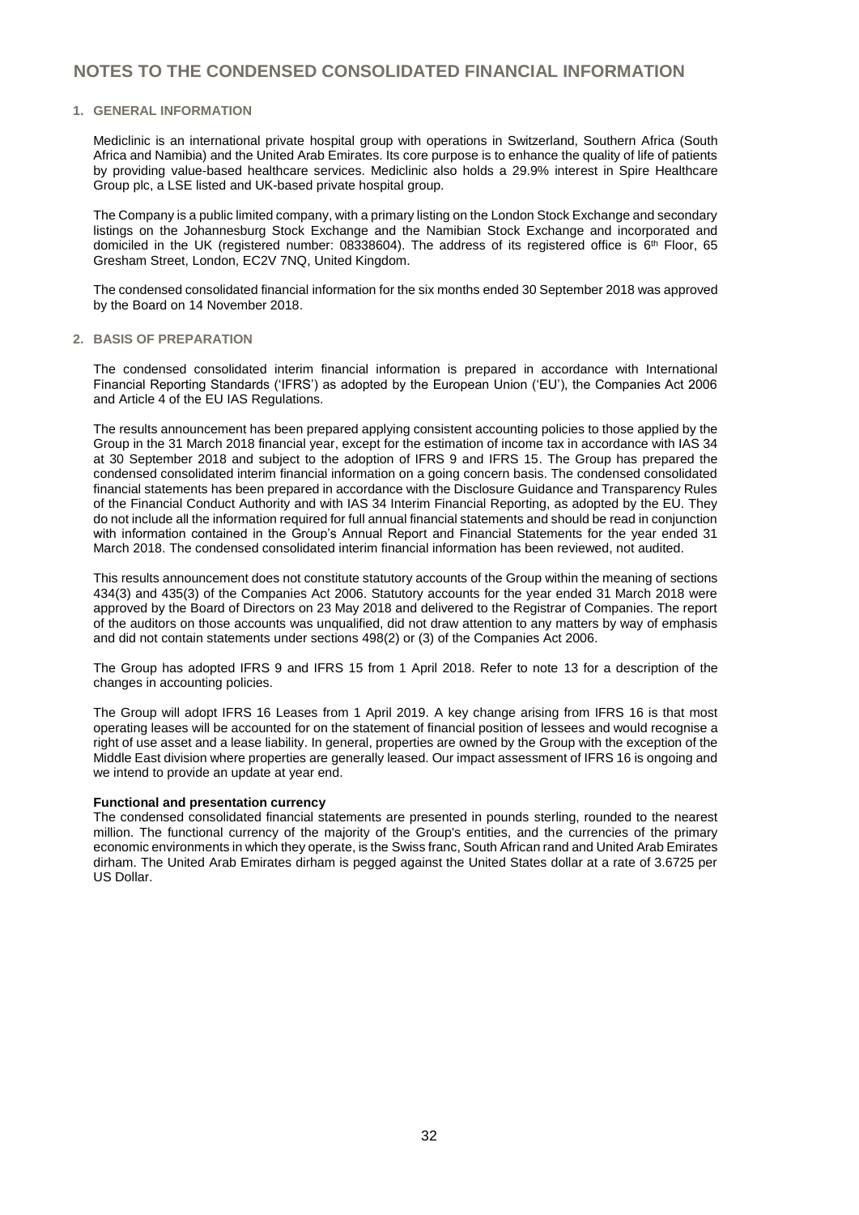# NOTES TO THE CONDENSED CONSOLIDATED FINANCIAL INFORMATION

## 1. GENERAL INFORMATION

Mediclinic is an international private hospital group with operations in Switzerland, Southern Africa (South Africa and Namibia) and the United Arab Emirates. Its core purpose is to enhance the quality of life of patients by providing value-based healthcare services. Mediclinic also holds a 29.9% interest in Spire Healthcare Group plc, a LSE listed and UK-based private hospital group.

The Company is a public limited company, with a primary listing on the London Stock Exchange and secondary listings on the Johannesburg Stock Exchange and the Namibian Stock Exchange and incorporated and domiciled in the UK (registered number: 08338604). The address of its registered office is 6th Floor, 65 Gresham Street, London, EC2V 7NQ, United Kingdom.

The condensed consolidated financial information for the six months ended 30 September 2018 was approved by the Board on 14 November 2018.

## 2. BASIS OF PREPARATION

The condensed consolidated interim financial information is prepared in accordance with International Financial Reporting Standards ('IFRS') as adopted by the European Union ('EU'), the Companies Act 2006 and Article 4 of the EU IAS Regulations.

The results announcement has been prepared applying consistent accounting policies to those applied by the Group in the 31 March 2018 financial year, except for the estimation of income tax in accordance with IAS 34 at 30 September 2018 and subject to the adoption of IFRS 9 and IFRS 15. The Group has prepared the condensed consolidated interim financial information on a going concern basis. The condensed consolidated financial statements has been prepared in accordance with the Disclosure Guidance and Transparency Rules of the Financial Conduct Authority and with IAS 34 Interim Financial Reporting, as adopted by the EU. They do not include all the information required for full annual financial statements and should be read in conjunction with information contained in the Group's Annual Report and Financial Statements for the year ended 31 March 2018. The condensed consolidated interim financial information has been reviewed, not audited.

This results announcement does not constitute statutory accounts of the Group within the meaning of sections 434(3) and 435(3) of the Companies Act 2006. Statutory accounts for the year ended 31 March 2018 were approved by the Board of Directors on 23 May 2018 and delivered to the Registrar of Companies. The report of the auditors on those accounts was unqualified, did not draw attention to any matters by way of emphasis and did not contain statements under sections 498(2) or (3) of the Companies Act 2006.

The Group has adopted IFRS 9 and IFRS 15 from 1 April 2018. Refer to note 13 for a description of the changes in accounting policies.

The Group will adopt IFRS 16 Leases from 1 April 2019. A key change arising from IFRS 16 is that most operating leases will be accounted for on the statement of financial position of lessees and would recognise a right of use asset and a lease liability. In general, properties are owned by the Group with the exception of the Middle East division where properties are generally leased. Our impact assessment of IFRS 16 is ongoing and we intend to provide an update at year end.

**Functional and presentation currency**

The condensed consolidated financial statements are presented in pounds sterling, rounded to the nearest million. The functional currency of the majority of the Group's entities, and the currencies of the primary economic environments in which they operate, is the Swiss franc, South African rand and United Arab Emirates dirham. The United Arab Emirates dirham is pegged against the United States dollar at a rate of 3.6725 per US Dollar.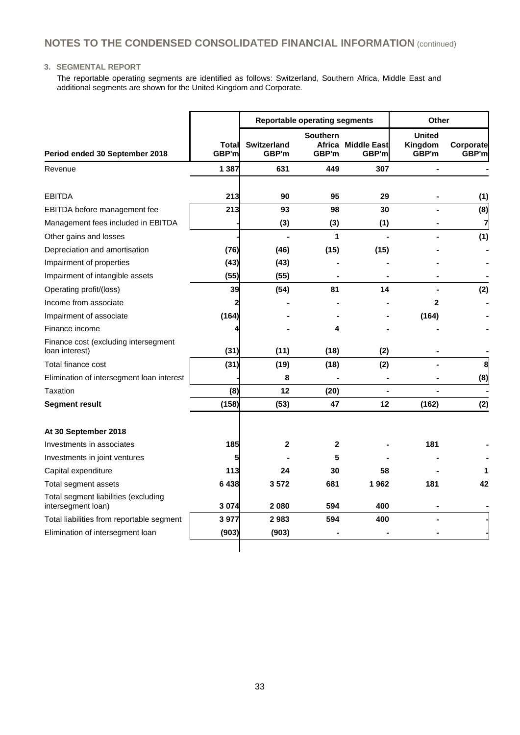# NOTES TO THE CONDENSED CONSOLIDATED FINANCIAL INFORMATION (continued)

## 3. SEGMENTAL REPORT

The reportable operating segments are identified as follows: Switzerland, Southern Africa, Middle East and additional segments are shown for the United Kingdom and Corporate.

| | | Reportable operating segments | | | Other | |
|---|---|---|---|---|---|---|
| **Period ended 30 September 2018** | **Total GBP'm** | **Switzerland GBP'm** | **Southern Africa GBP'm** | **Middle East GBP'm** | **United Kingdom GBP'm** | **Corporate GBP'm** |
| Revenue | **1 387** | **631** | **449** | **307** | **-** | **-** |
| | | | | | | |
| EBITDA | **213** | **90** | **95** | **29** | **-** | **(1)** |
| EBITDA before management fee | **213** | **93** | **98** | **30** | **-** | **(8)** |
| Management fees included in EBITDA | **-** | **(3)** | **(3)** | **(1)** | **-** | **7** |
| Other gains and losses | **-** | **-** | **1** | **-** | **-** | **(1)** |
| Depreciation and amortisation | **(76)** | **(46)** | **(15)** | **(15)** | **-** | **-** |
| Impairment of properties | **(43)** | **(43)** | **-** | **-** | **-** | **-** |
| Impairment of intangible assets | **(55)** | **(55)** | **-** | **-** | **-** | **-** |
| Operating profit/(loss) | **39** | **(54)** | **81** | **14** | **-** | **(2)** |
| Income from associate | **2** | **-** | **-** | **-** | **2** | **-** |
| Impairment of associate | **(164)** | **-** | **-** | **-** | **(164)** | **-** |
| Finance income | **4** | **-** | **4** | **-** | **-** | **-** |
| Finance cost (excluding intersegment loan interest) | **(31)** | **(11)** | **(18)** | **(2)** | **-** | **-** |
| Total finance cost | **(31)** | **(19)** | **(18)** | **(2)** | **-** | **8** |
| Elimination of intersegment loan interest | **-** | **8** | **-** | **-** | **-** | **(8)** |
| Taxation | **(8)** | **12** | **(20)** | **-** | **-** | **-** |
| **Segment result** | **(158)** | **(53)** | **47** | **12** | **(162)** | **(2)** |
| | | | | | | |
| **At 30 September 2018** | | | | | | |
| Investments in associates | **185** | **2** | **2** | **-** | **181** | **-** |
| Investments in joint ventures | **5** | **-** | **5** | **-** | **-** | **-** |
| Capital expenditure | **113** | **24** | **30** | **58** | **-** | **1** |
| Total segment assets | **6 438** | **3 572** | **681** | **1 962** | **181** | **42** |
| Total segment liabilities (excluding intersegment loan) | **3 074** | **2 080** | **594** | **400** | **-** | **-** |
| Total liabilities from reportable segment | **3 977** | **2 983** | **594** | **400** | **-** | **-** |
| Elimination of intersegment loan | **(903)** | **(903)** | **-** | **-** | **-** | **-** |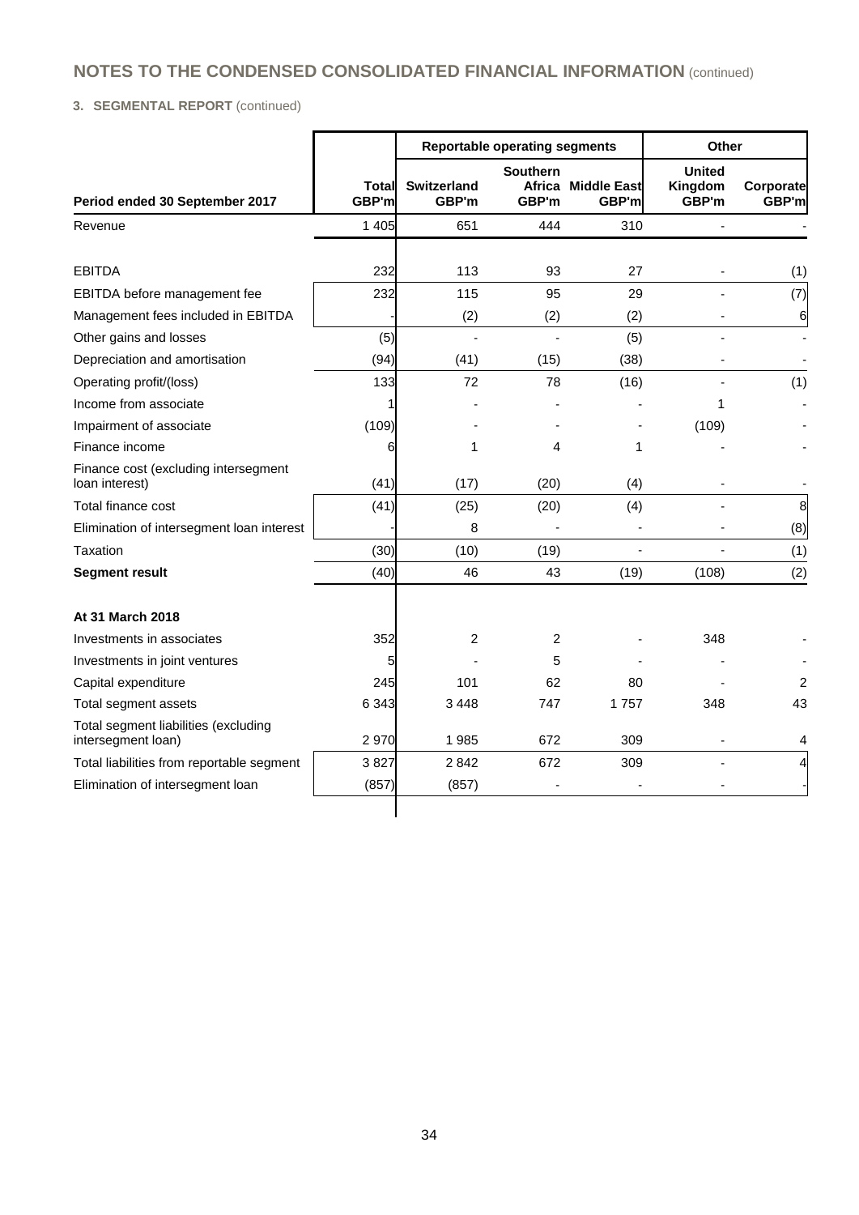# NOTES TO THE CONDENSED CONSOLIDATED FINANCIAL INFORMATION (continued)

**3. SEGMENTAL REPORT** (continued)

| | | Reportable operating segments | | | Other | |
|---|---|---|---|---|---|---|
| **Period ended 30 September 2017** | **Total GBP'm** | **Switzerland GBP'm** | **Southern Africa GBP'm** | **Middle East GBP'm** | **United Kingdom GBP'm** | **Corporate GBP'm** |
| Revenue | 1 405 | 651 | 444 | 310 | - | - |
| | | | | | | |
| EBITDA | 232 | 113 | 93 | 27 | - | (1) |
| EBITDA before management fee | 232 | 115 | 95 | 29 | - | (7) |
| Management fees included in EBITDA | - | (2) | (2) | (2) | - | 6 |
| Other gains and losses | (5) | - | - | (5) | - | - |
| Depreciation and amortisation | (94) | (41) | (15) | (38) | - | - |
| Operating profit/(loss) | 133 | 72 | 78 | (16) | - | (1) |
| Income from associate | 1 | - | - | - | 1 | - |
| Impairment of associate | (109) | - | - | - | (109) | - |
| Finance income | 6 | 1 | 4 | 1 | - | - |
| Finance cost (excluding intersegment loan interest) | (41) | (17) | (20) | (4) | - | - |
| Total finance cost | (41) | (25) | (20) | (4) | - | 8 |
| Elimination of intersegment loan interest | - | 8 | - | - | - | (8) |
| Taxation | (30) | (10) | (19) | - | - | (1) |
| **Segment result** | (40) | 46 | 43 | (19) | (108) | (2) |
| | | | | | | |
| **At 31 March 2018** | | | | | | |
| Investments in associates | 352 | 2 | 2 | - | 348 | - |
| Investments in joint ventures | 5 | - | 5 | - | - | - |
| Capital expenditure | 245 | 101 | 62 | 80 | - | 2 |
| Total segment assets | 6 343 | 3 448 | 747 | 1 757 | 348 | 43 |
| Total segment liabilities (excluding intersegment loan) | 2 970 | 1 985 | 672 | 309 | - | 4 |
| Total liabilities from reportable segment | 3 827 | 2 842 | 672 | 309 | - | 4 |
| Elimination of intersegment loan | (857) | (857) | - | - | - | - |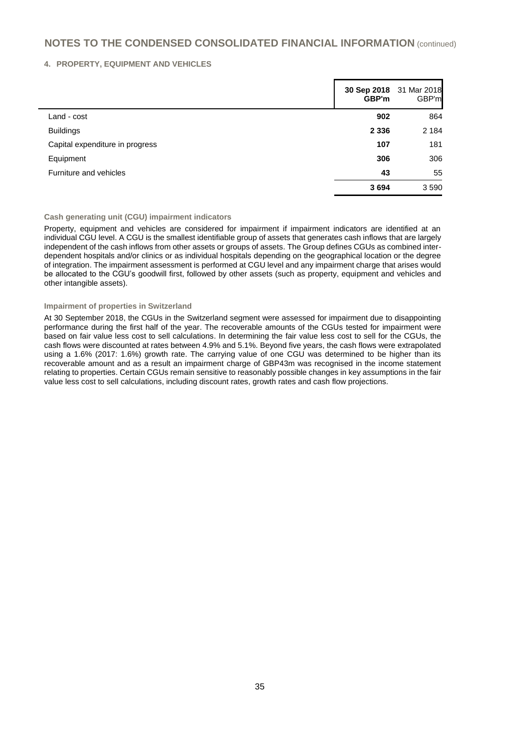## NOTES TO THE CONDENSED CONSOLIDATED FINANCIAL INFORMATION (continued)

### 4. PROPERTY, EQUIPMENT AND VEHICLES

| | **30 Sep 2018 GBP'm** | 31 Mar 2018 GBP'm |
|---|---|---|
| Land - cost | **902** | 864 |
| Buildings | **2 336** | 2 184 |
| Capital expenditure in progress | **107** | 181 |
| Equipment | **306** | 306 |
| Furniture and vehicles | **43** | 55 |
| | **3 694** | 3 590 |

**Cash generating unit (CGU) impairment indicators**

Property, equipment and vehicles are considered for impairment if impairment indicators are identified at an individual CGU level. A CGU is the smallest identifiable group of assets that generates cash inflows that are largely independent of the cash inflows from other assets or groups of assets. The Group defines CGUs as combined inter-dependent hospitals and/or clinics or as individual hospitals depending on the geographical location or the degree of integration. The impairment assessment is performed at CGU level and any impairment charge that arises would be allocated to the CGU's goodwill first, followed by other assets (such as property, equipment and vehicles and other intangible assets).

**Impairment of properties in Switzerland**

At 30 September 2018, the CGUs in the Switzerland segment were assessed for impairment due to disappointing performance during the first half of the year. The recoverable amounts of the CGUs tested for impairment were based on fair value less cost to sell calculations. In determining the fair value less cost to sell for the CGUs, the cash flows were discounted at rates between 4.9% and 5.1%. Beyond five years, the cash flows were extrapolated using a 1.6% (2017: 1.6%) growth rate. The carrying value of one CGU was determined to be higher than its recoverable amount and as a result an impairment charge of GBP43m was recognised in the income statement relating to properties. Certain CGUs remain sensitive to reasonably possible changes in key assumptions in the fair value less cost to sell calculations, including discount rates, growth rates and cash flow projections.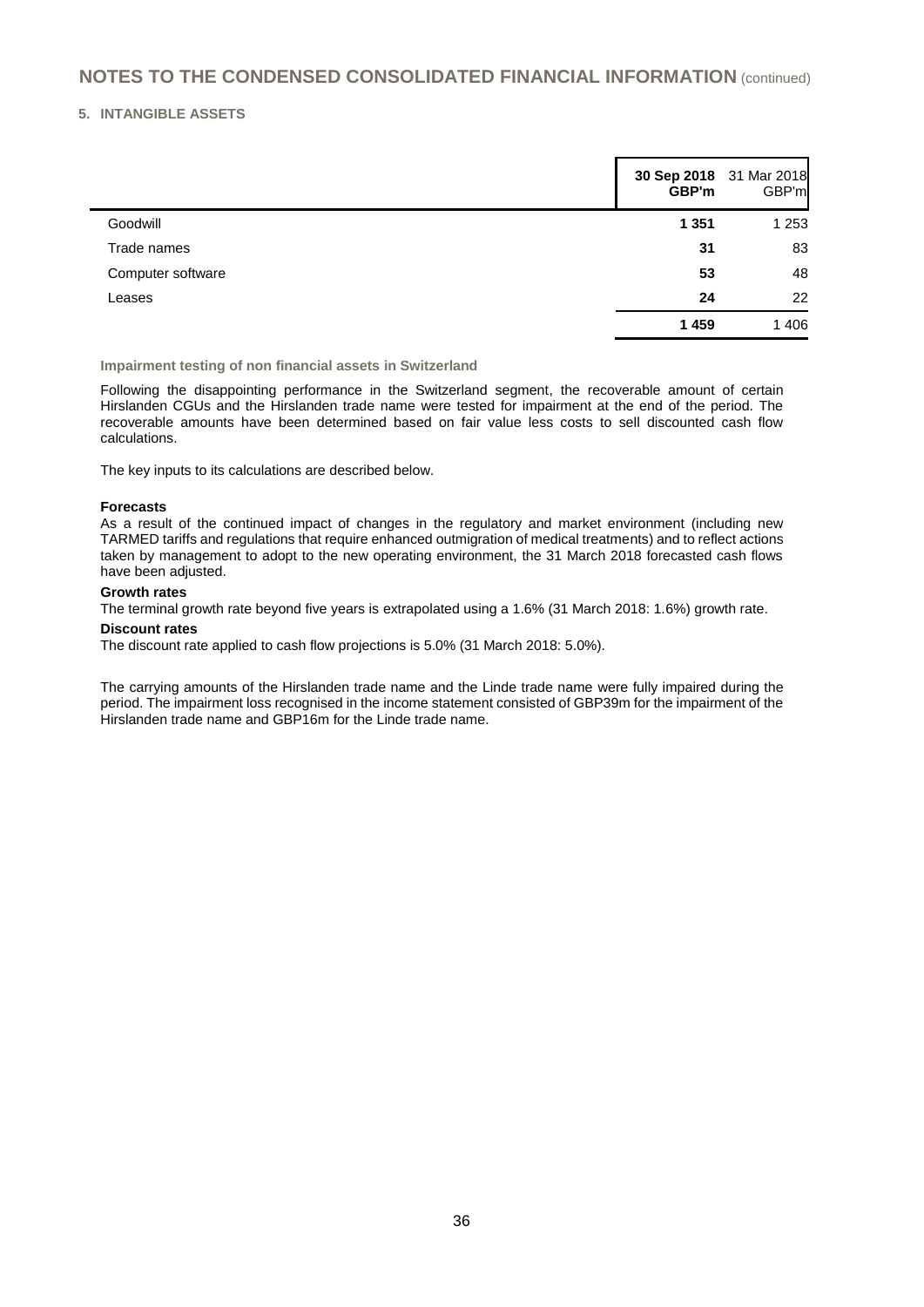# NOTES TO THE CONDENSED CONSOLIDATED FINANCIAL INFORMATION (continued)

## 5. INTANGIBLE ASSETS

| | **30 Sep 2018 GBP'm** | 31 Mar 2018 GBP'm |
|---|---|---|
| Goodwill | **1 351** | 1 253 |
| Trade names | **31** | 83 |
| Computer software | **53** | 48 |
| Leases | **24** | 22 |
| | **1 459** | 1 406 |

### Impairment testing of non financial assets in Switzerland

Following the disappointing performance in the Switzerland segment, the recoverable amount of certain Hirslanden CGUs and the Hirslanden trade name were tested for impairment at the end of the period. The recoverable amounts have been determined based on fair value less costs to sell discounted cash flow calculations.

The key inputs to its calculations are described below.

**Forecasts**

As a result of the continued impact of changes in the regulatory and market environment (including new TARMED tariffs and regulations that require enhanced outmigration of medical treatments) and to reflect actions taken by management to adopt to the new operating environment, the 31 March 2018 forecasted cash flows have been adjusted.

**Growth rates**

The terminal growth rate beyond five years is extrapolated using a 1.6% (31 March 2018: 1.6%) growth rate.

**Discount rates**

The discount rate applied to cash flow projections is 5.0% (31 March 2018: 5.0%).

The carrying amounts of the Hirslanden trade name and the Linde trade name were fully impaired during the period. The impairment loss recognised in the income statement consisted of GBP39m for the impairment of the Hirslanden trade name and GBP16m for the Linde trade name.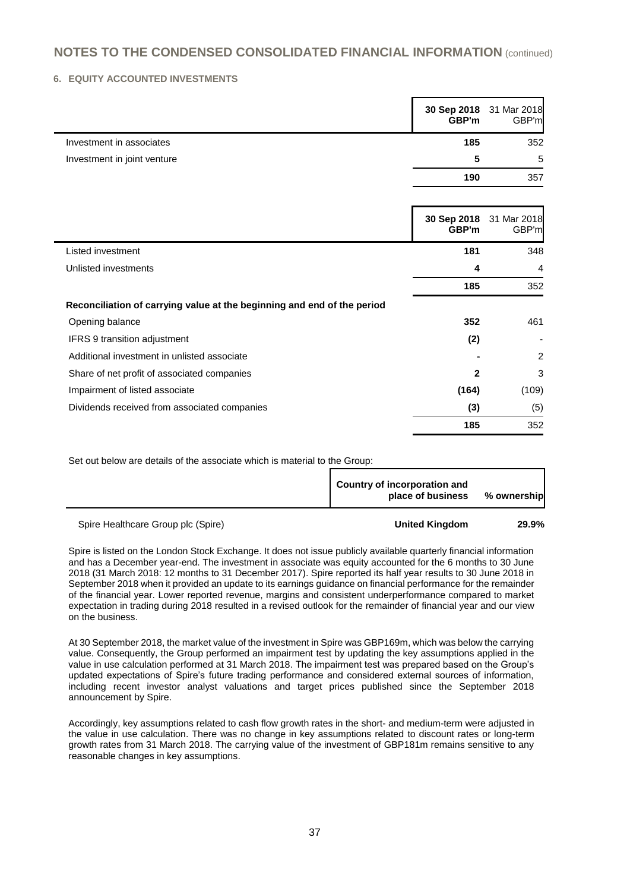## NOTES TO THE CONDENSED CONSOLIDATED FINANCIAL INFORMATION (continued)

### 6. EQUITY ACCOUNTED INVESTMENTS

| | **30 Sep 2018 GBP'm** | 31 Mar 2018 GBP'm |
|---|---|---|
| Investment in associates | **185** | 352 |
| Investment in joint venture | **5** | 5 |
| | **190** | 357 |

| | **30 Sep 2018 GBP'm** | 31 Mar 2018 GBP'm |
|---|---|---|
| Listed investment | **181** | 348 |
| Unlisted investments | **4** | 4 |
| | **185** | 352 |
| **Reconciliation of carrying value at the beginning and end of the period** | | |
| Opening balance | **352** | 461 |
| IFRS 9 transition adjustment | **(2)** | - |
| Additional investment in unlisted associate | **-** | 2 |
| Share of net profit of associated companies | **2** | 3 |
| Impairment of listed associate | **(164)** | (109) |
| Dividends received from associated companies | **(3)** | (5) |
| | **185** | 352 |

Set out below are details of the associate which is material to the Group:

| | **Country of incorporation and place of business** | **% ownership** |
|---|---|---|
| Spire Healthcare Group plc (Spire) | **United Kingdom** | **29.9%** |

Spire is listed on the London Stock Exchange. It does not issue publicly available quarterly financial information and has a December year-end. The investment in associate was equity accounted for the 6 months to 30 June 2018 (31 March 2018: 12 months to 31 December 2017). Spire reported its half year results to 30 June 2018 in September 2018 when it provided an update to its earnings guidance on financial performance for the remainder of the financial year. Lower reported revenue, margins and consistent underperformance compared to market expectation in trading during 2018 resulted in a revised outlook for the remainder of financial year and our view on the business.

At 30 September 2018, the market value of the investment in Spire was GBP169m, which was below the carrying value. Consequently, the Group performed an impairment test by updating the key assumptions applied in the value in use calculation performed at 31 March 2018. The impairment test was prepared based on the Group's updated expectations of Spire's future trading performance and considered external sources of information, including recent investor analyst valuations and target prices published since the September 2018 announcement by Spire.

Accordingly, key assumptions related to cash flow growth rates in the short- and medium-term were adjusted in the value in use calculation. There was no change in key assumptions related to discount rates or long-term growth rates from 31 March 2018. The carrying value of the investment of GBP181m remains sensitive to any reasonable changes in key assumptions.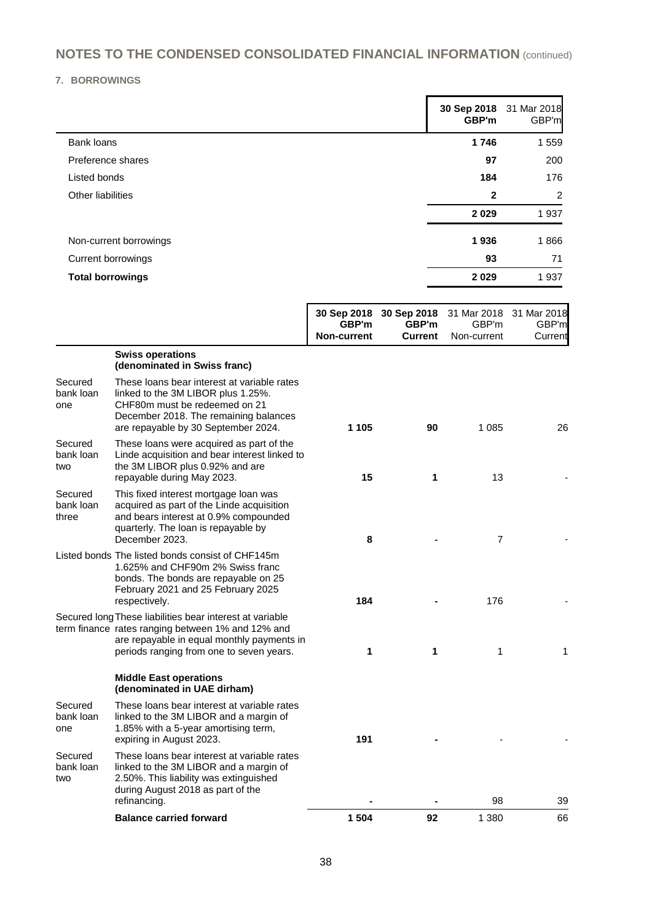## NOTES TO THE CONDENSED CONSOLIDATED FINANCIAL INFORMATION (continued)

### 7. BORROWINGS

| | **30 Sep 2018 GBP'm** | 31 Mar 2018 GBP'm |
|---|---|---|
| Bank loans | **1 746** | 1 559 |
| Preference shares | **97** | 200 |
| Listed bonds | **184** | 176 |
| Other liabilities | **2** | 2 |
| | **2 029** | 1 937 |
| Non-current borrowings | **1 936** | 1 866 |
| Current borrowings | **93** | 71 |
| **Total borrowings** | **2 029** | 1 937 |

| | | **30 Sep 2018 GBP'm Non-current** | **30 Sep 2018 GBP'm Current** | 31 Mar 2018 GBP'm Non-current | 31 Mar 2018 GBP'm Current |
|---|---|---|---|---|---|
| | **Swiss operations (denominated in Swiss franc)** | | | | |
| Secured bank loan one | These loans bear interest at variable rates linked to the 3M LIBOR plus 1.25%. CHF80m must be redeemed on 21 December 2018. The remaining balances are repayable by 30 September 2024. | **1 105** | **90** | 1 085 | 26 |
| Secured bank loan two | These loans were acquired as part of the Linde acquisition and bear interest linked to the 3M LIBOR plus 0.92% and are repayable during May 2023. | **15** | **1** | 13 | - |
| Secured bank loan three | This fixed interest mortgage loan was acquired as part of the Linde acquisition and bears interest at 0.9% compounded quarterly. The loan is repayable by December 2023. | **8** | **-** | 7 | - |
| Listed bonds | The listed bonds consist of CHF145m 1.625% and CHF90m 2% Swiss franc bonds. The bonds are repayable on 25 February 2021 and 25 February 2025 respectively. | **184** | **-** | 176 | - |
| Secured long term finance | These liabilities bear interest at variable rates ranging between 1% and 12% and are repayable in equal monthly payments in periods ranging from one to seven years. | **1** | **1** | 1 | 1 |
| | **Middle East operations (denominated in UAE dirham)** | | | | |
| Secured bank loan one | These loans bear interest at variable rates linked to the 3M LIBOR and a margin of 1.85% with a 5-year amortising term, expiring in August 2023. | **191** | **-** | - | - |
| Secured bank loan two | These loans bear interest at variable rates linked to the 3M LIBOR and a margin of 2.50%. This liability was extinguished during August 2018 as part of the refinancing. | **-** | **-** | 98 | 39 |
| | **Balance carried forward** | **1 504** | **92** | 1 380 | 66 |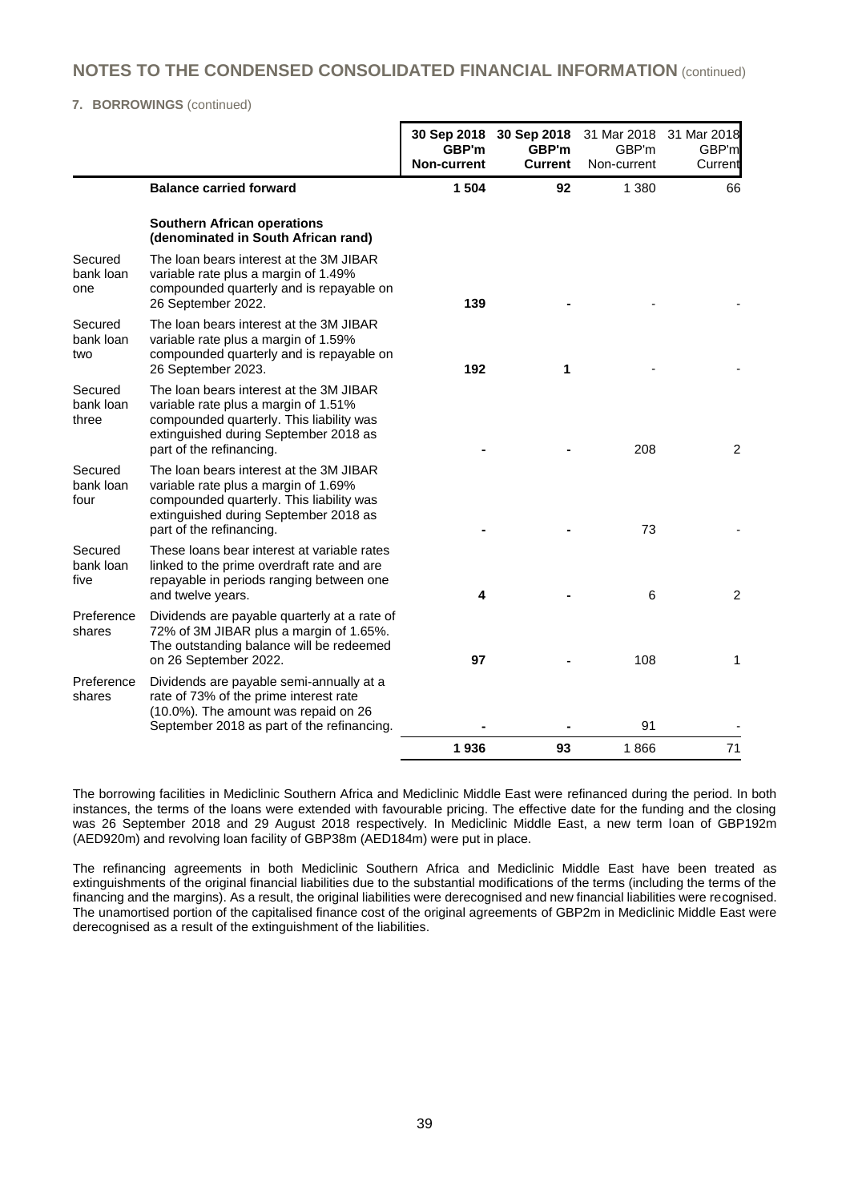# NOTES TO THE CONDENSED CONSOLIDATED FINANCIAL INFORMATION (continued)

**7. BORROWINGS** (continued)

| | | 30 Sep 2018 GBP'm Non-current | 30 Sep 2018 GBP'm Current | 31 Mar 2018 GBP'm Non-current | 31 Mar 2018 GBP'm Current |
|---|---|---|---|---|---|
| | **Balance carried forward** | **1 504** | **92** | 1 380 | 66 |
| | **Southern African operations (denominated in South African rand)** | | | | |
| Secured bank loan one | The loan bears interest at the 3M JIBAR variable rate plus a margin of 1.49% compounded quarterly and is repayable on 26 September 2022. | **139** | **-** | - | - |
| Secured bank loan two | The loan bears interest at the 3M JIBAR variable rate plus a margin of 1.59% compounded quarterly and is repayable on 26 September 2023. | **192** | **1** | - | - |
| Secured bank loan three | The loan bears interest at the 3M JIBAR variable rate plus a margin of 1.51% compounded quarterly. This liability was extinguished during September 2018 as part of the refinancing. | **-** | **-** | 208 | 2 |
| Secured bank loan four | The loan bears interest at the 3M JIBAR variable rate plus a margin of 1.69% compounded quarterly. This liability was extinguished during September 2018 as part of the refinancing. | **-** | **-** | 73 | - |
| Secured bank loan five | These loans bear interest at variable rates linked to the prime overdraft rate and are repayable in periods ranging between one and twelve years. | **4** | **-** | 6 | 2 |
| Preference shares | Dividends are payable quarterly at a rate of 72% of 3M JIBAR plus a margin of 1.65%. The outstanding balance will be redeemed on 26 September 2022. | **97** | **-** | 108 | 1 |
| Preference shares | Dividends are payable semi-annually at a rate of 73% of the prime interest rate (10.0%). The amount was repaid on 26 September 2018 as part of the refinancing. | **-** | **-** | 91 | - |
| | | **1 936** | **93** | 1 866 | 71 |

The borrowing facilities in Mediclinic Southern Africa and Mediclinic Middle East were refinanced during the period. In both instances, the terms of the loans were extended with favourable pricing. The effective date for the funding and the closing was 26 September 2018 and 29 August 2018 respectively. In Mediclinic Middle East, a new term loan of GBP192m (AED920m) and revolving loan facility of GBP38m (AED184m) were put in place.

The refinancing agreements in both Mediclinic Southern Africa and Mediclinic Middle East have been treated as extinguishments of the original financial liabilities due to the substantial modifications of the terms (including the terms of the financing and the margins). As a result, the original liabilities were derecognised and new financial liabilities were recognised. The unamortised portion of the capitalised finance cost of the original agreements of GBP2m in Mediclinic Middle East were derecognised as a result of the extinguishment of the liabilities.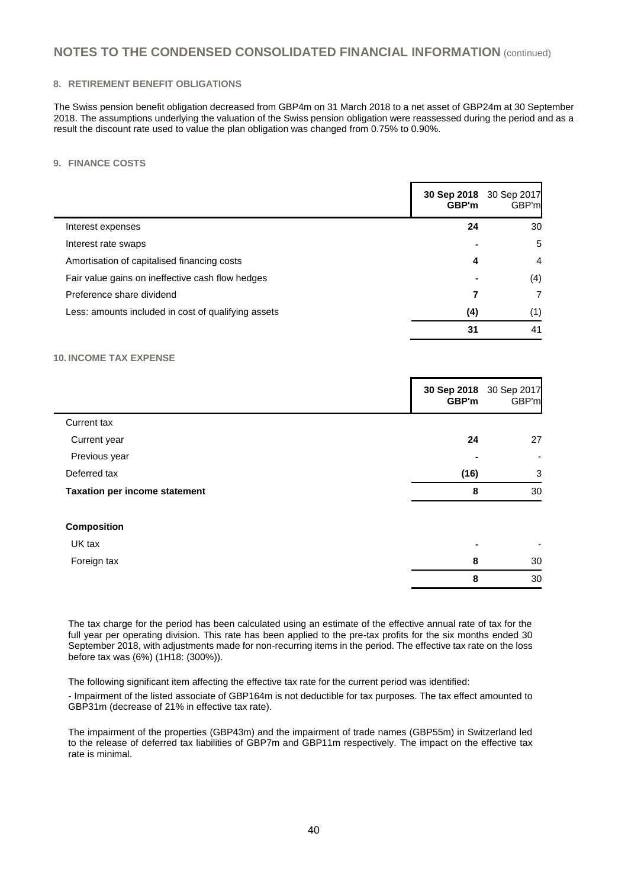## NOTES TO THE CONDENSED CONSOLIDATED FINANCIAL INFORMATION (continued)

### 8. RETIREMENT BENEFIT OBLIGATIONS

The Swiss pension benefit obligation decreased from GBP4m on 31 March 2018 to a net asset of GBP24m at 30 September 2018. The assumptions underlying the valuation of the Swiss pension obligation were reassessed during the period and as a result the discount rate used to value the plan obligation was changed from 0.75% to 0.90%.

### 9. FINANCE COSTS

| | **30 Sep 2018 GBP'm** | 30 Sep 2017 GBP'm |
|---|---|---|
| Interest expenses | **24** | 30 |
| Interest rate swaps | **-** | 5 |
| Amortisation of capitalised financing costs | **4** | 4 |
| Fair value gains on ineffective cash flow hedges | **-** | (4) |
| Preference share dividend | **7** | 7 |
| Less: amounts included in cost of qualifying assets | **(4)** | (1) |
| | **31** | 41 |

### 10. INCOME TAX EXPENSE

| | **30 Sep 2018 GBP'm** | 30 Sep 2017 GBP'm |
|---|---|---|
| Current tax | | |
| Current year | **24** | 27 |
| Previous year | **-** | - |
| Deferred tax | **(16)** | 3 |
| **Taxation per income statement** | **8** | 30 |
| | | |
| **Composition** | | |
| UK tax | **-** | - |
| Foreign tax | **8** | 30 |
| | **8** | 30 |

The tax charge for the period has been calculated using an estimate of the effective annual rate of tax for the full year per operating division. This rate has been applied to the pre-tax profits for the six months ended 30 September 2018, with adjustments made for non-recurring items in the period. The effective tax rate on the loss before tax was (6%) (1H18: (300%)).

The following significant item affecting the effective tax rate for the current period was identified:

- Impairment of the listed associate of GBP164m is not deductible for tax purposes. The tax effect amounted to GBP31m (decrease of 21% in effective tax rate).

The impairment of the properties (GBP43m) and the impairment of trade names (GBP55m) in Switzerland led to the release of deferred tax liabilities of GBP7m and GBP11m respectively. The impact on the effective tax rate is minimal.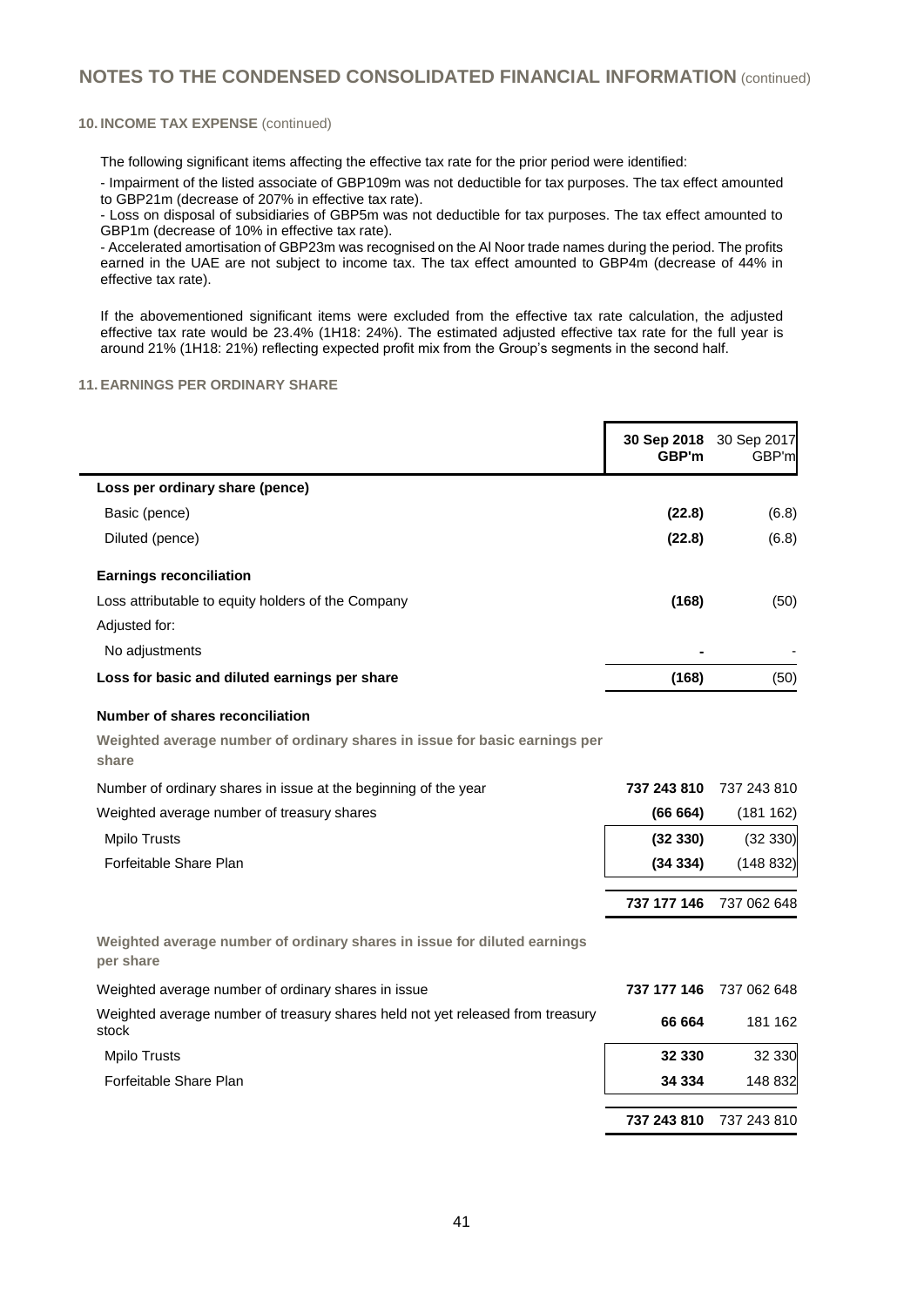## NOTES TO THE CONDENSED CONSOLIDATED FINANCIAL INFORMATION (continued)

### 10. INCOME TAX EXPENSE (continued)

The following significant items affecting the effective tax rate for the prior period were identified:

- Impairment of the listed associate of GBP109m was not deductible for tax purposes. The tax effect amounted to GBP21m (decrease of 207% in effective tax rate).
- Loss on disposal of subsidiaries of GBP5m was not deductible for tax purposes. The tax effect amounted to GBP1m (decrease of 10% in effective tax rate).
- Accelerated amortisation of GBP23m was recognised on the Al Noor trade names during the period. The profits earned in the UAE are not subject to income tax. The tax effect amounted to GBP4m (decrease of 44% in effective tax rate).

If the abovementioned significant items were excluded from the effective tax rate calculation, the adjusted effective tax rate would be 23.4% (1H18: 24%). The estimated adjusted effective tax rate for the full year is around 21% (1H18: 21%) reflecting expected profit mix from the Group's segments in the second half.

### 11. EARNINGS PER ORDINARY SHARE

| | 30 Sep 2018 GBP'm | 30 Sep 2017 GBP'm |
|---|---|---|
| **Loss per ordinary share (pence)** | | |
| Basic (pence) | **(22.8)** | (6.8) |
| Diluted (pence) | **(22.8)** | (6.8) |
| **Earnings reconciliation** | | |
| Loss attributable to equity holders of the Company | **(168)** | (50) |
| Adjusted for: | | |
| No adjustments | **-** | - |
| **Loss for basic and diluted earnings per share** | **(168)** | (50) |
| **Number of shares reconciliation** | | |
| **Weighted average number of ordinary shares in issue for basic earnings per share** | | |
| Number of ordinary shares in issue at the beginning of the year | **737 243 810** | 737 243 810 |
| Weighted average number of treasury shares | **(66 664)** | (181 162) |
| Mpilo Trusts | **(32 330)** | (32 330) |
| Forfeitable Share Plan | **(34 334)** | (148 832) |
| | **737 177 146** | 737 062 648 |
| **Weighted average number of ordinary shares in issue for diluted earnings per share** | | |
| Weighted average number of ordinary shares in issue | **737 177 146** | 737 062 648 |
| Weighted average number of treasury shares held not yet released from treasury stock | **66 664** | 181 162 |
| Mpilo Trusts | **32 330** | 32 330 |
| Forfeitable Share Plan | **34 334** | 148 832 |
| | **737 243 810** | 737 243 810 |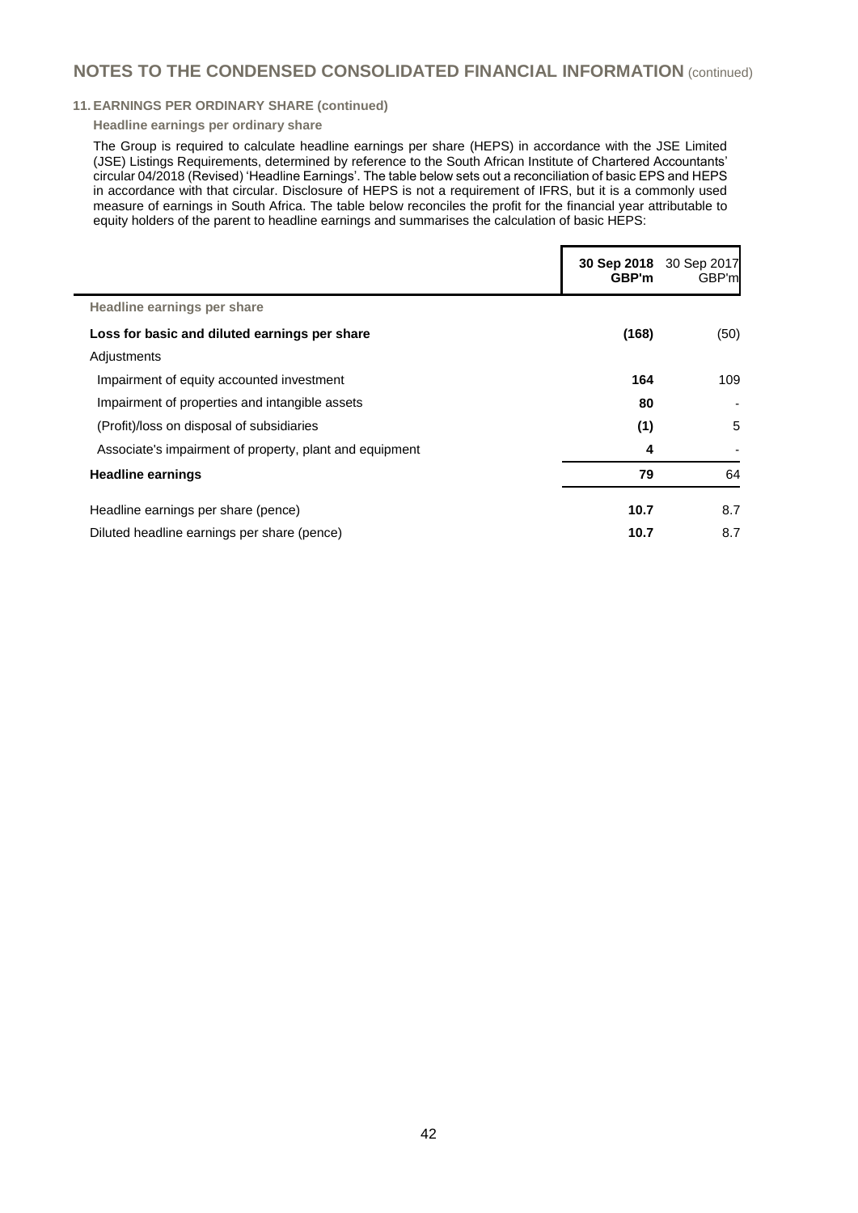## NOTES TO THE CONDENSED CONSOLIDATED FINANCIAL INFORMATION (continued)

### 11. EARNINGS PER ORDINARY SHARE (continued)

**Headline earnings per ordinary share**

The Group is required to calculate headline earnings per share (HEPS) in accordance with the JSE Limited (JSE) Listings Requirements, determined by reference to the South African Institute of Chartered Accountants' circular 04/2018 (Revised) 'Headline Earnings'. The table below sets out a reconciliation of basic EPS and HEPS in accordance with that circular. Disclosure of HEPS is not a requirement of IFRS, but it is a commonly used measure of earnings in South Africa. The table below reconciles the profit for the financial year attributable to equity holders of the parent to headline earnings and summarises the calculation of basic HEPS:

| | **30 Sep 2018 GBP'm** | 30 Sep 2017 GBP'm |
|---|---|---|
| **Headline earnings per share** | | |
| **Loss for basic and diluted earnings per share** | **(168)** | (50) |
| Adjustments | | |
| Impairment of equity accounted investment | **164** | 109 |
| Impairment of properties and intangible assets | **80** | - |
| (Profit)/loss on disposal of subsidiaries | **(1)** | 5 |
| Associate's impairment of property, plant and equipment | **4** | - |
| **Headline earnings** | **79** | 64 |
| Headline earnings per share (pence) | **10.7** | 8.7 |
| Diluted headline earnings per share (pence) | **10.7** | 8.7 |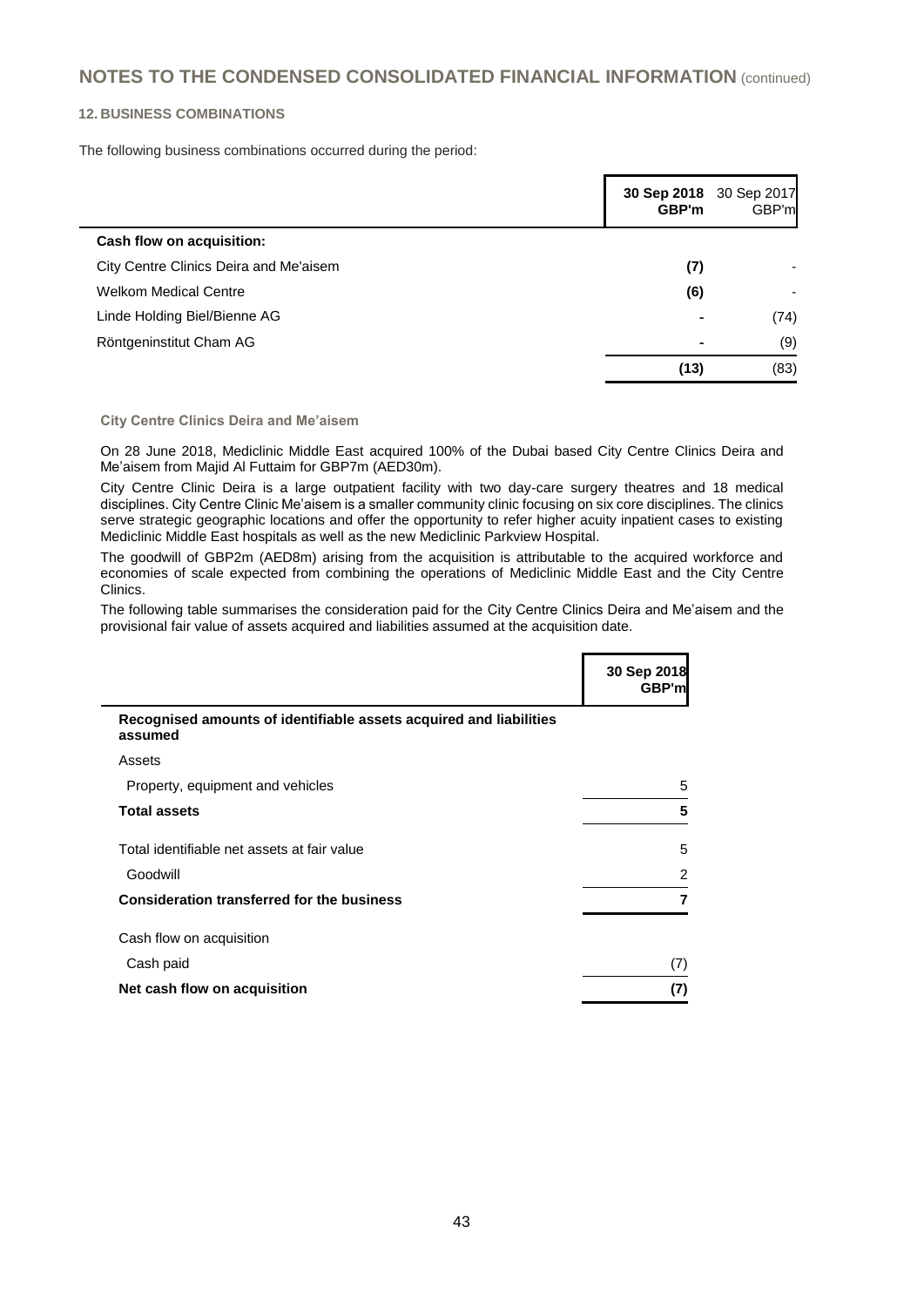## NOTES TO THE CONDENSED CONSOLIDATED FINANCIAL INFORMATION (continued)

### 12. BUSINESS COMBINATIONS

The following business combinations occurred during the period:

| | 30 Sep 2018 GBP'm | 30 Sep 2017 GBP'm |
|---|---|---|
| **Cash flow on acquisition:** | | |
| City Centre Clinics Deira and Me'aisem | **(7)** | - |
| Welkom Medical Centre | **(6)** | - |
| Linde Holding Biel/Bienne AG | **-** | (74) |
| Röntgeninstitut Cham AG | **-** | (9) |
| | **(13)** | (83) |

#### City Centre Clinics Deira and Me'aisem

On 28 June 2018, Mediclinic Middle East acquired 100% of the Dubai based City Centre Clinics Deira and Me'aisem from Majid Al Futtaim for GBP7m (AED30m).

City Centre Clinic Deira is a large outpatient facility with two day-care surgery theatres and 18 medical disciplines. City Centre Clinic Me'aisem is a smaller community clinic focusing on six core disciplines. The clinics serve strategic geographic locations and offer the opportunity to refer higher acuity inpatient cases to existing Mediclinic Middle East hospitals as well as the new Mediclinic Parkview Hospital.

The goodwill of GBP2m (AED8m) arising from the acquisition is attributable to the acquired workforce and economies of scale expected from combining the operations of Mediclinic Middle East and the City Centre Clinics.

The following table summarises the consideration paid for the City Centre Clinics Deira and Me'aisem and the provisional fair value of assets acquired and liabilities assumed at the acquisition date.

| | 30 Sep 2018 GBP'm |
|---|---|
| **Recognised amounts of identifiable assets acquired and liabilities assumed** | |
| Assets | |
| Property, equipment and vehicles | 5 |
| **Total assets** | **5** |
| Total identifiable net assets at fair value | 5 |
| Goodwill | 2 |
| **Consideration transferred for the business** | **7** |
| Cash flow on acquisition | |
| Cash paid | (7) |
| **Net cash flow on acquisition** | **(7)** |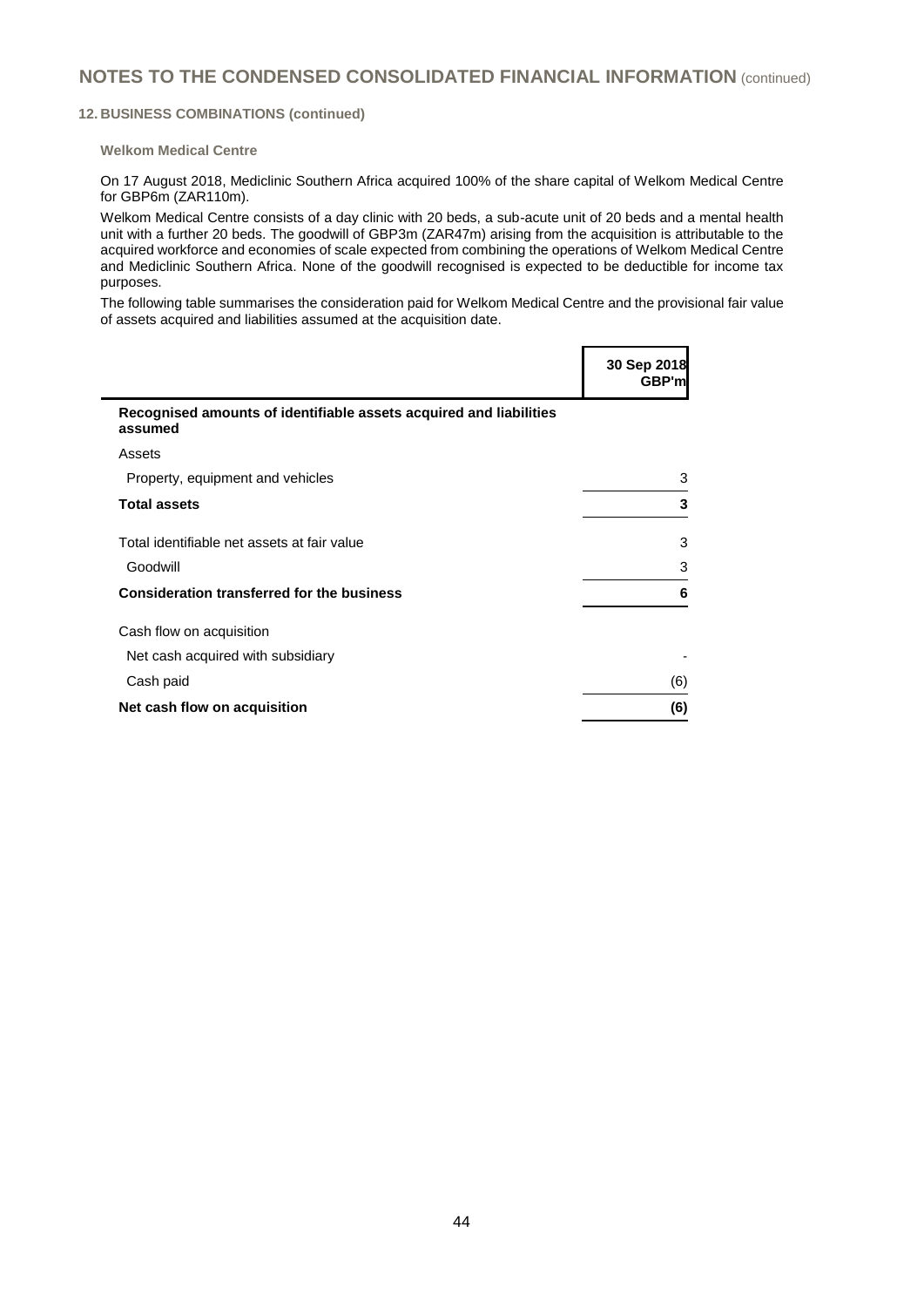# NOTES TO THE CONDENSED CONSOLIDATED FINANCIAL INFORMATION (continued)

## 12. BUSINESS COMBINATIONS (continued)

### Welkom Medical Centre

On 17 August 2018, Mediclinic Southern Africa acquired 100% of the share capital of Welkom Medical Centre for GBP6m (ZAR110m).

Welkom Medical Centre consists of a day clinic with 20 beds, a sub-acute unit of 20 beds and a mental health unit with a further 20 beds. The goodwill of GBP3m (ZAR47m) arising from the acquisition is attributable to the acquired workforce and economies of scale expected from combining the operations of Welkom Medical Centre and Mediclinic Southern Africa. None of the goodwill recognised is expected to be deductible for income tax purposes.

The following table summarises the consideration paid for Welkom Medical Centre and the provisional fair value of assets acquired and liabilities assumed at the acquisition date.

| | 30 Sep 2018 GBP'm |
|---|---|
| **Recognised amounts of identifiable assets acquired and liabilities assumed** | |
| Assets | |
| Property, equipment and vehicles | 3 |
| **Total assets** | **3** |
| Total identifiable net assets at fair value | 3 |
| Goodwill | 3 |
| **Consideration transferred for the business** | **6** |
| Cash flow on acquisition | |
| Net cash acquired with subsidiary | - |
| Cash paid | (6) |
| **Net cash flow on acquisition** | **(6)** |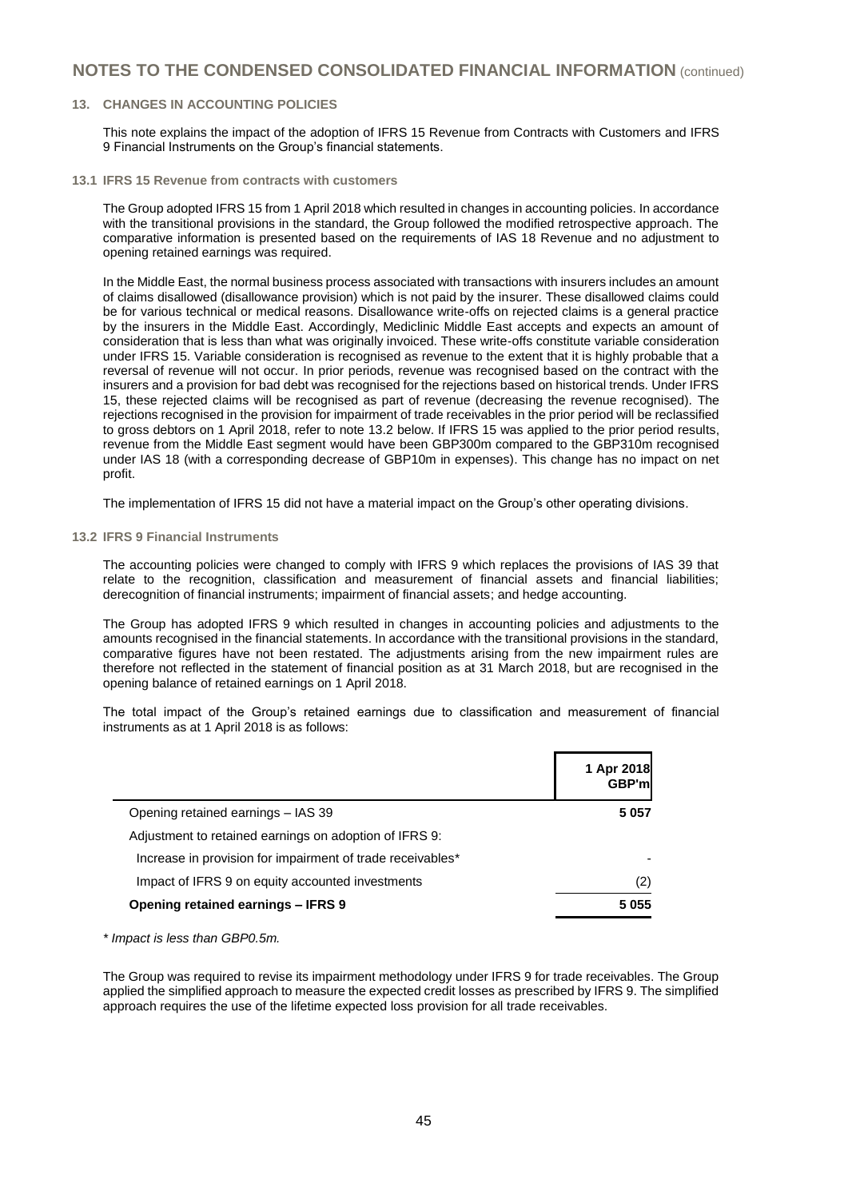## NOTES TO THE CONDENSED CONSOLIDATED FINANCIAL INFORMATION (continued)

### 13. CHANGES IN ACCOUNTING POLICIES

This note explains the impact of the adoption of IFRS 15 Revenue from Contracts with Customers and IFRS 9 Financial Instruments on the Group's financial statements.

#### 13.1 IFRS 15 Revenue from contracts with customers

The Group adopted IFRS 15 from 1 April 2018 which resulted in changes in accounting policies. In accordance with the transitional provisions in the standard, the Group followed the modified retrospective approach. The comparative information is presented based on the requirements of IAS 18 Revenue and no adjustment to opening retained earnings was required.

In the Middle East, the normal business process associated with transactions with insurers includes an amount of claims disallowed (disallowance provision) which is not paid by the insurer. These disallowed claims could be for various technical or medical reasons. Disallowance write-offs on rejected claims is a general practice by the insurers in the Middle East. Accordingly, Mediclinic Middle East accepts and expects an amount of consideration that is less than what was originally invoiced. These write-offs constitute variable consideration under IFRS 15. Variable consideration is recognised as revenue to the extent that it is highly probable that a reversal of revenue will not occur. In prior periods, revenue was recognised based on the contract with the insurers and a provision for bad debt was recognised for the rejections based on historical trends. Under IFRS 15, these rejected claims will be recognised as part of revenue (decreasing the revenue recognised). The rejections recognised in the provision for impairment of trade receivables in the prior period will be reclassified to gross debtors on 1 April 2018, refer to note 13.2 below. If IFRS 15 was applied to the prior period results, revenue from the Middle East segment would have been GBP300m compared to the GBP310m recognised under IAS 18 (with a corresponding decrease of GBP10m in expenses). This change has no impact on net profit.

The implementation of IFRS 15 did not have a material impact on the Group's other operating divisions.

#### 13.2 IFRS 9 Financial Instruments

The accounting policies were changed to comply with IFRS 9 which replaces the provisions of IAS 39 that relate to the recognition, classification and measurement of financial assets and financial liabilities; derecognition of financial instruments; impairment of financial assets; and hedge accounting.

The Group has adopted IFRS 9 which resulted in changes in accounting policies and adjustments to the amounts recognised in the financial statements. In accordance with the transitional provisions in the standard, comparative figures have not been restated. The adjustments arising from the new impairment rules are therefore not reflected in the statement of financial position as at 31 March 2018, but are recognised in the opening balance of retained earnings on 1 April 2018.

The total impact of the Group's retained earnings due to classification and measurement of financial instruments as at 1 April 2018 is as follows:

| | 1 Apr 2018 GBP'm |
|---|---|
| Opening retained earnings – IAS 39 | **5 057** |
| Adjustment to retained earnings on adoption of IFRS 9: | |
| Increase in provision for impairment of trade receivables* | - |
| Impact of IFRS 9 on equity accounted investments | (2) |
| **Opening retained earnings – IFRS 9** | **5 055** |

*\* Impact is less than GBP0.5m.*

The Group was required to revise its impairment methodology under IFRS 9 for trade receivables. The Group applied the simplified approach to measure the expected credit losses as prescribed by IFRS 9. The simplified approach requires the use of the lifetime expected loss provision for all trade receivables.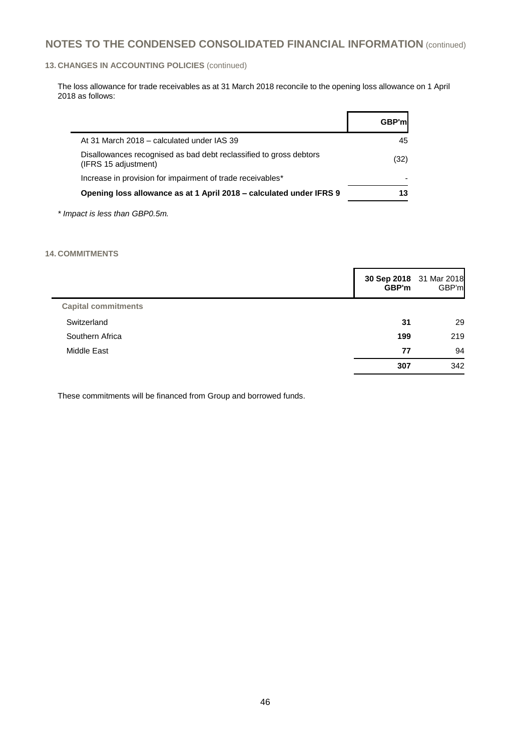# NOTES TO THE CONDENSED CONSOLIDATED FINANCIAL INFORMATION (continued)

## 13. CHANGES IN ACCOUNTING POLICIES (continued)

The loss allowance for trade receivables as at 31 March 2018 reconcile to the opening loss allowance on 1 April 2018 as follows:

| | GBP'm |
|---|---|
| At 31 March 2018 – calculated under IAS 39 | 45 |
| Disallowances recognised as bad debt reclassified to gross debtors (IFRS 15 adjustment) | (32) |
| Increase in provision for impairment of trade receivables* | - |
| **Opening loss allowance as at 1 April 2018 – calculated under IFRS 9** | **13** |

*\* Impact is less than GBP0.5m.*

## 14. COMMITMENTS

| | **30 Sep 2018 GBP'm** | 31 Mar 2018 GBP'm |
|---|---|---|
| **Capital commitments** | | |
| Switzerland | **31** | 29 |
| Southern Africa | **199** | 219 |
| Middle East | **77** | 94 |
| | **307** | 342 |

These commitments will be financed from Group and borrowed funds.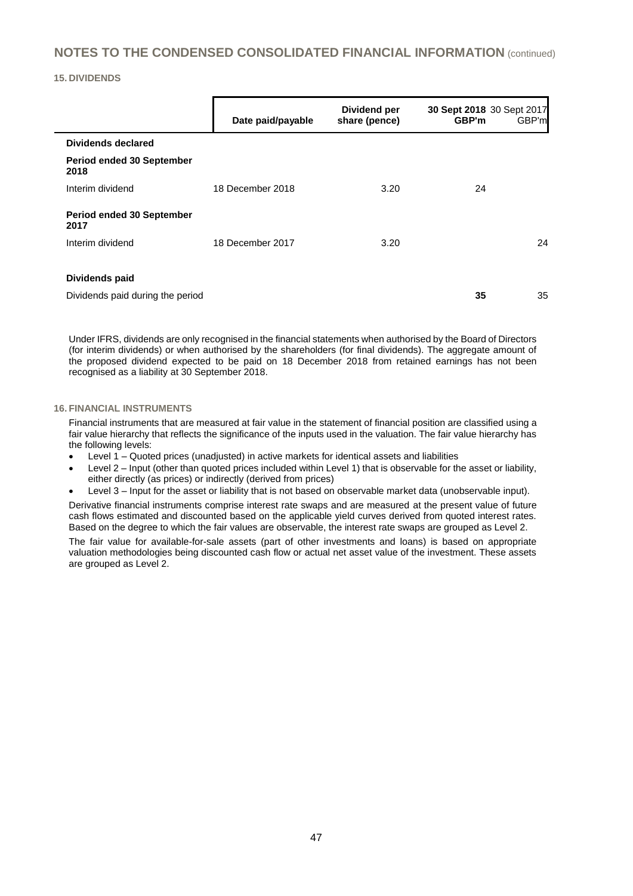## NOTES TO THE CONDENSED CONSOLIDATED FINANCIAL INFORMATION (continued)

### 15. DIVIDENDS

| | Date paid/payable | Dividend per share (pence) | 30 Sept 2018 GBP'm | 30 Sept 2017 GBP'm |
|---|---|---|---|---|
| **Dividends declared** | | | | |
| **Period ended 30 September 2018** | | | | |
| Interim dividend | 18 December 2018 | 3.20 | 24 | |
| **Period ended 30 September 2017** | | | | |
| Interim dividend | 18 December 2017 | 3.20 | | 24 |
| **Dividends paid** | | | | |
| Dividends paid during the period | | | **35** | 35 |

Under IFRS, dividends are only recognised in the financial statements when authorised by the Board of Directors (for interim dividends) or when authorised by the shareholders (for final dividends). The aggregate amount of the proposed dividend expected to be paid on 18 December 2018 from retained earnings has not been recognised as a liability at 30 September 2018.

### 16. FINANCIAL INSTRUMENTS

Financial instruments that are measured at fair value in the statement of financial position are classified using a fair value hierarchy that reflects the significance of the inputs used in the valuation. The fair value hierarchy has the following levels:

- Level 1 – Quoted prices (unadjusted) in active markets for identical assets and liabilities
- Level 2 – Input (other than quoted prices included within Level 1) that is observable for the asset or liability, either directly (as prices) or indirectly (derived from prices)
- Level 3 – Input for the asset or liability that is not based on observable market data (unobservable input).

Derivative financial instruments comprise interest rate swaps and are measured at the present value of future cash flows estimated and discounted based on the applicable yield curves derived from quoted interest rates. Based on the degree to which the fair values are observable, the interest rate swaps are grouped as Level 2.

The fair value for available-for-sale assets (part of other investments and loans) is based on appropriate valuation methodologies being discounted cash flow or actual net asset value of the investment. These assets are grouped as Level 2.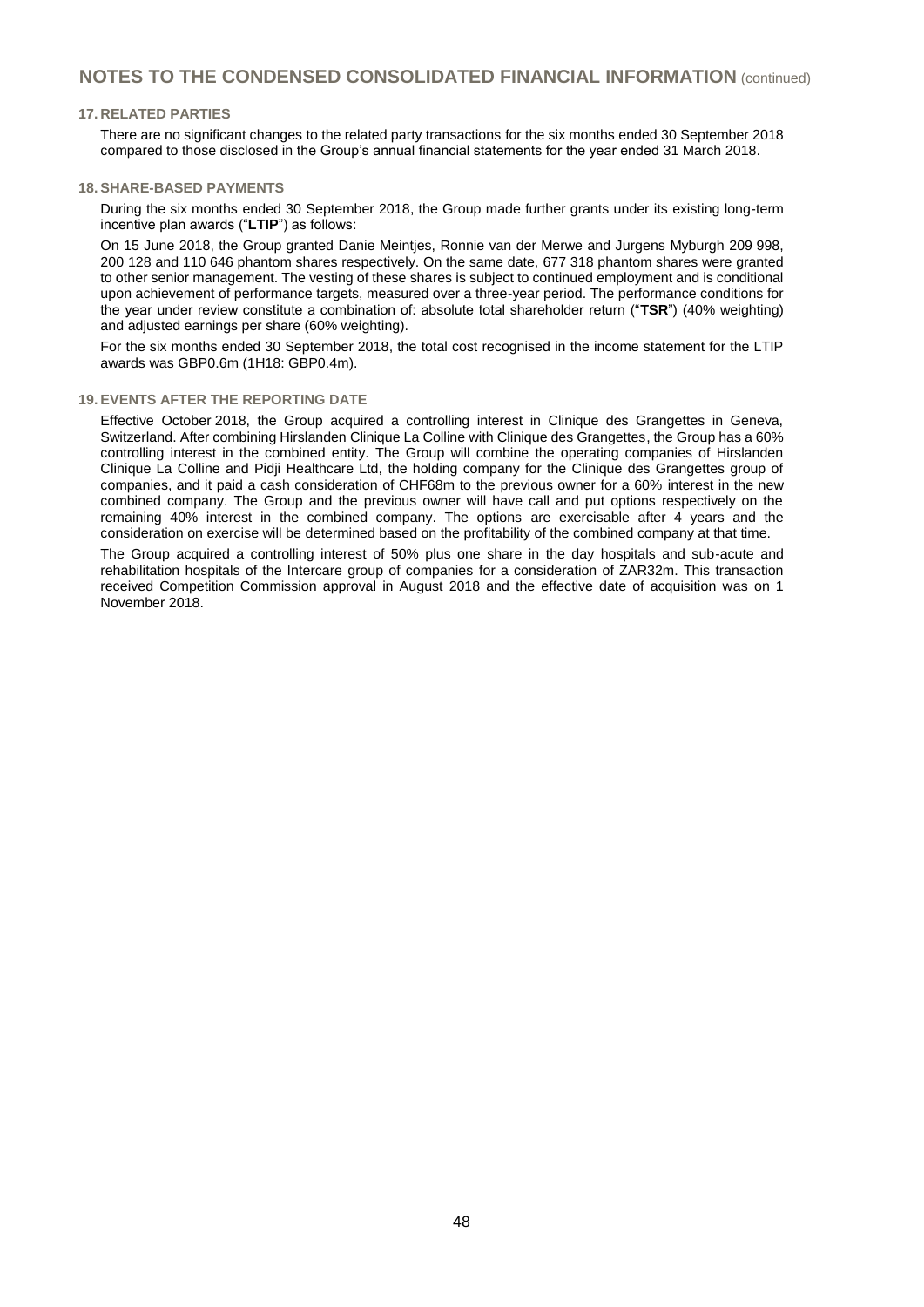# NOTES TO THE CONDENSED CONSOLIDATED FINANCIAL INFORMATION (continued)

## 17. RELATED PARTIES

There are no significant changes to the related party transactions for the six months ended 30 September 2018 compared to those disclosed in the Group's annual financial statements for the year ended 31 March 2018.

## 18. SHARE-BASED PAYMENTS

During the six months ended 30 September 2018, the Group made further grants under its existing long-term incentive plan awards ("**LTIP**") as follows:

On 15 June 2018, the Group granted Danie Meintjes, Ronnie van der Merwe and Jurgens Myburgh 209 998, 200 128 and 110 646 phantom shares respectively. On the same date, 677 318 phantom shares were granted to other senior management. The vesting of these shares is subject to continued employment and is conditional upon achievement of performance targets, measured over a three-year period. The performance conditions for the year under review constitute a combination of: absolute total shareholder return ("**TSR**") (40% weighting) and adjusted earnings per share (60% weighting).

For the six months ended 30 September 2018, the total cost recognised in the income statement for the LTIP awards was GBP0.6m (1H18: GBP0.4m).

## 19. EVENTS AFTER THE REPORTING DATE

Effective October 2018, the Group acquired a controlling interest in Clinique des Grangettes in Geneva, Switzerland. After combining Hirslanden Clinique La Colline with Clinique des Grangettes, the Group has a 60% controlling interest in the combined entity. The Group will combine the operating companies of Hirslanden Clinique La Colline and Pidji Healthcare Ltd, the holding company for the Clinique des Grangettes group of companies, and it paid a cash consideration of CHF68m to the previous owner for a 60% interest in the new combined company. The Group and the previous owner will have call and put options respectively on the remaining 40% interest in the combined company. The options are exercisable after 4 years and the consideration on exercise will be determined based on the profitability of the combined company at that time.

The Group acquired a controlling interest of 50% plus one share in the day hospitals and sub-acute and rehabilitation hospitals of the Intercare group of companies for a consideration of ZAR32m. This transaction received Competition Commission approval in August 2018 and the effective date of acquisition was on 1 November 2018.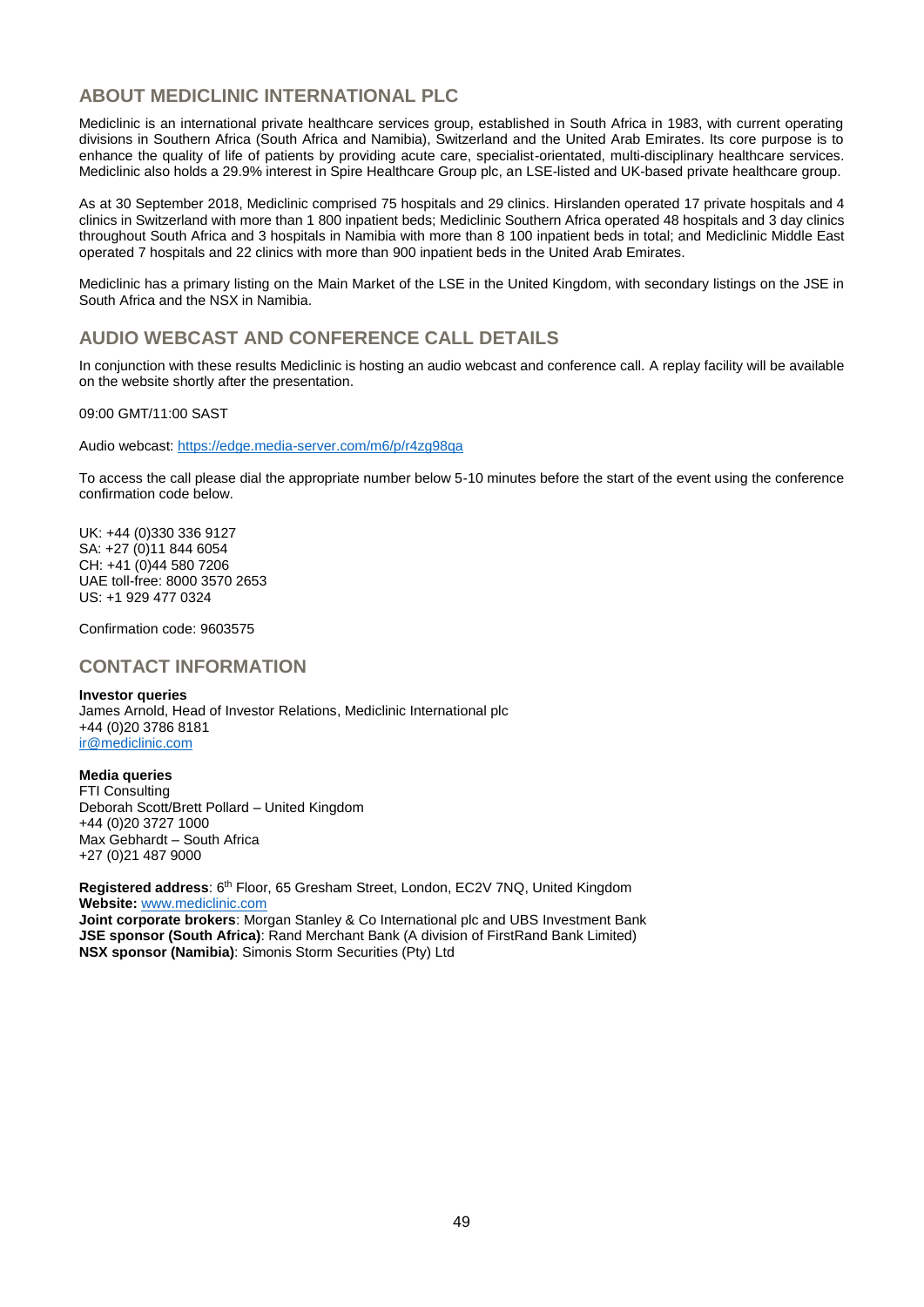## ABOUT MEDICLINIC INTERNATIONAL PLC

Mediclinic is an international private healthcare services group, established in South Africa in 1983, with current operating divisions in Southern Africa (South Africa and Namibia), Switzerland and the United Arab Emirates. Its core purpose is to enhance the quality of life of patients by providing acute care, specialist-orientated, multi-disciplinary healthcare services. Mediclinic also holds a 29.9% interest in Spire Healthcare Group plc, an LSE-listed and UK-based private healthcare group.

As at 30 September 2018, Mediclinic comprised 75 hospitals and 29 clinics. Hirslanden operated 17 private hospitals and 4 clinics in Switzerland with more than 1 800 inpatient beds; Mediclinic Southern Africa operated 48 hospitals and 3 day clinics throughout South Africa and 3 hospitals in Namibia with more than 8 100 inpatient beds in total; and Mediclinic Middle East operated 7 hospitals and 22 clinics with more than 900 inpatient beds in the United Arab Emirates.

Mediclinic has a primary listing on the Main Market of the LSE in the United Kingdom, with secondary listings on the JSE in South Africa and the NSX in Namibia.

## AUDIO WEBCAST AND CONFERENCE CALL DETAILS

In conjunction with these results Mediclinic is hosting an audio webcast and conference call. A replay facility will be available on the website shortly after the presentation.

09:00 GMT/11:00 SAST

Audio webcast: https://edge.media-server.com/m6/p/r4zg98qa

To access the call please dial the appropriate number below 5-10 minutes before the start of the event using the conference confirmation code below.

UK: +44 (0)330 336 9127
SA: +27 (0)11 844 6054
CH: +41 (0)44 580 7206
UAE toll-free: 8000 3570 2653
US: +1 929 477 0324

Confirmation code: 9603575

## CONTACT INFORMATION

**Investor queries**
James Arnold, Head of Investor Relations, Mediclinic International plc
+44 (0)20 3786 8181
ir@mediclinic.com

**Media queries**
FTI Consulting
Deborah Scott/Brett Pollard – United Kingdom
+44 (0)20 3727 1000
Max Gebhardt – South Africa
+27 (0)21 487 9000

**Registered address**: 6th Floor, 65 Gresham Street, London, EC2V 7NQ, United Kingdom
**Website:** www.mediclinic.com
**Joint corporate brokers**: Morgan Stanley & Co International plc and UBS Investment Bank
**JSE sponsor (South Africa)**: Rand Merchant Bank (A division of FirstRand Bank Limited)
**NSX sponsor (Namibia)**: Simonis Storm Securities (Pty) Ltd